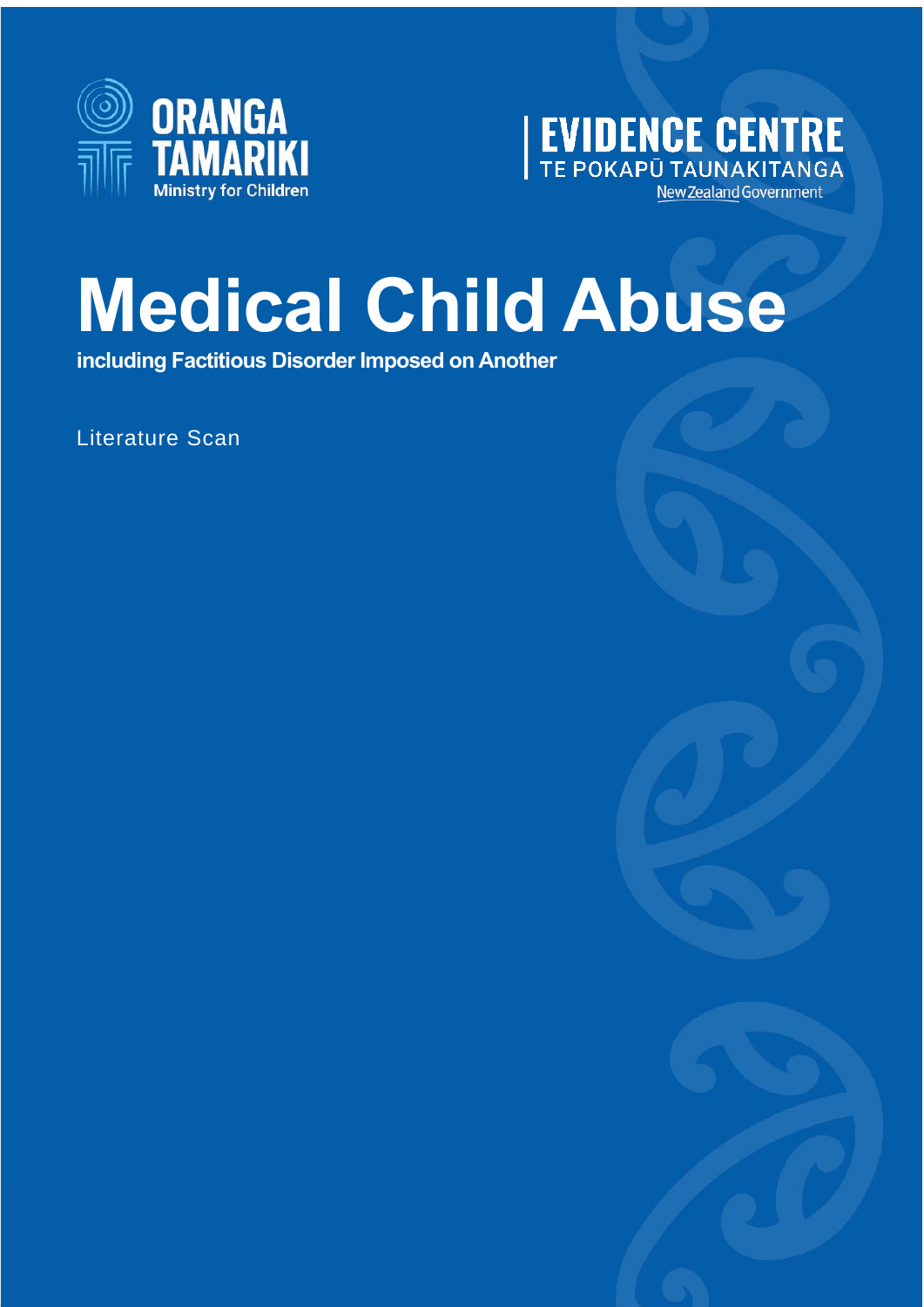ORANGA TAMARIKI
Ministry for Children

EVIDENCE CENTRE
TE POKAPŪ TAUNAKITANGA
New Zealand Government

# Medical Child Abuse

**including Factitious Disorder Imposed on Another**

Literature Scan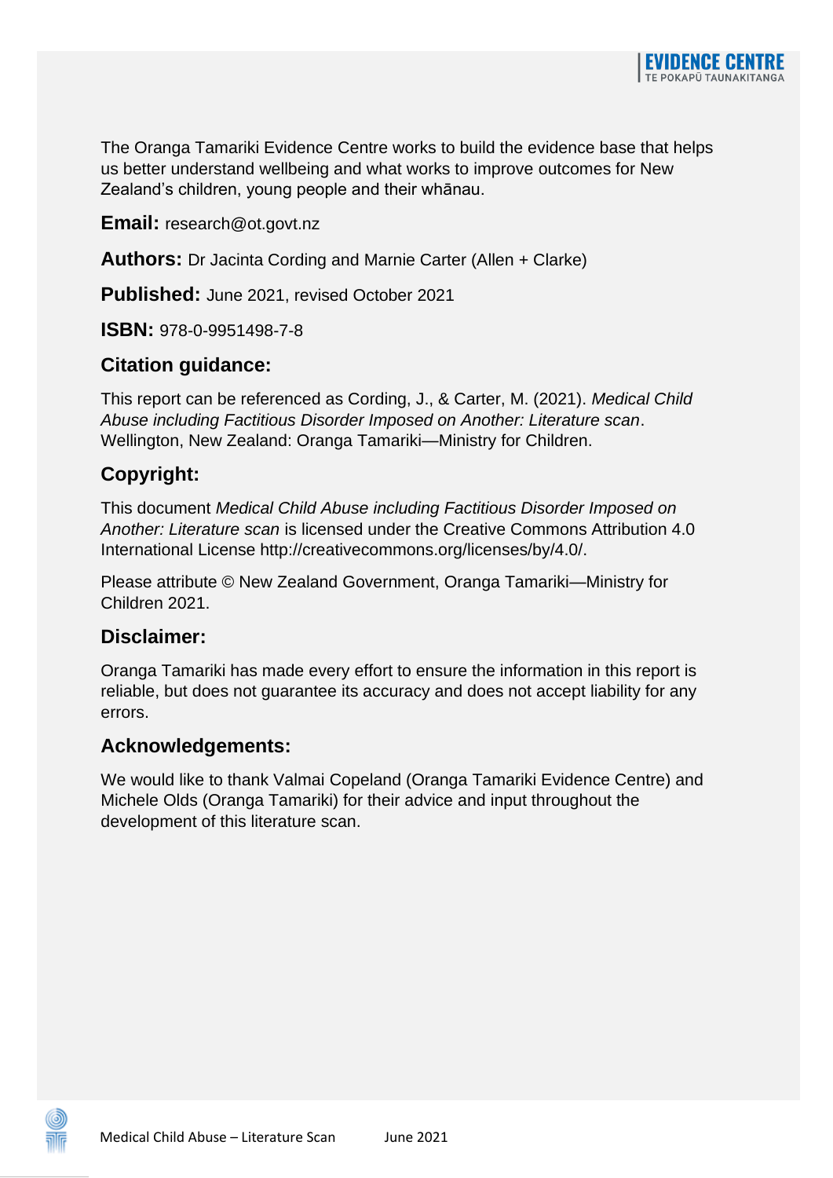The Oranga Tamariki Evidence Centre works to build the evidence base that helps us better understand wellbeing and what works to improve outcomes for New Zealand's children, young people and their whānau.

**Email:** research@ot.govt.nz

**Authors:** Dr Jacinta Cording and Marnie Carter (Allen + Clarke)

**Published:** June 2021, revised October 2021

**ISBN:** 978-0-9951498-7-8

## Citation guidance:

This report can be referenced as Cording, J., & Carter, M. (2021). *Medical Child Abuse including Factitious Disorder Imposed on Another: Literature scan*. Wellington, New Zealand: Oranga Tamariki—Ministry for Children.

## Copyright:

This document *Medical Child Abuse including Factitious Disorder Imposed on Another: Literature scan* is licensed under the Creative Commons Attribution 4.0 International License http://creativecommons.org/licenses/by/4.0/.

Please attribute © New Zealand Government, Oranga Tamariki—Ministry for Children 2021.

## Disclaimer:

Oranga Tamariki has made every effort to ensure the information in this report is reliable, but does not guarantee its accuracy and does not accept liability for any errors.

## Acknowledgements:

We would like to thank Valmai Copeland (Oranga Tamariki Evidence Centre) and Michele Olds (Oranga Tamariki) for their advice and input throughout the development of this literature scan.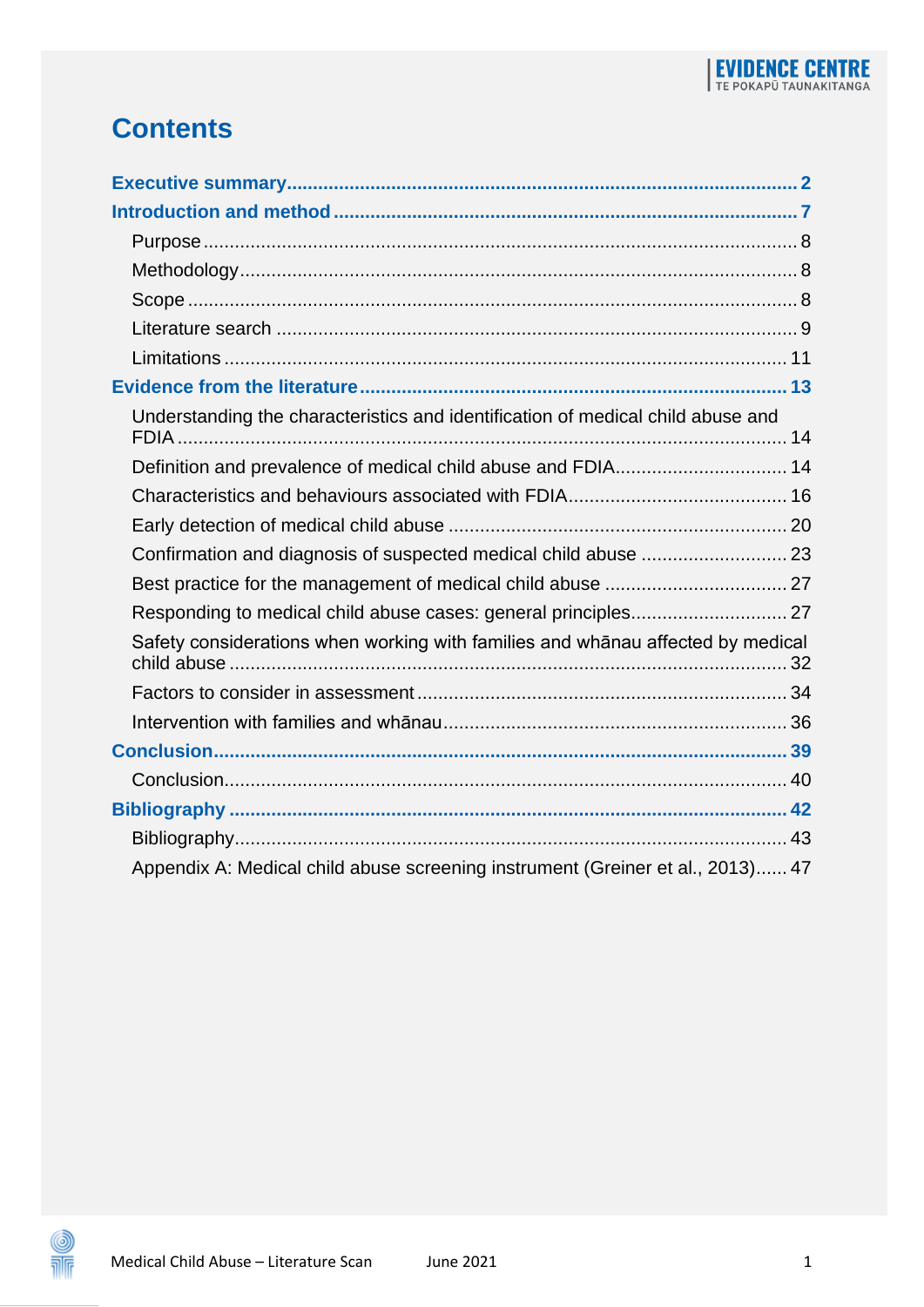# Contents

**Executive summary** ...... **2**

**Introduction and method** ...... **7**

- Purpose ...... 8
- Methodology ...... 8
- Scope ...... 8
- Literature search ...... 9
- Limitations ...... 11

**Evidence from the literature** ...... **13**

- Understanding the characteristics and identification of medical child abuse and FDIA ...... 14
- Definition and prevalence of medical child abuse and FDIA ...... 14
- Characteristics and behaviours associated with FDIA ...... 16
- Early detection of medical child abuse ...... 20
- Confirmation and diagnosis of suspected medical child abuse ...... 23
- Best practice for the management of medical child abuse ...... 27
- Responding to medical child abuse cases: general principles ...... 27
- Safety considerations when working with families and whānau affected by medical child abuse ...... 32
- Factors to consider in assessment ...... 34
- Intervention with families and whānau ...... 36

**Conclusion** ...... **39**

- Conclusion ...... 40

**Bibliography** ...... **42**

- Bibliography ...... 43
- Appendix A: Medical child abuse screening instrument (Greiner et al., 2013) ...... 47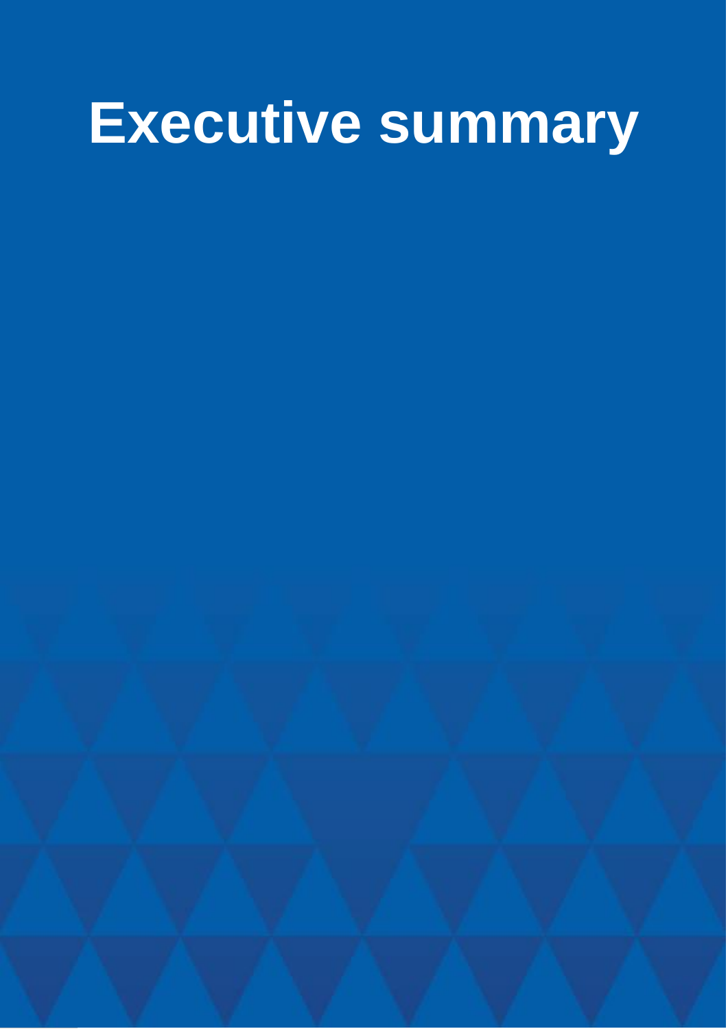# Executive summary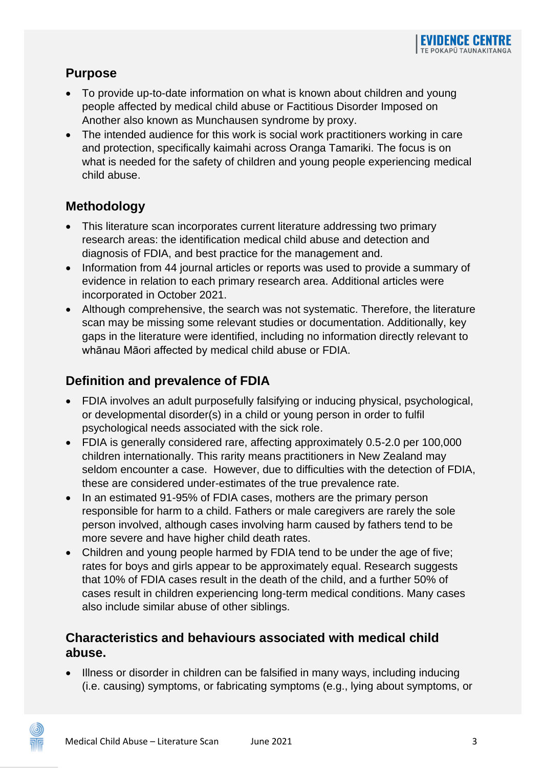## Purpose

- To provide up-to-date information on what is known about children and young people affected by medical child abuse or Factitious Disorder Imposed on Another also known as Munchausen syndrome by proxy.
- The intended audience for this work is social work practitioners working in care and protection, specifically kaimahi across Oranga Tamariki. The focus is on what is needed for the safety of children and young people experiencing medical child abuse.

## Methodology

- This literature scan incorporates current literature addressing two primary research areas: the identification medical child abuse and detection and diagnosis of FDIA, and best practice for the management and.
- Information from 44 journal articles or reports was used to provide a summary of evidence in relation to each primary research area. Additional articles were incorporated in October 2021.
- Although comprehensive, the search was not systematic. Therefore, the literature scan may be missing some relevant studies or documentation. Additionally, key gaps in the literature were identified, including no information directly relevant to whānau Māori affected by medical child abuse or FDIA.

## Definition and prevalence of FDIA

- FDIA involves an adult purposefully falsifying or inducing physical, psychological, or developmental disorder(s) in a child or young person in order to fulfil psychological needs associated with the sick role.
- FDIA is generally considered rare, affecting approximately 0.5-2.0 per 100,000 children internationally. This rarity means practitioners in New Zealand may seldom encounter a case. However, due to difficulties with the detection of FDIA, these are considered under-estimates of the true prevalence rate.
- In an estimated 91-95% of FDIA cases, mothers are the primary person responsible for harm to a child. Fathers or male caregivers are rarely the sole person involved, although cases involving harm caused by fathers tend to be more severe and have higher child death rates.
- Children and young people harmed by FDIA tend to be under the age of five; rates for boys and girls appear to be approximately equal. Research suggests that 10% of FDIA cases result in the death of the child, and a further 50% of cases result in children experiencing long-term medical conditions. Many cases also include similar abuse of other siblings.

## Characteristics and behaviours associated with medical child abuse.

- Illness or disorder in children can be falsified in many ways, including inducing (i.e. causing) symptoms, or fabricating symptoms (e.g., lying about symptoms, or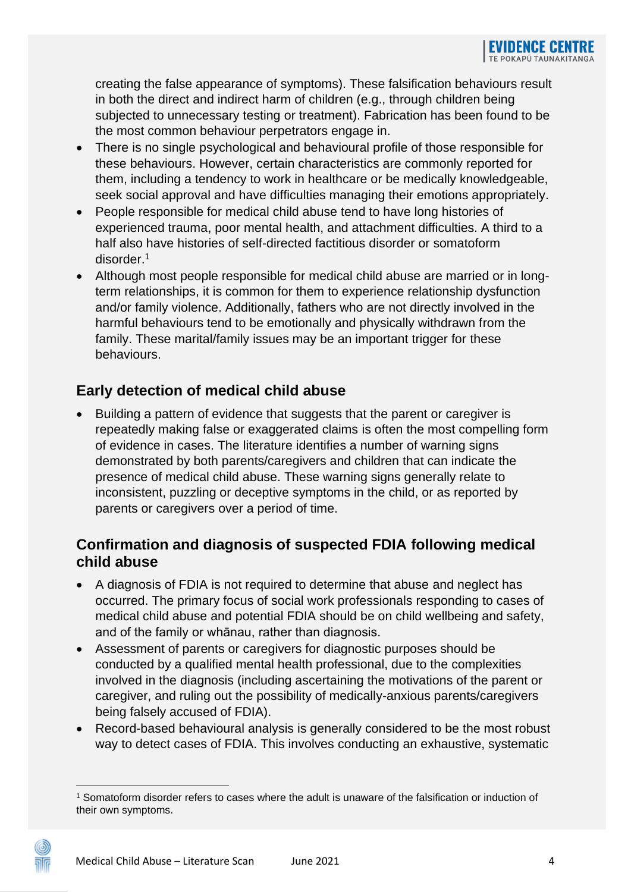creating the false appearance of symptoms). These falsification behaviours result in both the direct and indirect harm of children (e.g., through children being subjected to unnecessary testing or treatment). Fabrication has been found to be the most common behaviour perpetrators engage in.

- There is no single psychological and behavioural profile of those responsible for these behaviours. However, certain characteristics are commonly reported for them, including a tendency to work in healthcare or be medically knowledgeable, seek social approval and have difficulties managing their emotions appropriately.
- People responsible for medical child abuse tend to have long histories of experienced trauma, poor mental health, and attachment difficulties. A third to a half also have histories of self-directed factitious disorder or somatoform disorder.[1]
- Although most people responsible for medical child abuse are married or in long-term relationships, it is common for them to experience relationship dysfunction and/or family violence. Additionally, fathers who are not directly involved in the harmful behaviours tend to be emotionally and physically withdrawn from the family. These marital/family issues may be an important trigger for these behaviours.

## Early detection of medical child abuse

- Building a pattern of evidence that suggests that the parent or caregiver is repeatedly making false or exaggerated claims is often the most compelling form of evidence in cases. The literature identifies a number of warning signs demonstrated by both parents/caregivers and children that can indicate the presence of medical child abuse. These warning signs generally relate to inconsistent, puzzling or deceptive symptoms in the child, or as reported by parents or caregivers over a period of time.

## Confirmation and diagnosis of suspected FDIA following medical child abuse

- A diagnosis of FDIA is not required to determine that abuse and neglect has occurred. The primary focus of social work professionals responding to cases of medical child abuse and potential FDIA should be on child wellbeing and safety, and of the family or whānau, rather than diagnosis.
- Assessment of parents or caregivers for diagnostic purposes should be conducted by a qualified mental health professional, due to the complexities involved in the diagnosis (including ascertaining the motivations of the parent or caregiver, and ruling out the possibility of medically-anxious parents/caregivers being falsely accused of FDIA).
- Record-based behavioural analysis is generally considered to be the most robust way to detect cases of FDIA. This involves conducting an exhaustive, systematic

[1] Somatoform disorder refers to cases where the adult is unaware of the falsification or induction of their own symptoms.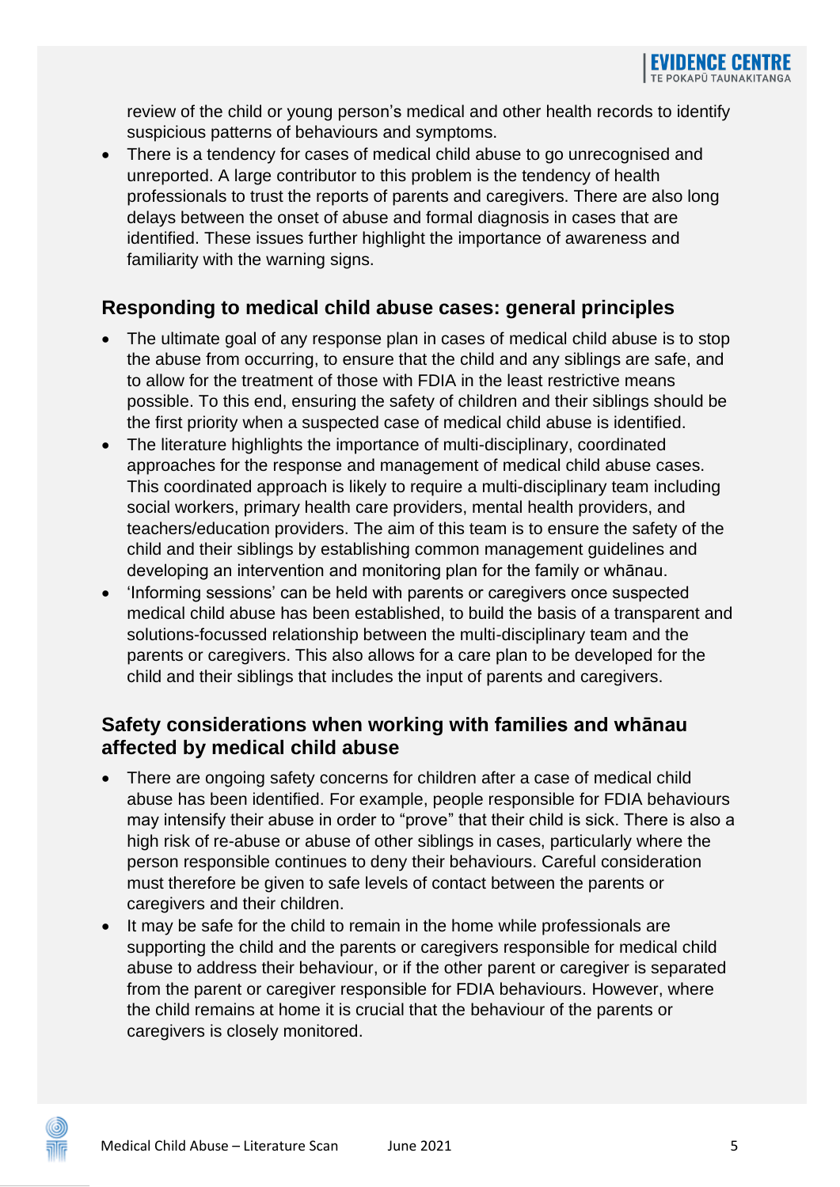review of the child or young person's medical and other health records to identify suspicious patterns of behaviours and symptoms.

- There is a tendency for cases of medical child abuse to go unrecognised and unreported. A large contributor to this problem is the tendency of health professionals to trust the reports of parents and caregivers. There are also long delays between the onset of abuse and formal diagnosis in cases that are identified. These issues further highlight the importance of awareness and familiarity with the warning signs.

## Responding to medical child abuse cases: general principles

- The ultimate goal of any response plan in cases of medical child abuse is to stop the abuse from occurring, to ensure that the child and any siblings are safe, and to allow for the treatment of those with FDIA in the least restrictive means possible. To this end, ensuring the safety of children and their siblings should be the first priority when a suspected case of medical child abuse is identified.
- The literature highlights the importance of multi-disciplinary, coordinated approaches for the response and management of medical child abuse cases. This coordinated approach is likely to require a multi-disciplinary team including social workers, primary health care providers, mental health providers, and teachers/education providers. The aim of this team is to ensure the safety of the child and their siblings by establishing common management guidelines and developing an intervention and monitoring plan for the family or whānau.
- 'Informing sessions' can be held with parents or caregivers once suspected medical child abuse has been established, to build the basis of a transparent and solutions-focussed relationship between the multi-disciplinary team and the parents or caregivers. This also allows for a care plan to be developed for the child and their siblings that includes the input of parents and caregivers.

## Safety considerations when working with families and whānau affected by medical child abuse

- There are ongoing safety concerns for children after a case of medical child abuse has been identified. For example, people responsible for FDIA behaviours may intensify their abuse in order to "prove" that their child is sick. There is also a high risk of re-abuse or abuse of other siblings in cases, particularly where the person responsible continues to deny their behaviours. Careful consideration must therefore be given to safe levels of contact between the parents or caregivers and their children.
- It may be safe for the child to remain in the home while professionals are supporting the child and the parents or caregivers responsible for medical child abuse to address their behaviour, or if the other parent or caregiver is separated from the parent or caregiver responsible for FDIA behaviours. However, where the child remains at home it is crucial that the behaviour of the parents or caregivers is closely monitored.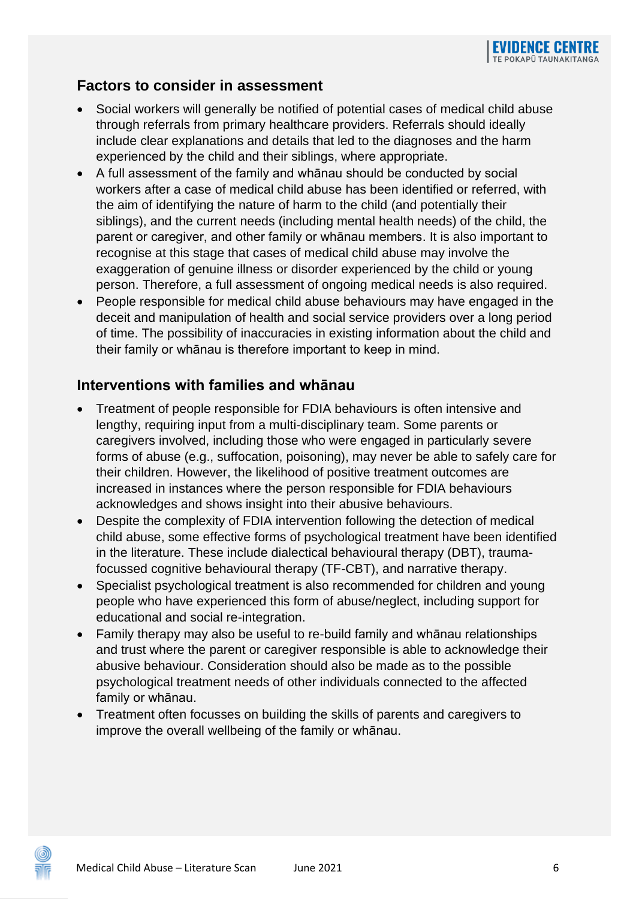## Factors to consider in assessment

- Social workers will generally be notified of potential cases of medical child abuse through referrals from primary healthcare providers. Referrals should ideally include clear explanations and details that led to the diagnoses and the harm experienced by the child and their siblings, where appropriate.
- A full assessment of the family and whānau should be conducted by social workers after a case of medical child abuse has been identified or referred, with the aim of identifying the nature of harm to the child (and potentially their siblings), and the current needs (including mental health needs) of the child, the parent or caregiver, and other family or whānau members. It is also important to recognise at this stage that cases of medical child abuse may involve the exaggeration of genuine illness or disorder experienced by the child or young person. Therefore, a full assessment of ongoing medical needs is also required.
- People responsible for medical child abuse behaviours may have engaged in the deceit and manipulation of health and social service providers over a long period of time. The possibility of inaccuracies in existing information about the child and their family or whānau is therefore important to keep in mind.

## Interventions with families and whānau

- Treatment of people responsible for FDIA behaviours is often intensive and lengthy, requiring input from a multi-disciplinary team. Some parents or caregivers involved, including those who were engaged in particularly severe forms of abuse (e.g., suffocation, poisoning), may never be able to safely care for their children. However, the likelihood of positive treatment outcomes are increased in instances where the person responsible for FDIA behaviours acknowledges and shows insight into their abusive behaviours.
- Despite the complexity of FDIA intervention following the detection of medical child abuse, some effective forms of psychological treatment have been identified in the literature. These include dialectical behavioural therapy (DBT), trauma-focussed cognitive behavioural therapy (TF-CBT), and narrative therapy.
- Specialist psychological treatment is also recommended for children and young people who have experienced this form of abuse/neglect, including support for educational and social re-integration.
- Family therapy may also be useful to re-build family and whānau relationships and trust where the parent or caregiver responsible is able to acknowledge their abusive behaviour. Consideration should also be made as to the possible psychological treatment needs of other individuals connected to the affected family or whānau.
- Treatment often focusses on building the skills of parents and caregivers to improve the overall wellbeing of the family or whānau.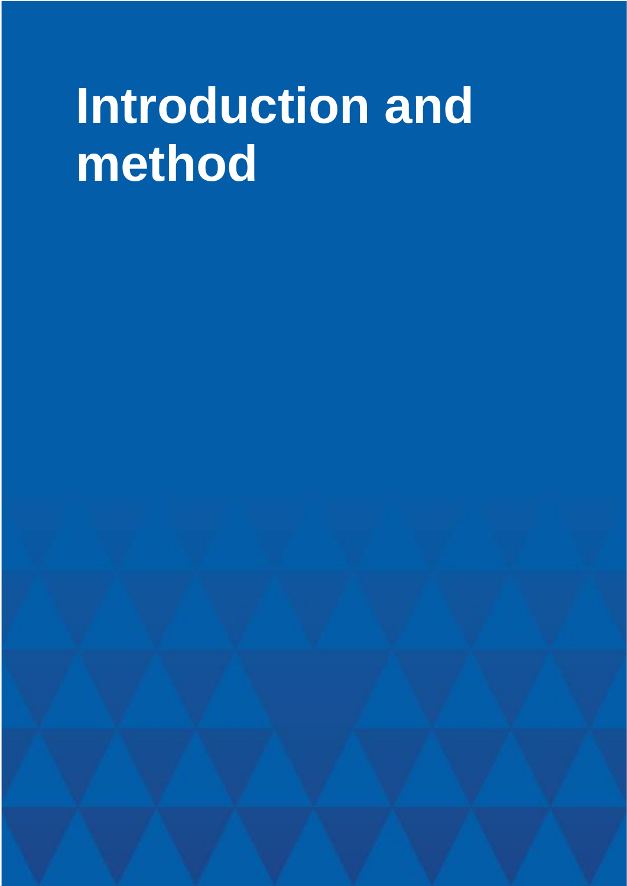# Introduction and method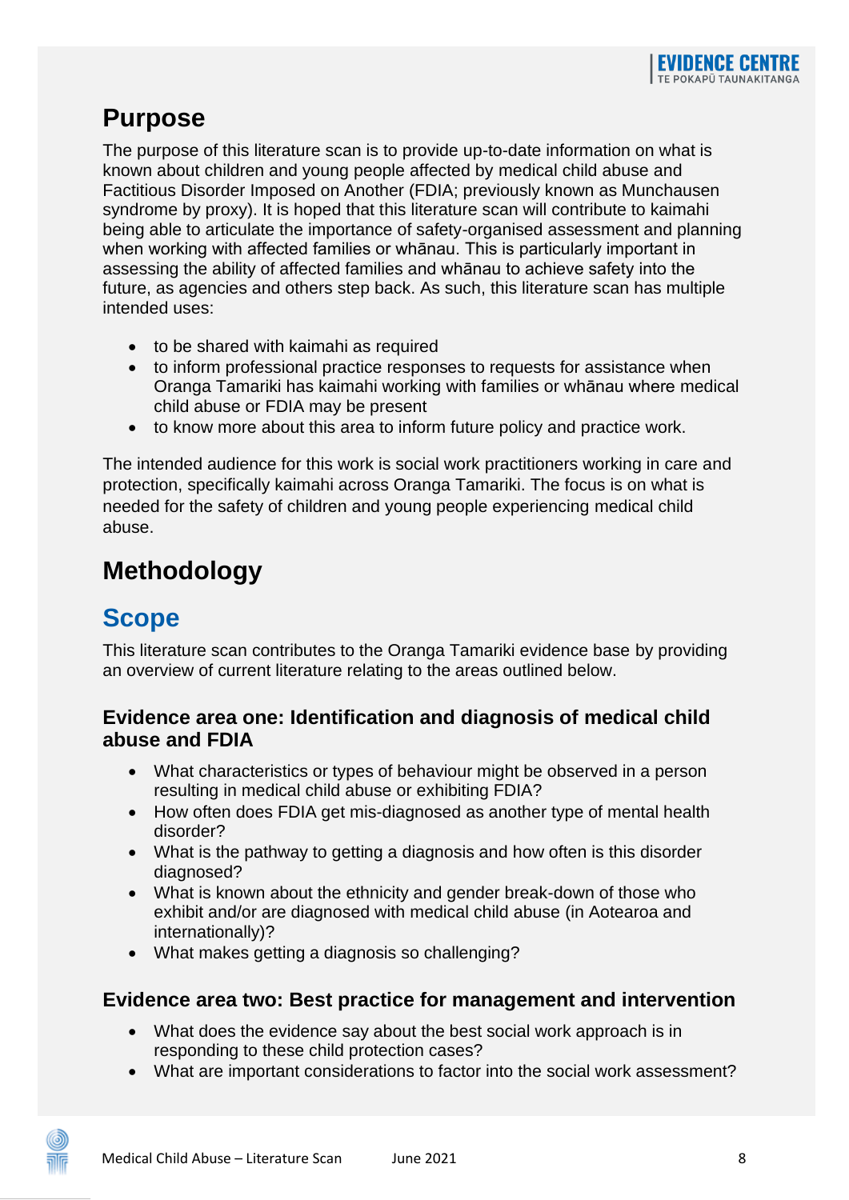## Purpose

The purpose of this literature scan is to provide up-to-date information on what is known about children and young people affected by medical child abuse and Factitious Disorder Imposed on Another (FDIA; previously known as Munchausen syndrome by proxy). It is hoped that this literature scan will contribute to kaimahi being able to articulate the importance of safety-organised assessment and planning when working with affected families or whānau. This is particularly important in assessing the ability of affected families and whānau to achieve safety into the future, as agencies and others step back. As such, this literature scan has multiple intended uses:

- to be shared with kaimahi as required
- to inform professional practice responses to requests for assistance when Oranga Tamariki has kaimahi working with families or whānau where medical child abuse or FDIA may be present
- to know more about this area to inform future policy and practice work.

The intended audience for this work is social work practitioners working in care and protection, specifically kaimahi across Oranga Tamariki. The focus is on what is needed for the safety of children and young people experiencing medical child abuse.

## Methodology

## Scope

This literature scan contributes to the Oranga Tamariki evidence base by providing an overview of current literature relating to the areas outlined below.

### Evidence area one: Identification and diagnosis of medical child abuse and FDIA

- What characteristics or types of behaviour might be observed in a person resulting in medical child abuse or exhibiting FDIA?
- How often does FDIA get mis-diagnosed as another type of mental health disorder?
- What is the pathway to getting a diagnosis and how often is this disorder diagnosed?
- What is known about the ethnicity and gender break-down of those who exhibit and/or are diagnosed with medical child abuse (in Aotearoa and internationally)?
- What makes getting a diagnosis so challenging?

### Evidence area two: Best practice for management and intervention

- What does the evidence say about the best social work approach is in responding to these child protection cases?
- What are important considerations to factor into the social work assessment?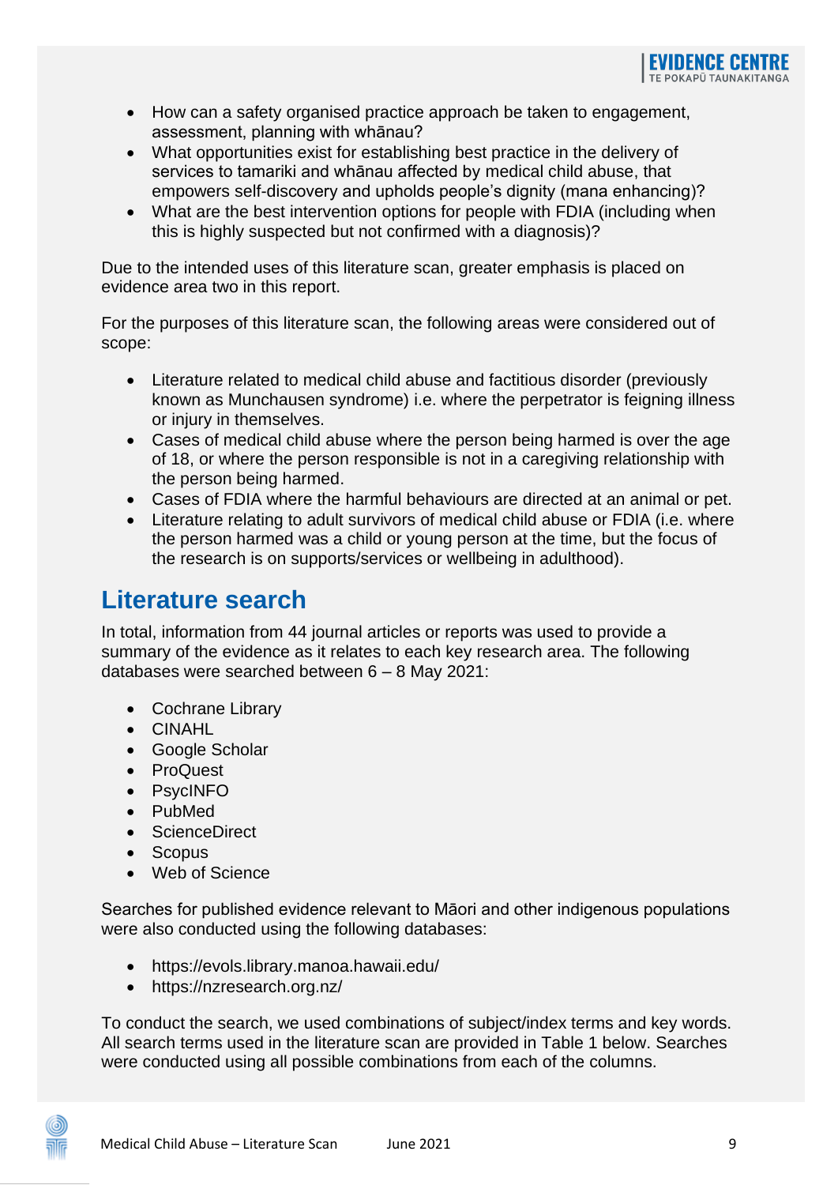- How can a safety organised practice approach be taken to engagement, assessment, planning with whānau?
- What opportunities exist for establishing best practice in the delivery of services to tamariki and whānau affected by medical child abuse, that empowers self-discovery and upholds people's dignity (mana enhancing)?
- What are the best intervention options for people with FDIA (including when this is highly suspected but not confirmed with a diagnosis)?

Due to the intended uses of this literature scan, greater emphasis is placed on evidence area two in this report.

For the purposes of this literature scan, the following areas were considered out of scope:

- Literature related to medical child abuse and factitious disorder (previously known as Munchausen syndrome) i.e. where the perpetrator is feigning illness or injury in themselves.
- Cases of medical child abuse where the person being harmed is over the age of 18, or where the person responsible is not in a caregiving relationship with the person being harmed.
- Cases of FDIA where the harmful behaviours are directed at an animal or pet.
- Literature relating to adult survivors of medical child abuse or FDIA (i.e. where the person harmed was a child or young person at the time, but the focus of the research is on supports/services or wellbeing in adulthood).

## Literature search

In total, information from 44 journal articles or reports was used to provide a summary of the evidence as it relates to each key research area. The following databases were searched between 6 – 8 May 2021:

- Cochrane Library
- CINAHL
- Google Scholar
- ProQuest
- PsycINFO
- PubMed
- ScienceDirect
- Scopus
- Web of Science

Searches for published evidence relevant to Māori and other indigenous populations were also conducted using the following databases:

- https://evols.library.manoa.hawaii.edu/
- https://nzresearch.org.nz/

To conduct the search, we used combinations of subject/index terms and key words. All search terms used in the literature scan are provided in Table 1 below. Searches were conducted using all possible combinations from each of the columns.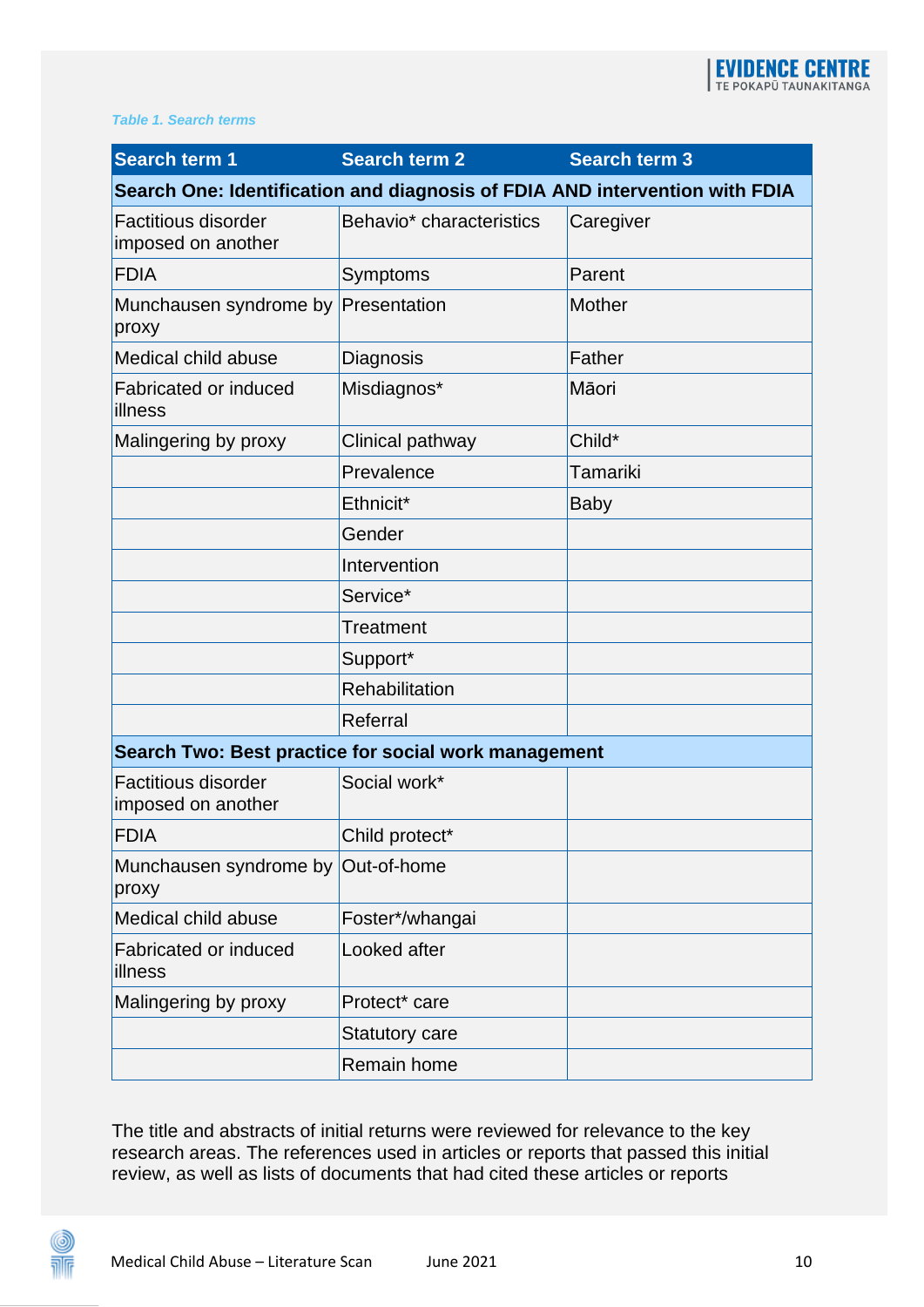*Table 1. Search terms*

| Search term 1 | Search term 2 | Search term 3 |
|---|---|---|
| **Search One: Identification and diagnosis of FDIA AND intervention with FDIA** | | |
| Factitious disorder imposed on another | Behavio* characteristics | Caregiver |
| FDIA | Symptoms | Parent |
| Munchausen syndrome by proxy | Presentation | Mother |
| Medical child abuse | Diagnosis | Father |
| Fabricated or induced illness | Misdiagnos* | Māori |
| Malingering by proxy | Clinical pathway | Child* |
| | Prevalence | Tamariki |
| | Ethnicit* | Baby |
| | Gender | |
| | Intervention | |
| | Service* | |
| | Treatment | |
| | Support* | |
| | Rehabilitation | |
| | Referral | |
| **Search Two: Best practice for social work management** | | |
| Factitious disorder imposed on another | Social work* | |
| FDIA | Child protect* | |
| Munchausen syndrome by proxy | Out-of-home | |
| Medical child abuse | Foster*/whangai | |
| Fabricated or induced illness | Looked after | |
| Malingering by proxy | Protect* care | |
| | Statutory care | |
| | Remain home | |

The title and abstracts of initial returns were reviewed for relevance to the key research areas. The references used in articles or reports that passed this initial review, as well as lists of documents that had cited these articles or reports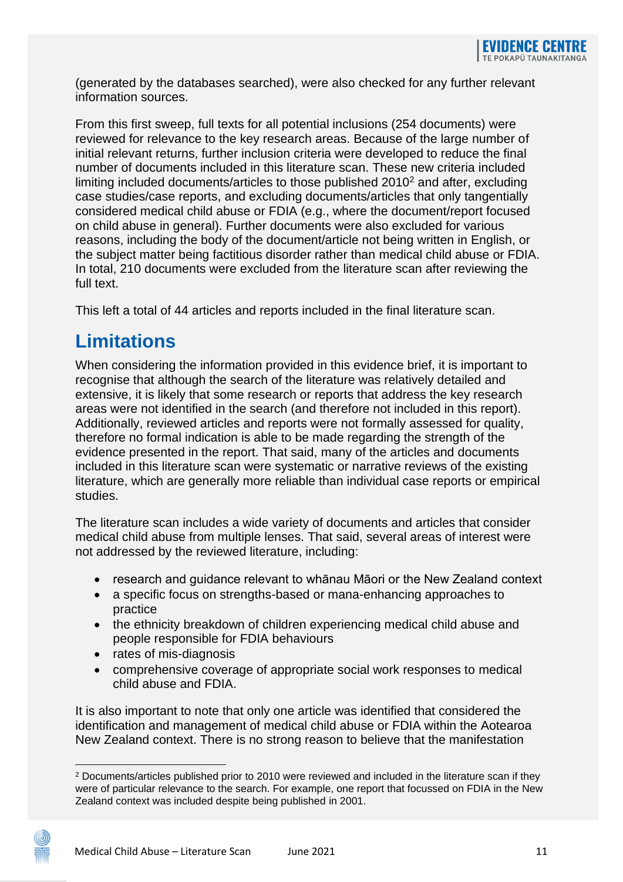(generated by the databases searched), were also checked for any further relevant information sources.

From this first sweep, full texts for all potential inclusions (254 documents) were reviewed for relevance to the key research areas. Because of the large number of initial relevant returns, further inclusion criteria were developed to reduce the final number of documents included in this literature scan. These new criteria included limiting included documents/articles to those published 2010[2] and after, excluding case studies/case reports, and excluding documents/articles that only tangentially considered medical child abuse or FDIA (e.g., where the document/report focused on child abuse in general). Further documents were also excluded for various reasons, including the body of the document/article not being written in English, or the subject matter being factitious disorder rather than medical child abuse or FDIA. In total, 210 documents were excluded from the literature scan after reviewing the full text.

This left a total of 44 articles and reports included in the final literature scan.

## Limitations

When considering the information provided in this evidence brief, it is important to recognise that although the search of the literature was relatively detailed and extensive, it is likely that some research or reports that address the key research areas were not identified in the search (and therefore not included in this report). Additionally, reviewed articles and reports were not formally assessed for quality, therefore no formal indication is able to be made regarding the strength of the evidence presented in the report. That said, many of the articles and documents included in this literature scan were systematic or narrative reviews of the existing literature, which are generally more reliable than individual case reports or empirical studies.

The literature scan includes a wide variety of documents and articles that consider medical child abuse from multiple lenses. That said, several areas of interest were not addressed by the reviewed literature, including:

- research and guidance relevant to whānau Māori or the New Zealand context
- a specific focus on strengths-based or mana-enhancing approaches to practice
- the ethnicity breakdown of children experiencing medical child abuse and people responsible for FDIA behaviours
- rates of mis-diagnosis
- comprehensive coverage of appropriate social work responses to medical child abuse and FDIA.

It is also important to note that only one article was identified that considered the identification and management of medical child abuse or FDIA within the Aotearoa New Zealand context. There is no strong reason to believe that the manifestation

[2] Documents/articles published prior to 2010 were reviewed and included in the literature scan if they were of particular relevance to the search. For example, one report that focussed on FDIA in the New Zealand context was included despite being published in 2001.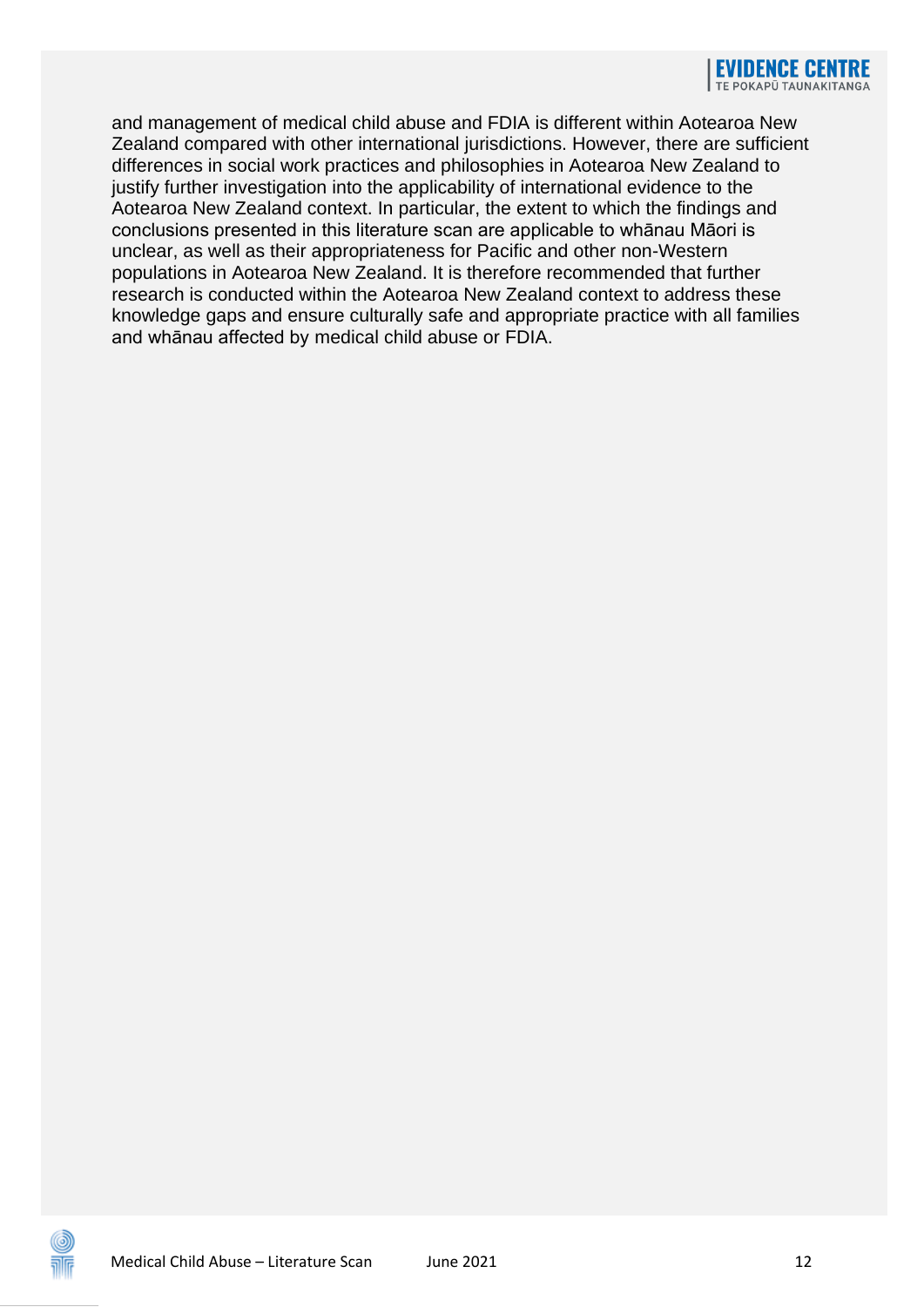and management of medical child abuse and FDIA is different within Aotearoa New Zealand compared with other international jurisdictions. However, there are sufficient differences in social work practices and philosophies in Aotearoa New Zealand to justify further investigation into the applicability of international evidence to the Aotearoa New Zealand context. In particular, the extent to which the findings and conclusions presented in this literature scan are applicable to whānau Māori is unclear, as well as their appropriateness for Pacific and other non-Western populations in Aotearoa New Zealand. It is therefore recommended that further research is conducted within the Aotearoa New Zealand context to address these knowledge gaps and ensure culturally safe and appropriate practice with all families and whānau affected by medical child abuse or FDIA.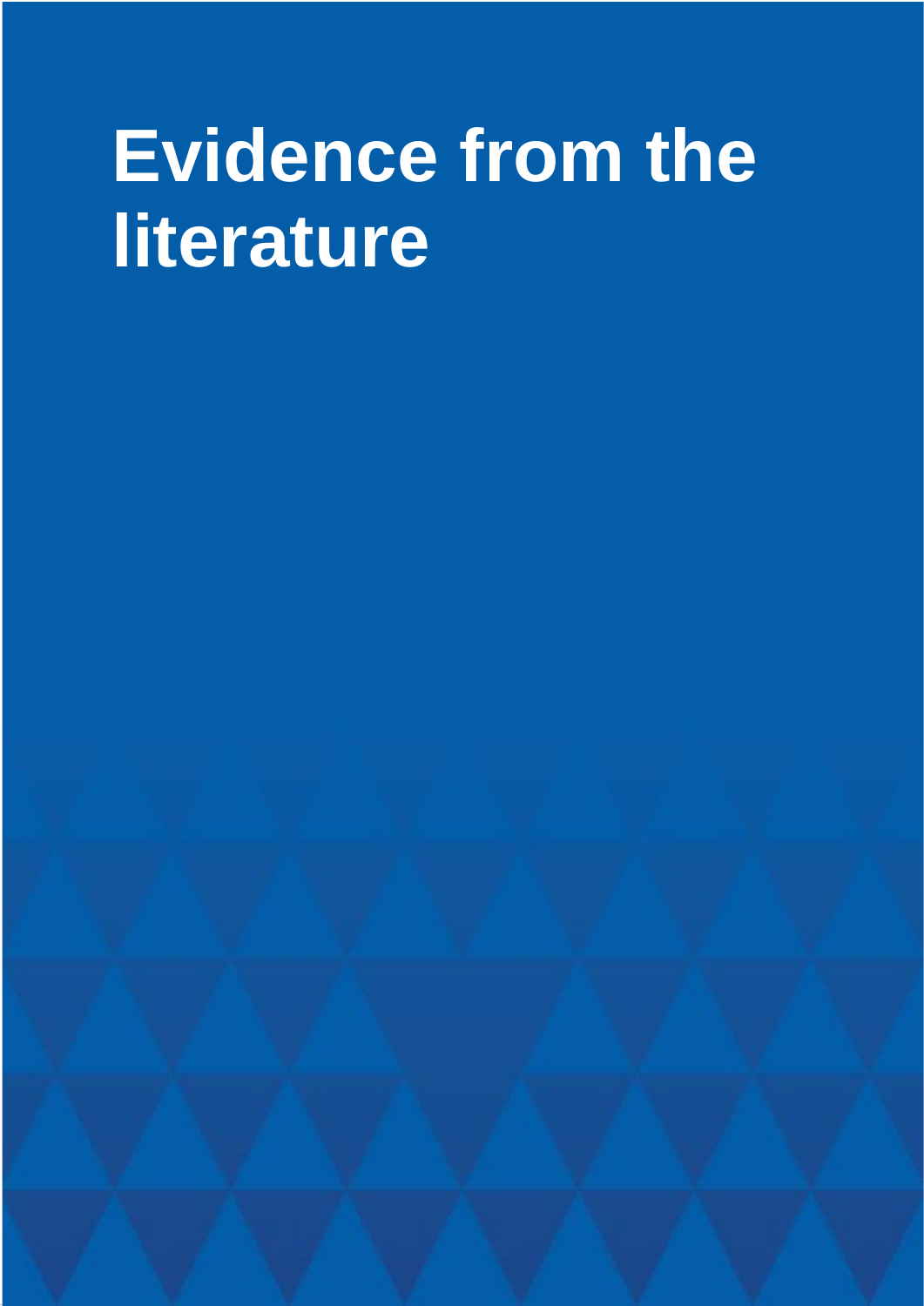# Evidence from the literature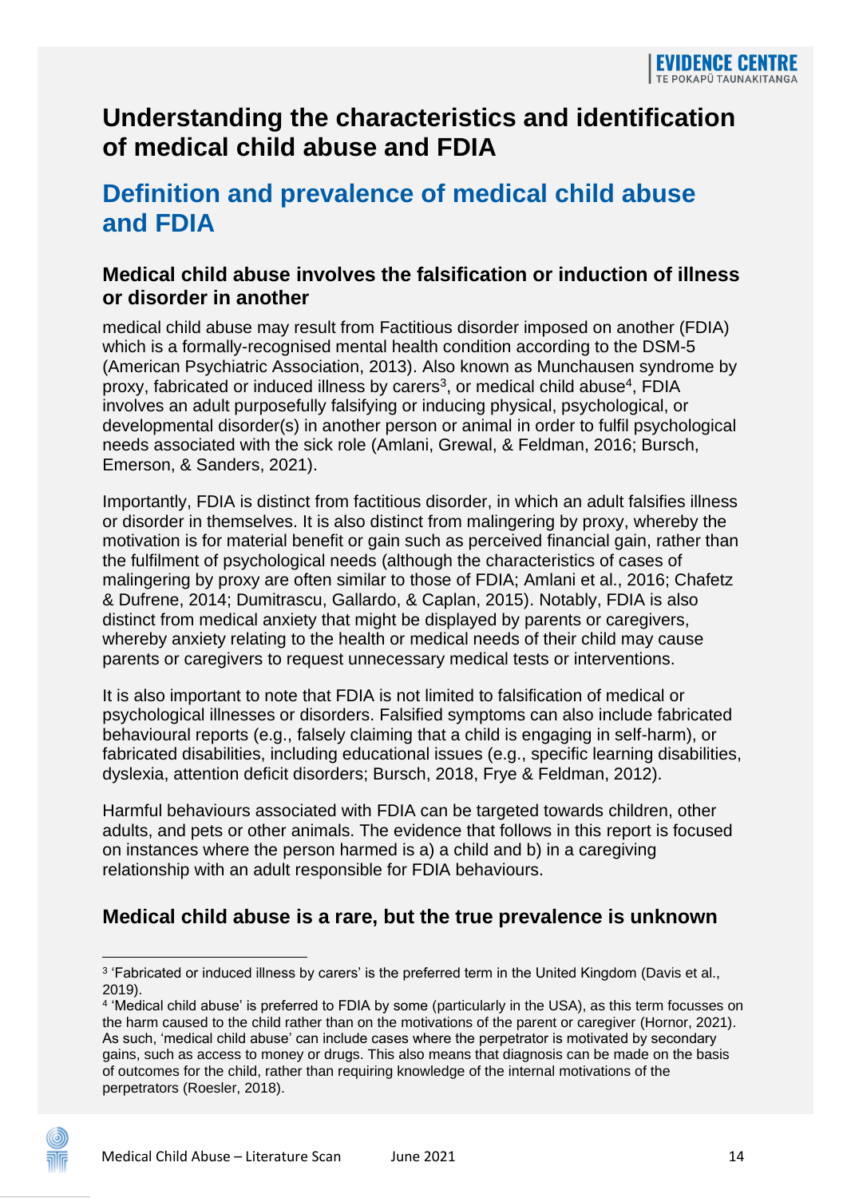# Understanding the characteristics and identification of medical child abuse and FDIA

## Definition and prevalence of medical child abuse and FDIA

### Medical child abuse involves the falsification or induction of illness or disorder in another

medical child abuse may result from Factitious disorder imposed on another (FDIA) which is a formally-recognised mental health condition according to the DSM-5 (American Psychiatric Association, 2013). Also known as Munchausen syndrome by proxy, fabricated or induced illness by carers[3], or medical child abuse[4], FDIA involves an adult purposefully falsifying or inducing physical, psychological, or developmental disorder(s) in another person or animal in order to fulfil psychological needs associated with the sick role (Amlani, Grewal, & Feldman, 2016; Bursch, Emerson, & Sanders, 2021).

Importantly, FDIA is distinct from factitious disorder, in which an adult falsifies illness or disorder in themselves. It is also distinct from malingering by proxy, whereby the motivation is for material benefit or gain such as perceived financial gain, rather than the fulfilment of psychological needs (although the characteristics of cases of malingering by proxy are often similar to those of FDIA; Amlani et al., 2016; Chafetz & Dufrene, 2014; Dumitrascu, Gallardo, & Caplan, 2015). Notably, FDIA is also distinct from medical anxiety that might be displayed by parents or caregivers, whereby anxiety relating to the health or medical needs of their child may cause parents or caregivers to request unnecessary medical tests or interventions.

It is also important to note that FDIA is not limited to falsification of medical or psychological illnesses or disorders. Falsified symptoms can also include fabricated behavioural reports (e.g., falsely claiming that a child is engaging in self-harm), or fabricated disabilities, including educational issues (e.g., specific learning disabilities, dyslexia, attention deficit disorders; Bursch, 2018, Frye & Feldman, 2012).

Harmful behaviours associated with FDIA can be targeted towards children, other adults, and pets or other animals. The evidence that follows in this report is focused on instances where the person harmed is a) a child and b) in a caregiving relationship with an adult responsible for FDIA behaviours.

### Medical child abuse is a rare, but the true prevalence is unknown

[3] 'Fabricated or induced illness by carers' is the preferred term in the United Kingdom (Davis et al., 2019).

[4] 'Medical child abuse' is preferred to FDIA by some (particularly in the USA), as this term focusses on the harm caused to the child rather than on the motivations of the parent or caregiver (Hornor, 2021). As such, 'medical child abuse' can include cases where the perpetrator is motivated by secondary gains, such as access to money or drugs. This also means that diagnosis can be made on the basis of outcomes for the child, rather than requiring knowledge of the internal motivations of the perpetrators (Roesler, 2018).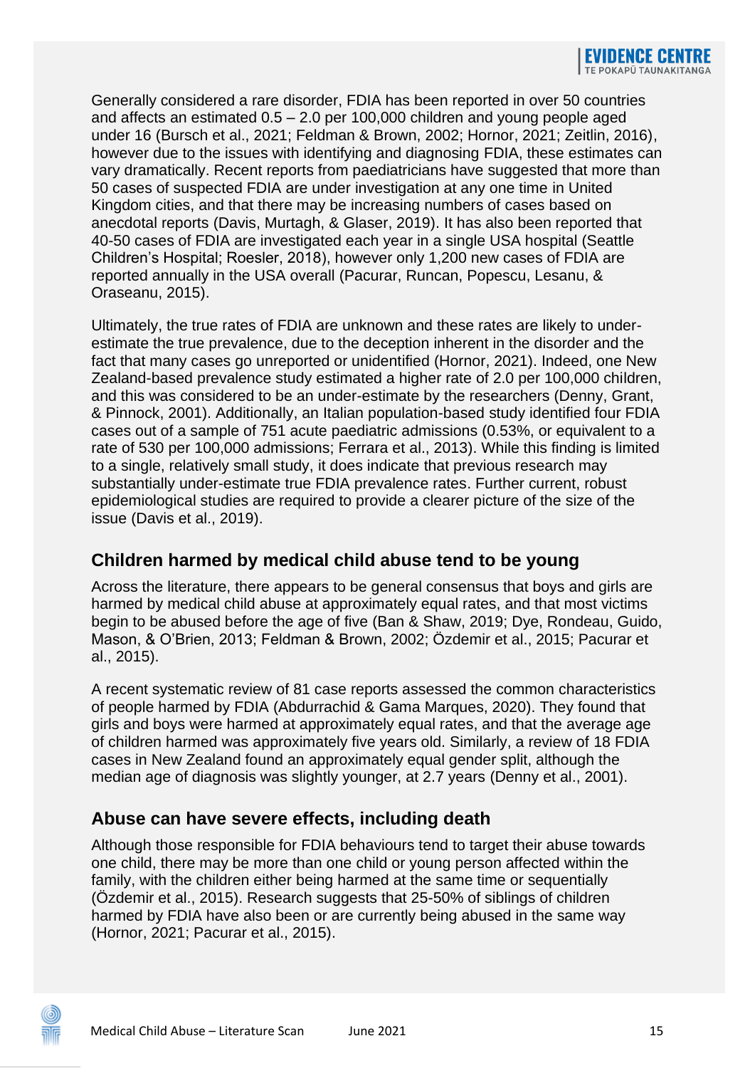Generally considered a rare disorder, FDIA has been reported in over 50 countries and affects an estimated 0.5 – 2.0 per 100,000 children and young people aged under 16 (Bursch et al., 2021; Feldman & Brown, 2002; Hornor, 2021; Zeitlin, 2016), however due to the issues with identifying and diagnosing FDIA, these estimates can vary dramatically. Recent reports from paediatricians have suggested that more than 50 cases of suspected FDIA are under investigation at any one time in United Kingdom cities, and that there may be increasing numbers of cases based on anecdotal reports (Davis, Murtagh, & Glaser, 2019). It has also been reported that 40-50 cases of FDIA are investigated each year in a single USA hospital (Seattle Children's Hospital; Roesler, 2018), however only 1,200 new cases of FDIA are reported annually in the USA overall (Pacurar, Runcan, Popescu, Lesanu, & Oraseanu, 2015).

Ultimately, the true rates of FDIA are unknown and these rates are likely to under-estimate the true prevalence, due to the deception inherent in the disorder and the fact that many cases go unreported or unidentified (Hornor, 2021). Indeed, one New Zealand-based prevalence study estimated a higher rate of 2.0 per 100,000 children, and this was considered to be an under-estimate by the researchers (Denny, Grant, & Pinnock, 2001). Additionally, an Italian population-based study identified four FDIA cases out of a sample of 751 acute paediatric admissions (0.53%, or equivalent to a rate of 530 per 100,000 admissions; Ferrara et al., 2013). While this finding is limited to a single, relatively small study, it does indicate that previous research may substantially under-estimate true FDIA prevalence rates. Further current, robust epidemiological studies are required to provide a clearer picture of the size of the issue (Davis et al., 2019).

## Children harmed by medical child abuse tend to be young

Across the literature, there appears to be general consensus that boys and girls are harmed by medical child abuse at approximately equal rates, and that most victims begin to be abused before the age of five (Ban & Shaw, 2019; Dye, Rondeau, Guido, Mason, & O'Brien, 2013; Feldman & Brown, 2002; Özdemir et al., 2015; Pacurar et al., 2015).

A recent systematic review of 81 case reports assessed the common characteristics of people harmed by FDIA (Abdurrachid & Gama Marques, 2020). They found that girls and boys were harmed at approximately equal rates, and that the average age of children harmed was approximately five years old. Similarly, a review of 18 FDIA cases in New Zealand found an approximately equal gender split, although the median age of diagnosis was slightly younger, at 2.7 years (Denny et al., 2001).

## Abuse can have severe effects, including death

Although those responsible for FDIA behaviours tend to target their abuse towards one child, there may be more than one child or young person affected within the family, with the children either being harmed at the same time or sequentially (Özdemir et al., 2015). Research suggests that 25-50% of siblings of children harmed by FDIA have also been or are currently being abused in the same way (Hornor, 2021; Pacurar et al., 2015).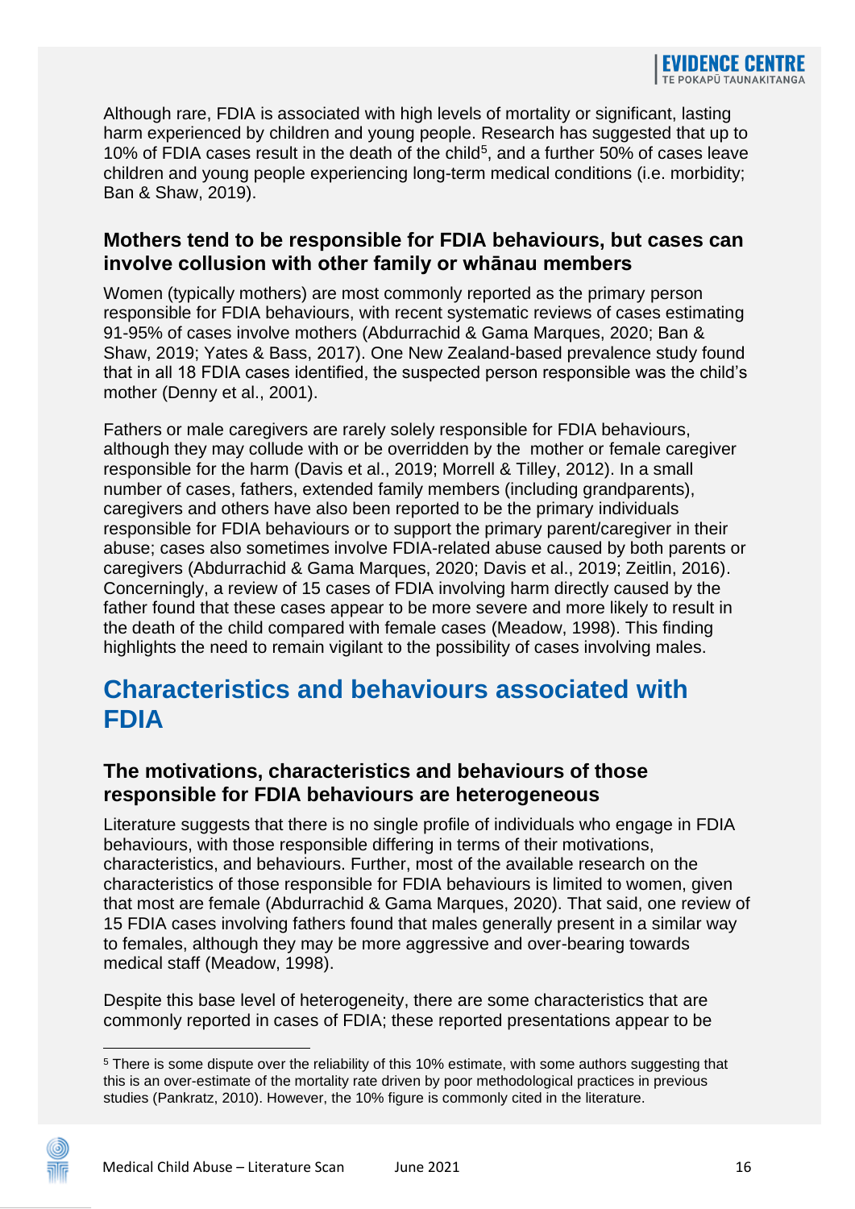Although rare, FDIA is associated with high levels of mortality or significant, lasting harm experienced by children and young people. Research has suggested that up to 10% of FDIA cases result in the death of the child[5], and a further 50% of cases leave children and young people experiencing long-term medical conditions (i.e. morbidity; Ban & Shaw, 2019).

### Mothers tend to be responsible for FDIA behaviours, but cases can involve collusion with other family or whānau members

Women (typically mothers) are most commonly reported as the primary person responsible for FDIA behaviours, with recent systematic reviews of cases estimating 91-95% of cases involve mothers (Abdurrachid & Gama Marques, 2020; Ban & Shaw, 2019; Yates & Bass, 2017). One New Zealand-based prevalence study found that in all 18 FDIA cases identified, the suspected person responsible was the child's mother (Denny et al., 2001).

Fathers or male caregivers are rarely solely responsible for FDIA behaviours, although they may collude with or be overridden by the mother or female caregiver responsible for the harm (Davis et al., 2019; Morrell & Tilley, 2012). In a small number of cases, fathers, extended family members (including grandparents), caregivers and others have also been reported to be the primary individuals responsible for FDIA behaviours or to support the primary parent/caregiver in their abuse; cases also sometimes involve FDIA-related abuse caused by both parents or caregivers (Abdurrachid & Gama Marques, 2020; Davis et al., 2019; Zeitlin, 2016). Concerningly, a review of 15 cases of FDIA involving harm directly caused by the father found that these cases appear to be more severe and more likely to result in the death of the child compared with female cases (Meadow, 1998). This finding highlights the need to remain vigilant to the possibility of cases involving males.

## Characteristics and behaviours associated with FDIA

### The motivations, characteristics and behaviours of those responsible for FDIA behaviours are heterogeneous

Literature suggests that there is no single profile of individuals who engage in FDIA behaviours, with those responsible differing in terms of their motivations, characteristics, and behaviours. Further, most of the available research on the characteristics of those responsible for FDIA behaviours is limited to women, given that most are female (Abdurrachid & Gama Marques, 2020). That said, one review of 15 FDIA cases involving fathers found that males generally present in a similar way to females, although they may be more aggressive and over-bearing towards medical staff (Meadow, 1998).

Despite this base level of heterogeneity, there are some characteristics that are commonly reported in cases of FDIA; these reported presentations appear to be

[5] There is some dispute over the reliability of this 10% estimate, with some authors suggesting that this is an over-estimate of the mortality rate driven by poor methodological practices in previous studies (Pankratz, 2010). However, the 10% figure is commonly cited in the literature.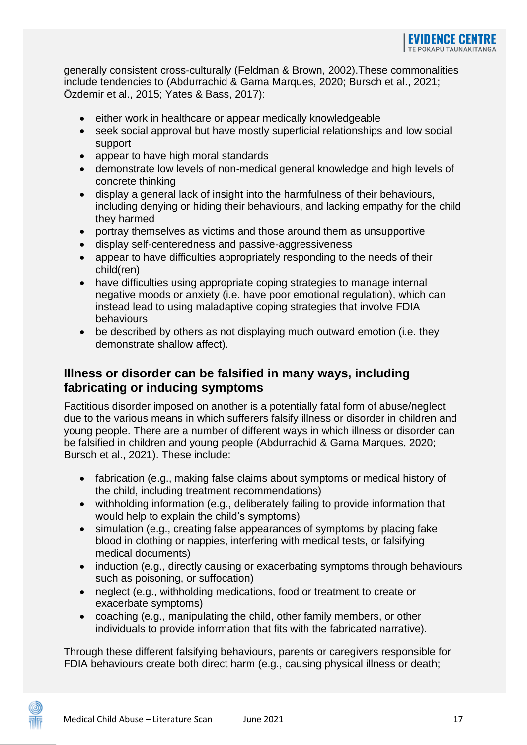generally consistent cross-culturally (Feldman & Brown, 2002).These commonalities include tendencies to (Abdurrachid & Gama Marques, 2020; Bursch et al., 2021; Özdemir et al., 2015; Yates & Bass, 2017):

- either work in healthcare or appear medically knowledgeable
- seek social approval but have mostly superficial relationships and low social support
- appear to have high moral standards
- demonstrate low levels of non-medical general knowledge and high levels of concrete thinking
- display a general lack of insight into the harmfulness of their behaviours, including denying or hiding their behaviours, and lacking empathy for the child they harmed
- portray themselves as victims and those around them as unsupportive
- display self-centeredness and passive-aggressiveness
- appear to have difficulties appropriately responding to the needs of their child(ren)
- have difficulties using appropriate coping strategies to manage internal negative moods or anxiety (i.e. have poor emotional regulation), which can instead lead to using maladaptive coping strategies that involve FDIA behaviours
- be described by others as not displaying much outward emotion (i.e. they demonstrate shallow affect).

### Illness or disorder can be falsified in many ways, including fabricating or inducing symptoms

Factitious disorder imposed on another is a potentially fatal form of abuse/neglect due to the various means in which sufferers falsify illness or disorder in children and young people. There are a number of different ways in which illness or disorder can be falsified in children and young people (Abdurrachid & Gama Marques, 2020; Bursch et al., 2021). These include:

- fabrication (e.g., making false claims about symptoms or medical history of the child, including treatment recommendations)
- withholding information (e.g., deliberately failing to provide information that would help to explain the child's symptoms)
- simulation (e.g., creating false appearances of symptoms by placing fake blood in clothing or nappies, interfering with medical tests, or falsifying medical documents)
- induction (e.g., directly causing or exacerbating symptoms through behaviours such as poisoning, or suffocation)
- neglect (e.g., withholding medications, food or treatment to create or exacerbate symptoms)
- coaching (e.g., manipulating the child, other family members, or other individuals to provide information that fits with the fabricated narrative).

Through these different falsifying behaviours, parents or caregivers responsible for FDIA behaviours create both direct harm (e.g., causing physical illness or death;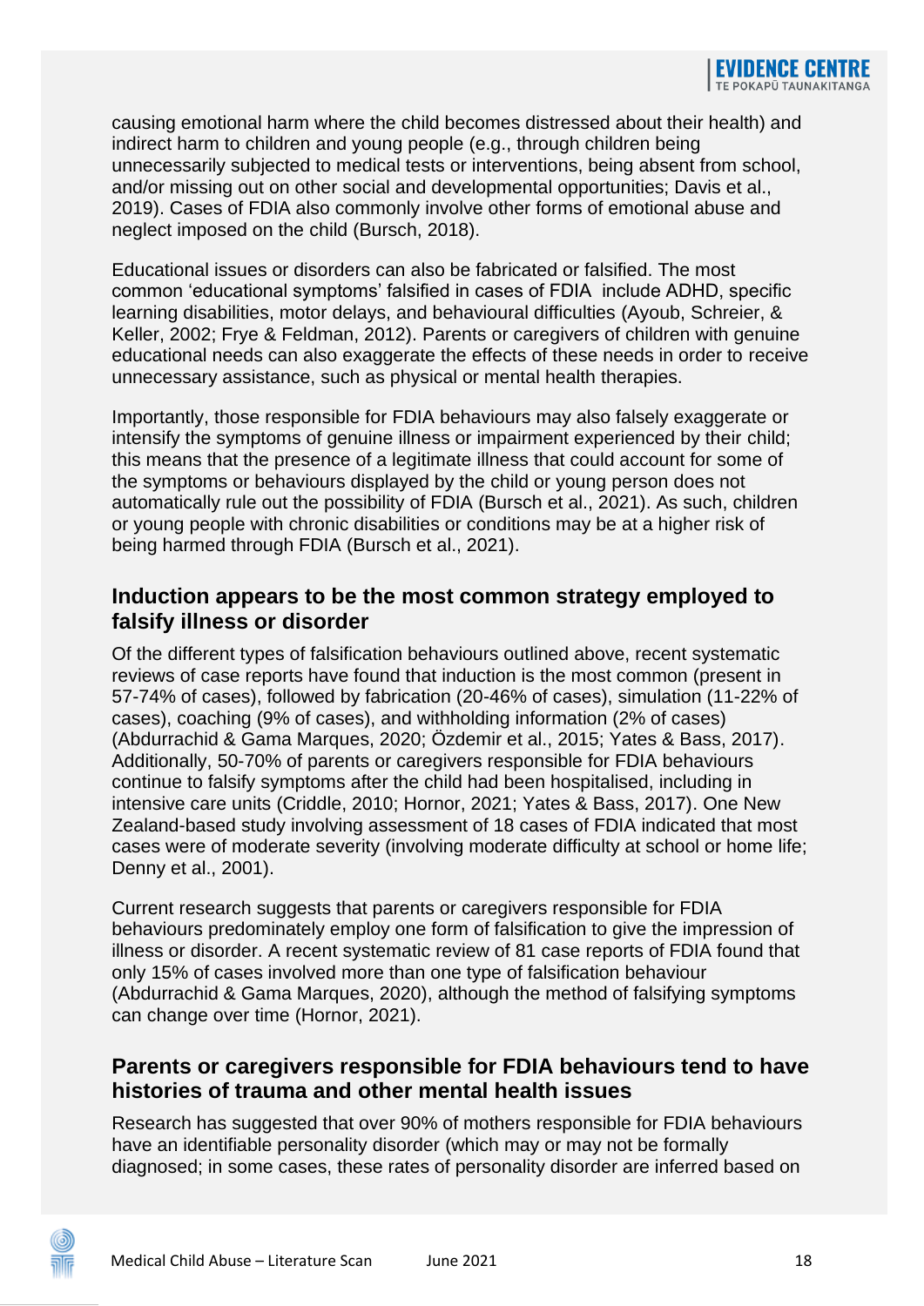causing emotional harm where the child becomes distressed about their health) and indirect harm to children and young people (e.g., through children being unnecessarily subjected to medical tests or interventions, being absent from school, and/or missing out on other social and developmental opportunities; Davis et al., 2019). Cases of FDIA also commonly involve other forms of emotional abuse and neglect imposed on the child (Bursch, 2018).

Educational issues or disorders can also be fabricated or falsified. The most common 'educational symptoms' falsified in cases of FDIA include ADHD, specific learning disabilities, motor delays, and behavioural difficulties (Ayoub, Schreier, & Keller, 2002; Frye & Feldman, 2012). Parents or caregivers of children with genuine educational needs can also exaggerate the effects of these needs in order to receive unnecessary assistance, such as physical or mental health therapies.

Importantly, those responsible for FDIA behaviours may also falsely exaggerate or intensify the symptoms of genuine illness or impairment experienced by their child; this means that the presence of a legitimate illness that could account for some of the symptoms or behaviours displayed by the child or young person does not automatically rule out the possibility of FDIA (Bursch et al., 2021). As such, children or young people with chronic disabilities or conditions may be at a higher risk of being harmed through FDIA (Bursch et al., 2021).

## Induction appears to be the most common strategy employed to falsify illness or disorder

Of the different types of falsification behaviours outlined above, recent systematic reviews of case reports have found that induction is the most common (present in 57-74% of cases), followed by fabrication (20-46% of cases), simulation (11-22% of cases), coaching (9% of cases), and withholding information (2% of cases) (Abdurrachid & Gama Marques, 2020; Özdemir et al., 2015; Yates & Bass, 2017). Additionally, 50-70% of parents or caregivers responsible for FDIA behaviours continue to falsify symptoms after the child had been hospitalised, including in intensive care units (Criddle, 2010; Hornor, 2021; Yates & Bass, 2017). One New Zealand-based study involving assessment of 18 cases of FDIA indicated that most cases were of moderate severity (involving moderate difficulty at school or home life; Denny et al., 2001).

Current research suggests that parents or caregivers responsible for FDIA behaviours predominately employ one form of falsification to give the impression of illness or disorder. A recent systematic review of 81 case reports of FDIA found that only 15% of cases involved more than one type of falsification behaviour (Abdurrachid & Gama Marques, 2020), although the method of falsifying symptoms can change over time (Hornor, 2021).

## Parents or caregivers responsible for FDIA behaviours tend to have histories of trauma and other mental health issues

Research has suggested that over 90% of mothers responsible for FDIA behaviours have an identifiable personality disorder (which may or may not be formally diagnosed; in some cases, these rates of personality disorder are inferred based on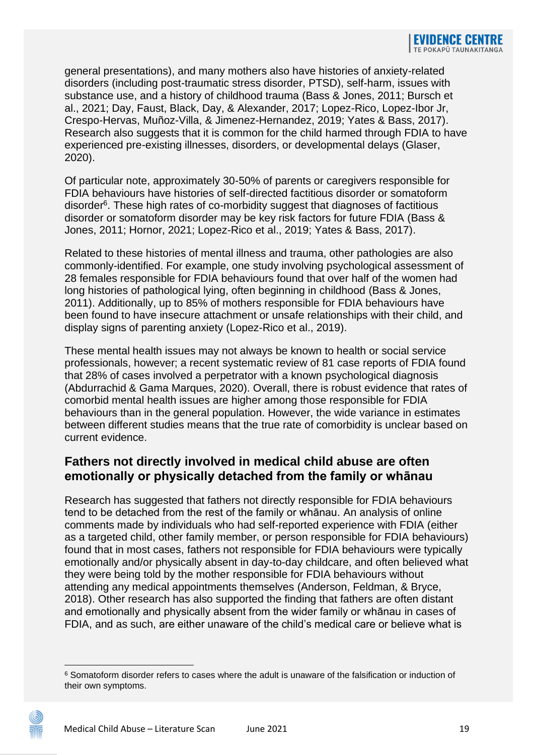general presentations), and many mothers also have histories of anxiety-related disorders (including post-traumatic stress disorder, PTSD), self-harm, issues with substance use, and a history of childhood trauma (Bass & Jones, 2011; Bursch et al., 2021; Day, Faust, Black, Day, & Alexander, 2017; Lopez-Rico, Lopez-Ibor Jr, Crespo-Hervas, Muñoz-Villa, & Jimenez-Hernandez, 2019; Yates & Bass, 2017). Research also suggests that it is common for the child harmed through FDIA to have experienced pre-existing illnesses, disorders, or developmental delays (Glaser, 2020).

Of particular note, approximately 30-50% of parents or caregivers responsible for FDIA behaviours have histories of self-directed factitious disorder or somatoform disorder[6]. These high rates of co-morbidity suggest that diagnoses of factitious disorder or somatoform disorder may be key risk factors for future FDIA (Bass & Jones, 2011; Hornor, 2021; Lopez-Rico et al., 2019; Yates & Bass, 2017).

Related to these histories of mental illness and trauma, other pathologies are also commonly-identified. For example, one study involving psychological assessment of 28 females responsible for FDIA behaviours found that over half of the women had long histories of pathological lying, often beginning in childhood (Bass & Jones, 2011). Additionally, up to 85% of mothers responsible for FDIA behaviours have been found to have insecure attachment or unsafe relationships with their child, and display signs of parenting anxiety (Lopez-Rico et al., 2019).

These mental health issues may not always be known to health or social service professionals, however; a recent systematic review of 81 case reports of FDIA found that 28% of cases involved a perpetrator with a known psychological diagnosis (Abdurrachid & Gama Marques, 2020). Overall, there is robust evidence that rates of comorbid mental health issues are higher among those responsible for FDIA behaviours than in the general population. However, the wide variance in estimates between different studies means that the true rate of comorbidity is unclear based on current evidence.

### Fathers not directly involved in medical child abuse are often emotionally or physically detached from the family or whānau

Research has suggested that fathers not directly responsible for FDIA behaviours tend to be detached from the rest of the family or whānau. An analysis of online comments made by individuals who had self-reported experience with FDIA (either as a targeted child, other family member, or person responsible for FDIA behaviours) found that in most cases, fathers not responsible for FDIA behaviours were typically emotionally and/or physically absent in day-to-day childcare, and often believed what they were being told by the mother responsible for FDIA behaviours without attending any medical appointments themselves (Anderson, Feldman, & Bryce, 2018). Other research has also supported the finding that fathers are often distant and emotionally and physically absent from the wider family or whānau in cases of FDIA, and as such, are either unaware of the child's medical care or believe what is

[6] Somatoform disorder refers to cases where the adult is unaware of the falsification or induction of their own symptoms.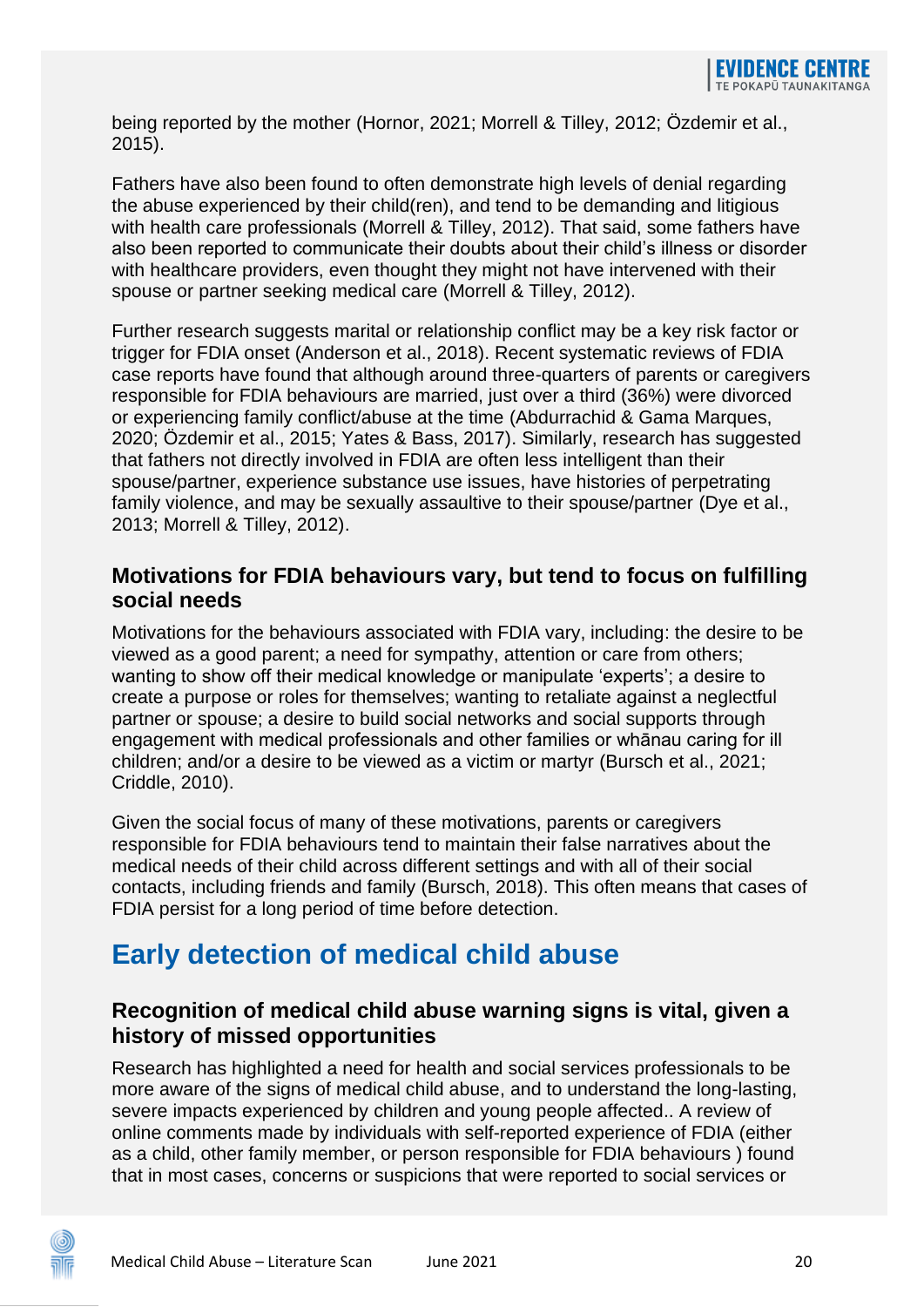being reported by the mother (Hornor, 2021; Morrell & Tilley, 2012; Özdemir et al., 2015).

Fathers have also been found to often demonstrate high levels of denial regarding the abuse experienced by their child(ren), and tend to be demanding and litigious with health care professionals (Morrell & Tilley, 2012). That said, some fathers have also been reported to communicate their doubts about their child's illness or disorder with healthcare providers, even thought they might not have intervened with their spouse or partner seeking medical care (Morrell & Tilley, 2012).

Further research suggests marital or relationship conflict may be a key risk factor or trigger for FDIA onset (Anderson et al., 2018). Recent systematic reviews of FDIA case reports have found that although around three-quarters of parents or caregivers responsible for FDIA behaviours are married, just over a third (36%) were divorced or experiencing family conflict/abuse at the time (Abdurrachid & Gama Marques, 2020; Özdemir et al., 2015; Yates & Bass, 2017). Similarly, research has suggested that fathers not directly involved in FDIA are often less intelligent than their spouse/partner, experience substance use issues, have histories of perpetrating family violence, and may be sexually assaultive to their spouse/partner (Dye et al., 2013; Morrell & Tilley, 2012).

### Motivations for FDIA behaviours vary, but tend to focus on fulfilling social needs

Motivations for the behaviours associated with FDIA vary, including: the desire to be viewed as a good parent; a need for sympathy, attention or care from others; wanting to show off their medical knowledge or manipulate 'experts'; a desire to create a purpose or roles for themselves; wanting to retaliate against a neglectful partner or spouse; a desire to build social networks and social supports through engagement with medical professionals and other families or whānau caring for ill children; and/or a desire to be viewed as a victim or martyr (Bursch et al., 2021; Criddle, 2010).

Given the social focus of many of these motivations, parents or caregivers responsible for FDIA behaviours tend to maintain their false narratives about the medical needs of their child across different settings and with all of their social contacts, including friends and family (Bursch, 2018). This often means that cases of FDIA persist for a long period of time before detection.

## Early detection of medical child abuse

### Recognition of medical child abuse warning signs is vital, given a history of missed opportunities

Research has highlighted a need for health and social services professionals to be more aware of the signs of medical child abuse, and to understand the long-lasting, severe impacts experienced by children and young people affected.. A review of online comments made by individuals with self-reported experience of FDIA (either as a child, other family member, or person responsible for FDIA behaviours ) found that in most cases, concerns or suspicions that were reported to social services or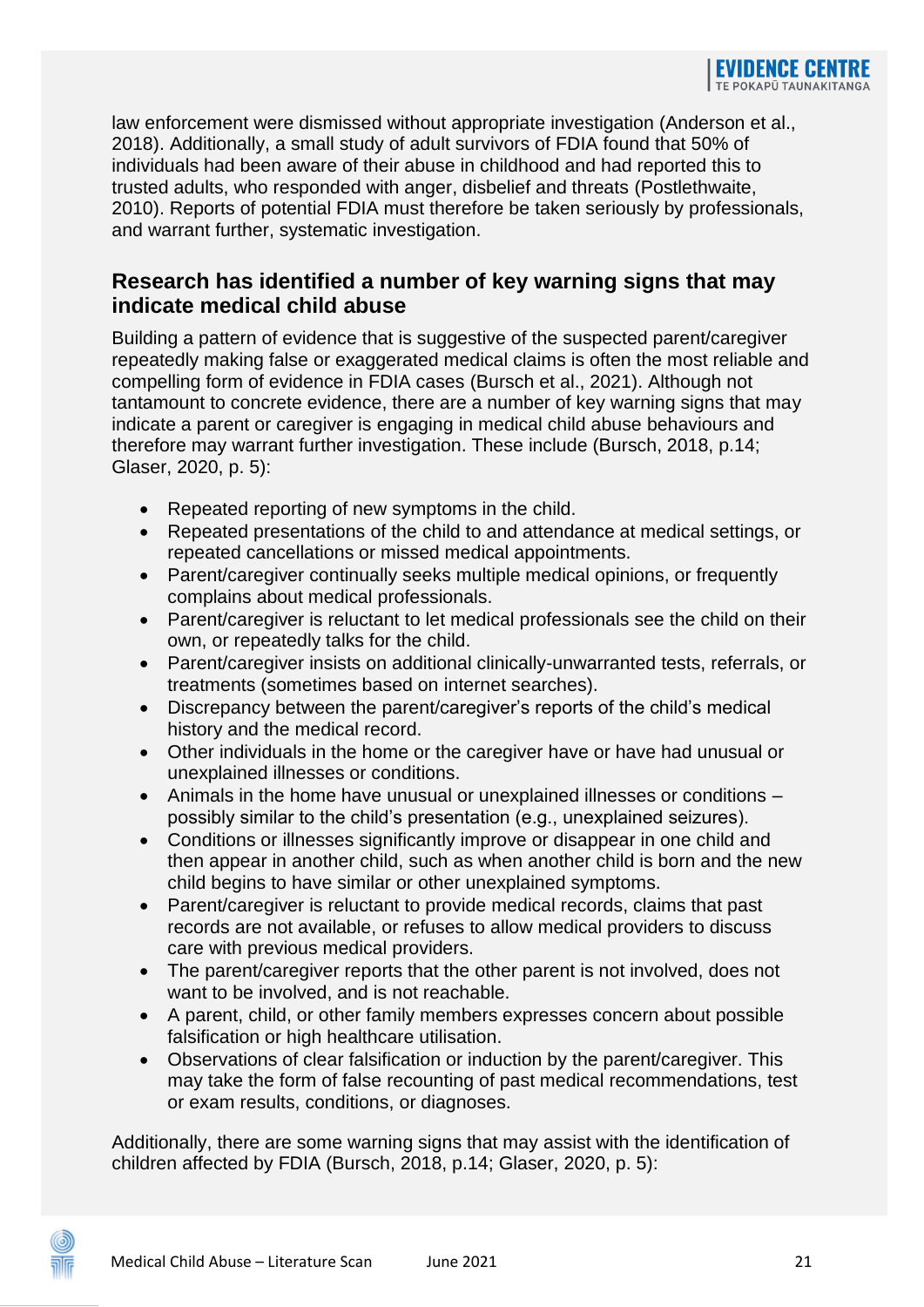law enforcement were dismissed without appropriate investigation (Anderson et al., 2018). Additionally, a small study of adult survivors of FDIA found that 50% of individuals had been aware of their abuse in childhood and had reported this to trusted adults, who responded with anger, disbelief and threats (Postlethwaite, 2010). Reports of potential FDIA must therefore be taken seriously by professionals, and warrant further, systematic investigation.

## Research has identified a number of key warning signs that may indicate medical child abuse

Building a pattern of evidence that is suggestive of the suspected parent/caregiver repeatedly making false or exaggerated medical claims is often the most reliable and compelling form of evidence in FDIA cases (Bursch et al., 2021). Although not tantamount to concrete evidence, there are a number of key warning signs that may indicate a parent or caregiver is engaging in medical child abuse behaviours and therefore may warrant further investigation. These include (Bursch, 2018, p.14; Glaser, 2020, p. 5):

- Repeated reporting of new symptoms in the child.
- Repeated presentations of the child to and attendance at medical settings, or repeated cancellations or missed medical appointments.
- Parent/caregiver continually seeks multiple medical opinions, or frequently complains about medical professionals.
- Parent/caregiver is reluctant to let medical professionals see the child on their own, or repeatedly talks for the child.
- Parent/caregiver insists on additional clinically-unwarranted tests, referrals, or treatments (sometimes based on internet searches).
- Discrepancy between the parent/caregiver's reports of the child's medical history and the medical record.
- Other individuals in the home or the caregiver have or have had unusual or unexplained illnesses or conditions.
- Animals in the home have unusual or unexplained illnesses or conditions – possibly similar to the child's presentation (e.g., unexplained seizures).
- Conditions or illnesses significantly improve or disappear in one child and then appear in another child, such as when another child is born and the new child begins to have similar or other unexplained symptoms.
- Parent/caregiver is reluctant to provide medical records, claims that past records are not available, or refuses to allow medical providers to discuss care with previous medical providers.
- The parent/caregiver reports that the other parent is not involved, does not want to be involved, and is not reachable.
- A parent, child, or other family members expresses concern about possible falsification or high healthcare utilisation.
- Observations of clear falsification or induction by the parent/caregiver. This may take the form of false recounting of past medical recommendations, test or exam results, conditions, or diagnoses.

Additionally, there are some warning signs that may assist with the identification of children affected by FDIA (Bursch, 2018, p.14; Glaser, 2020, p. 5):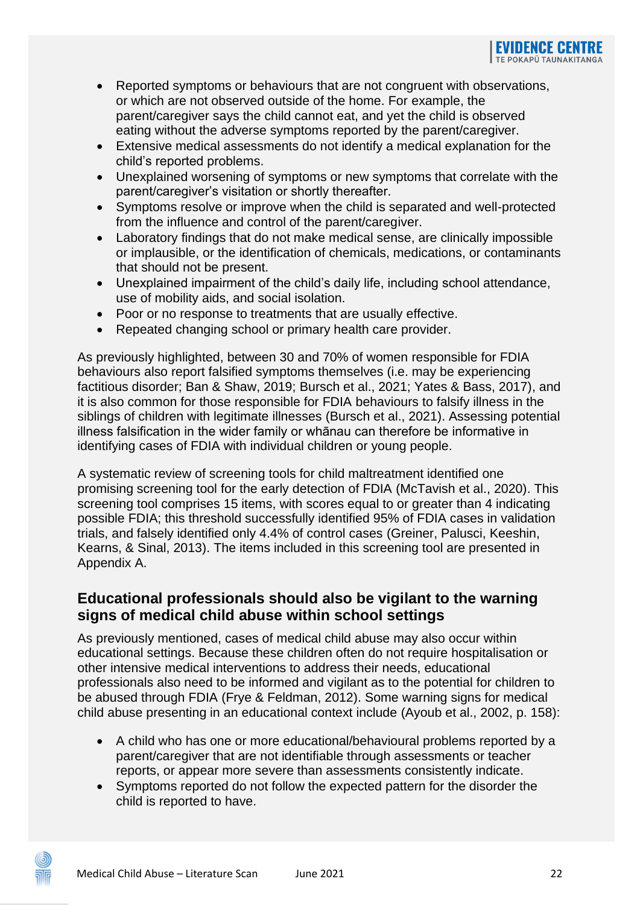- Reported symptoms or behaviours that are not congruent with observations, or which are not observed outside of the home. For example, the parent/caregiver says the child cannot eat, and yet the child is observed eating without the adverse symptoms reported by the parent/caregiver.
- Extensive medical assessments do not identify a medical explanation for the child's reported problems.
- Unexplained worsening of symptoms or new symptoms that correlate with the parent/caregiver's visitation or shortly thereafter.
- Symptoms resolve or improve when the child is separated and well-protected from the influence and control of the parent/caregiver.
- Laboratory findings that do not make medical sense, are clinically impossible or implausible, or the identification of chemicals, medications, or contaminants that should not be present.
- Unexplained impairment of the child's daily life, including school attendance, use of mobility aids, and social isolation.
- Poor or no response to treatments that are usually effective.
- Repeated changing school or primary health care provider.

As previously highlighted, between 30 and 70% of women responsible for FDIA behaviours also report falsified symptoms themselves (i.e. may be experiencing factitious disorder; Ban & Shaw, 2019; Bursch et al., 2021; Yates & Bass, 2017), and it is also common for those responsible for FDIA behaviours to falsify illness in the siblings of children with legitimate illnesses (Bursch et al., 2021). Assessing potential illness falsification in the wider family or whānau can therefore be informative in identifying cases of FDIA with individual children or young people.

A systematic review of screening tools for child maltreatment identified one promising screening tool for the early detection of FDIA (McTavish et al., 2020). This screening tool comprises 15 items, with scores equal to or greater than 4 indicating possible FDIA; this threshold successfully identified 95% of FDIA cases in validation trials, and falsely identified only 4.4% of control cases (Greiner, Palusci, Keeshin, Kearns, & Sinal, 2013). The items included in this screening tool are presented in Appendix A.

## Educational professionals should also be vigilant to the warning signs of medical child abuse within school settings

As previously mentioned, cases of medical child abuse may also occur within educational settings. Because these children often do not require hospitalisation or other intensive medical interventions to address their needs, educational professionals also need to be informed and vigilant as to the potential for children to be abused through FDIA (Frye & Feldman, 2012). Some warning signs for medical child abuse presenting in an educational context include (Ayoub et al., 2002, p. 158):

- A child who has one or more educational/behavioural problems reported by a parent/caregiver that are not identifiable through assessments or teacher reports, or appear more severe than assessments consistently indicate.
- Symptoms reported do not follow the expected pattern for the disorder the child is reported to have.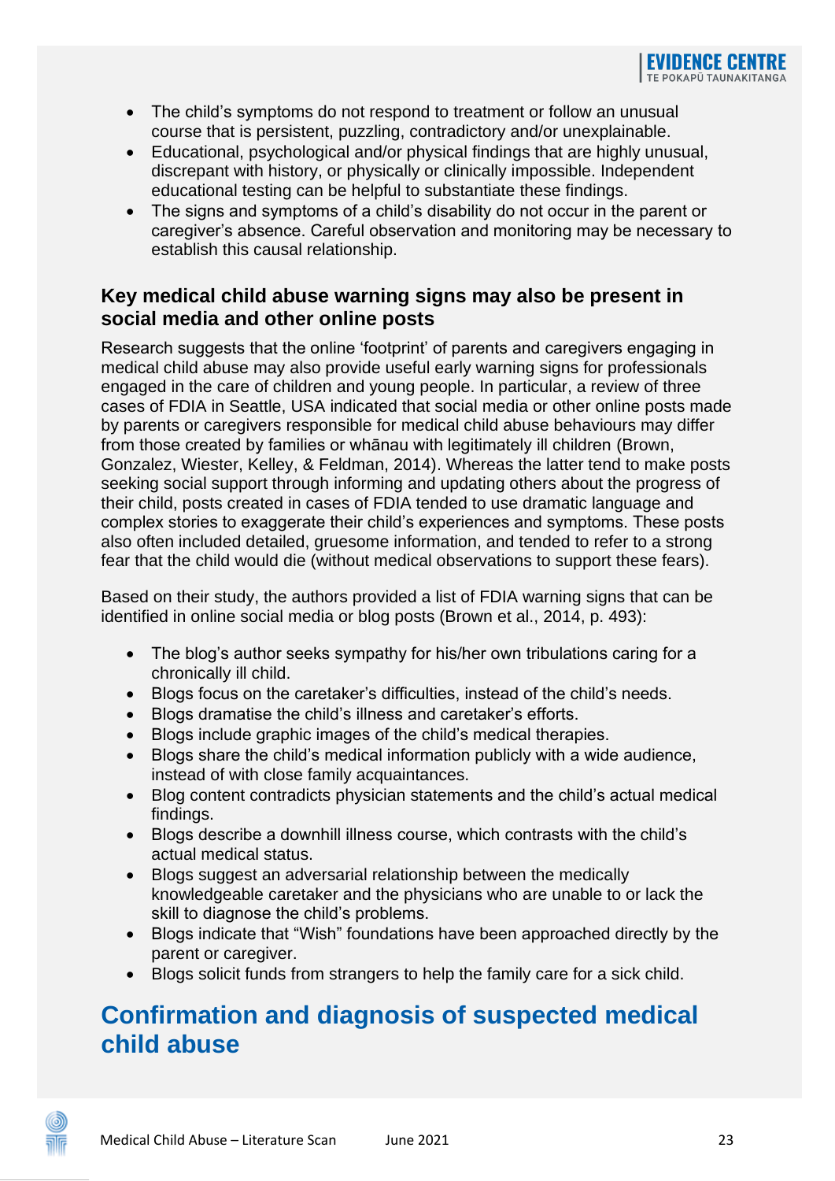- The child's symptoms do not respond to treatment or follow an unusual course that is persistent, puzzling, contradictory and/or unexplainable.
- Educational, psychological and/or physical findings that are highly unusual, discrepant with history, or physically or clinically impossible. Independent educational testing can be helpful to substantiate these findings.
- The signs and symptoms of a child's disability do not occur in the parent or caregiver's absence. Careful observation and monitoring may be necessary to establish this causal relationship.

### Key medical child abuse warning signs may also be present in social media and other online posts

Research suggests that the online 'footprint' of parents and caregivers engaging in medical child abuse may also provide useful early warning signs for professionals engaged in the care of children and young people. In particular, a review of three cases of FDIA in Seattle, USA indicated that social media or other online posts made by parents or caregivers responsible for medical child abuse behaviours may differ from those created by families or whānau with legitimately ill children (Brown, Gonzalez, Wiester, Kelley, & Feldman, 2014). Whereas the latter tend to make posts seeking social support through informing and updating others about the progress of their child, posts created in cases of FDIA tended to use dramatic language and complex stories to exaggerate their child's experiences and symptoms. These posts also often included detailed, gruesome information, and tended to refer to a strong fear that the child would die (without medical observations to support these fears).

Based on their study, the authors provided a list of FDIA warning signs that can be identified in online social media or blog posts (Brown et al., 2014, p. 493):

- The blog's author seeks sympathy for his/her own tribulations caring for a chronically ill child.
- Blogs focus on the caretaker's difficulties, instead of the child's needs.
- Blogs dramatise the child's illness and caretaker's efforts.
- Blogs include graphic images of the child's medical therapies.
- Blogs share the child's medical information publicly with a wide audience, instead of with close family acquaintances.
- Blog content contradicts physician statements and the child's actual medical findings.
- Blogs describe a downhill illness course, which contrasts with the child's actual medical status.
- Blogs suggest an adversarial relationship between the medically knowledgeable caretaker and the physicians who are unable to or lack the skill to diagnose the child's problems.
- Blogs indicate that "Wish" foundations have been approached directly by the parent or caregiver.
- Blogs solicit funds from strangers to help the family care for a sick child.

## Confirmation and diagnosis of suspected medical child abuse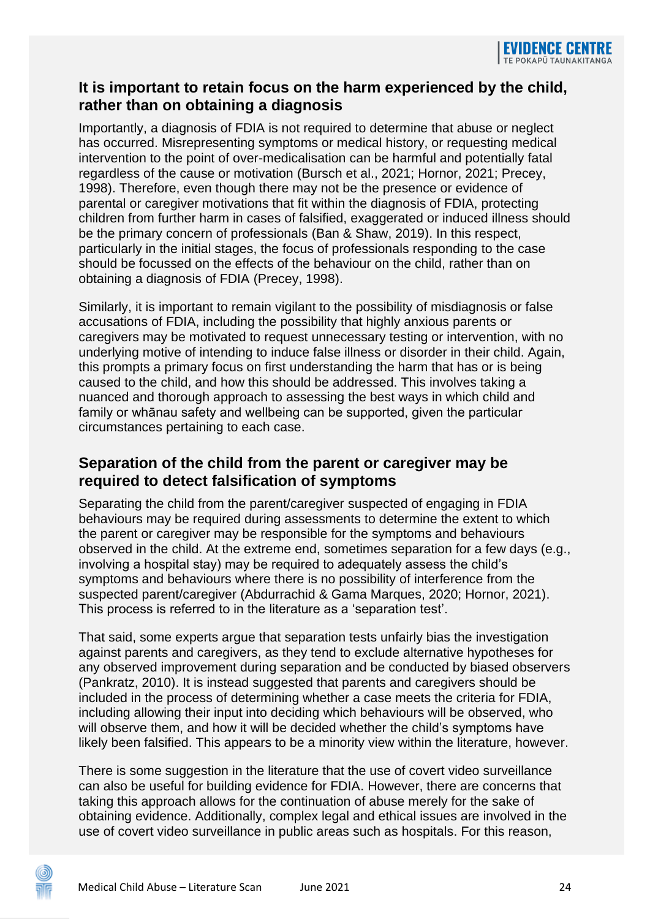## It is important to retain focus on the harm experienced by the child, rather than on obtaining a diagnosis

Importantly, a diagnosis of FDIA is not required to determine that abuse or neglect has occurred. Misrepresenting symptoms or medical history, or requesting medical intervention to the point of over-medicalisation can be harmful and potentially fatal regardless of the cause or motivation (Bursch et al., 2021; Hornor, 2021; Precey, 1998). Therefore, even though there may not be the presence or evidence of parental or caregiver motivations that fit within the diagnosis of FDIA, protecting children from further harm in cases of falsified, exaggerated or induced illness should be the primary concern of professionals (Ban & Shaw, 2019). In this respect, particularly in the initial stages, the focus of professionals responding to the case should be focussed on the effects of the behaviour on the child, rather than on obtaining a diagnosis of FDIA (Precey, 1998).

Similarly, it is important to remain vigilant to the possibility of misdiagnosis or false accusations of FDIA, including the possibility that highly anxious parents or caregivers may be motivated to request unnecessary testing or intervention, with no underlying motive of intending to induce false illness or disorder in their child. Again, this prompts a primary focus on first understanding the harm that has or is being caused to the child, and how this should be addressed. This involves taking a nuanced and thorough approach to assessing the best ways in which child and family or whānau safety and wellbeing can be supported, given the particular circumstances pertaining to each case.

## Separation of the child from the parent or caregiver may be required to detect falsification of symptoms

Separating the child from the parent/caregiver suspected of engaging in FDIA behaviours may be required during assessments to determine the extent to which the parent or caregiver may be responsible for the symptoms and behaviours observed in the child. At the extreme end, sometimes separation for a few days (e.g., involving a hospital stay) may be required to adequately assess the child's symptoms and behaviours where there is no possibility of interference from the suspected parent/caregiver (Abdurrachid & Gama Marques, 2020; Hornor, 2021). This process is referred to in the literature as a 'separation test'.

That said, some experts argue that separation tests unfairly bias the investigation against parents and caregivers, as they tend to exclude alternative hypotheses for any observed improvement during separation and be conducted by biased observers (Pankratz, 2010). It is instead suggested that parents and caregivers should be included in the process of determining whether a case meets the criteria for FDIA, including allowing their input into deciding which behaviours will be observed, who will observe them, and how it will be decided whether the child's symptoms have likely been falsified. This appears to be a minority view within the literature, however.

There is some suggestion in the literature that the use of covert video surveillance can also be useful for building evidence for FDIA. However, there are concerns that taking this approach allows for the continuation of abuse merely for the sake of obtaining evidence. Additionally, complex legal and ethical issues are involved in the use of covert video surveillance in public areas such as hospitals. For this reason,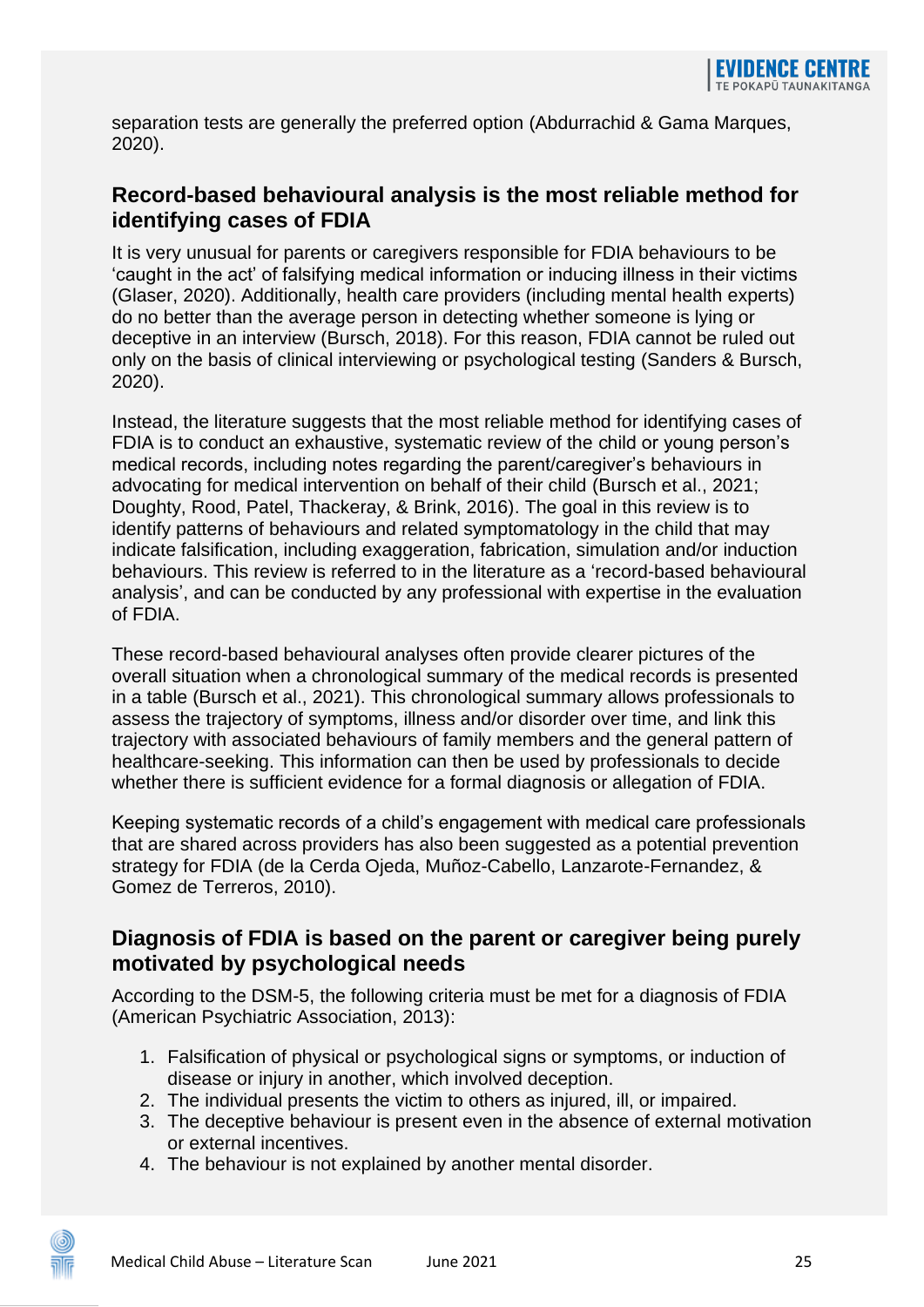separation tests are generally the preferred option (Abdurrachid & Gama Marques, 2020).

## Record-based behavioural analysis is the most reliable method for identifying cases of FDIA

It is very unusual for parents or caregivers responsible for FDIA behaviours to be 'caught in the act' of falsifying medical information or inducing illness in their victims (Glaser, 2020). Additionally, health care providers (including mental health experts) do no better than the average person in detecting whether someone is lying or deceptive in an interview (Bursch, 2018). For this reason, FDIA cannot be ruled out only on the basis of clinical interviewing or psychological testing (Sanders & Bursch, 2020).

Instead, the literature suggests that the most reliable method for identifying cases of FDIA is to conduct an exhaustive, systematic review of the child or young person's medical records, including notes regarding the parent/caregiver's behaviours in advocating for medical intervention on behalf of their child (Bursch et al., 2021; Doughty, Rood, Patel, Thackeray, & Brink, 2016). The goal in this review is to identify patterns of behaviours and related symptomatology in the child that may indicate falsification, including exaggeration, fabrication, simulation and/or induction behaviours. This review is referred to in the literature as a 'record-based behavioural analysis', and can be conducted by any professional with expertise in the evaluation of FDIA.

These record-based behavioural analyses often provide clearer pictures of the overall situation when a chronological summary of the medical records is presented in a table (Bursch et al., 2021). This chronological summary allows professionals to assess the trajectory of symptoms, illness and/or disorder over time, and link this trajectory with associated behaviours of family members and the general pattern of healthcare-seeking. This information can then be used by professionals to decide whether there is sufficient evidence for a formal diagnosis or allegation of FDIA.

Keeping systematic records of a child's engagement with medical care professionals that are shared across providers has also been suggested as a potential prevention strategy for FDIA (de la Cerda Ojeda, Muñoz-Cabello, Lanzarote-Fernandez, & Gomez de Terreros, 2010).

## Diagnosis of FDIA is based on the parent or caregiver being purely motivated by psychological needs

According to the DSM-5, the following criteria must be met for a diagnosis of FDIA (American Psychiatric Association, 2013):

1. Falsification of physical or psychological signs or symptoms, or induction of disease or injury in another, which involved deception.
2. The individual presents the victim to others as injured, ill, or impaired.
3. The deceptive behaviour is present even in the absence of external motivation or external incentives.
4. The behaviour is not explained by another mental disorder.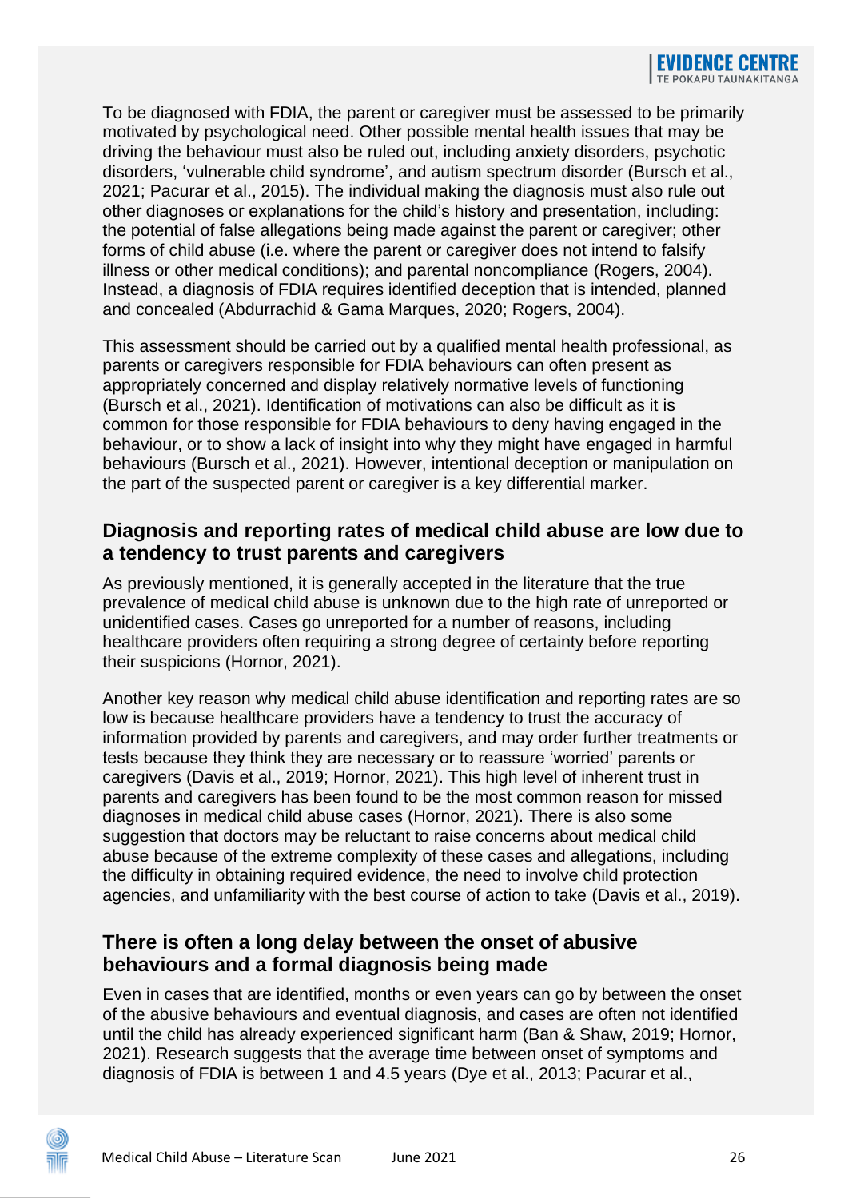To be diagnosed with FDIA, the parent or caregiver must be assessed to be primarily motivated by psychological need. Other possible mental health issues that may be driving the behaviour must also be ruled out, including anxiety disorders, psychotic disorders, 'vulnerable child syndrome', and autism spectrum disorder (Bursch et al., 2021; Pacurar et al., 2015). The individual making the diagnosis must also rule out other diagnoses or explanations for the child's history and presentation, including: the potential of false allegations being made against the parent or caregiver; other forms of child abuse (i.e. where the parent or caregiver does not intend to falsify illness or other medical conditions); and parental noncompliance (Rogers, 2004). Instead, a diagnosis of FDIA requires identified deception that is intended, planned and concealed (Abdurrachid & Gama Marques, 2020; Rogers, 2004).

This assessment should be carried out by a qualified mental health professional, as parents or caregivers responsible for FDIA behaviours can often present as appropriately concerned and display relatively normative levels of functioning (Bursch et al., 2021). Identification of motivations can also be difficult as it is common for those responsible for FDIA behaviours to deny having engaged in the behaviour, or to show a lack of insight into why they might have engaged in harmful behaviours (Bursch et al., 2021). However, intentional deception or manipulation on the part of the suspected parent or caregiver is a key differential marker.

## Diagnosis and reporting rates of medical child abuse are low due to a tendency to trust parents and caregivers

As previously mentioned, it is generally accepted in the literature that the true prevalence of medical child abuse is unknown due to the high rate of unreported or unidentified cases. Cases go unreported for a number of reasons, including healthcare providers often requiring a strong degree of certainty before reporting their suspicions (Hornor, 2021).

Another key reason why medical child abuse identification and reporting rates are so low is because healthcare providers have a tendency to trust the accuracy of information provided by parents and caregivers, and may order further treatments or tests because they think they are necessary or to reassure 'worried' parents or caregivers (Davis et al., 2019; Hornor, 2021). This high level of inherent trust in parents and caregivers has been found to be the most common reason for missed diagnoses in medical child abuse cases (Hornor, 2021). There is also some suggestion that doctors may be reluctant to raise concerns about medical child abuse because of the extreme complexity of these cases and allegations, including the difficulty in obtaining required evidence, the need to involve child protection agencies, and unfamiliarity with the best course of action to take (Davis et al., 2019).

## There is often a long delay between the onset of abusive behaviours and a formal diagnosis being made

Even in cases that are identified, months or even years can go by between the onset of the abusive behaviours and eventual diagnosis, and cases are often not identified until the child has already experienced significant harm (Ban & Shaw, 2019; Hornor, 2021). Research suggests that the average time between onset of symptoms and diagnosis of FDIA is between 1 and 4.5 years (Dye et al., 2013; Pacurar et al.,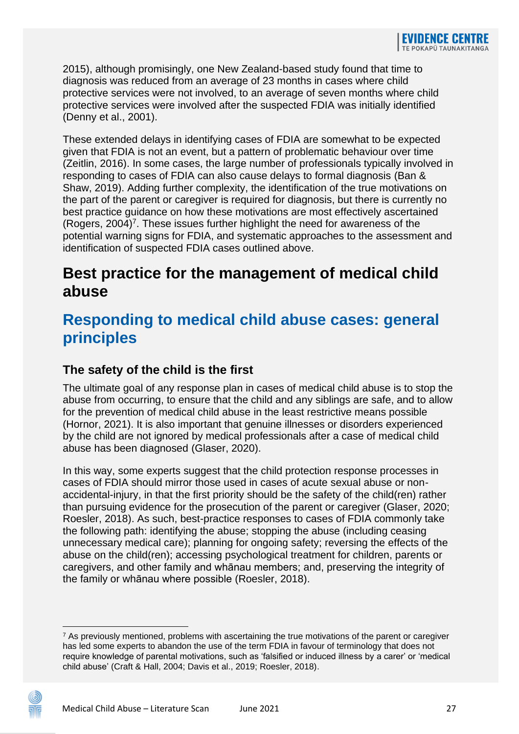2015), although promisingly, one New Zealand-based study found that time to diagnosis was reduced from an average of 23 months in cases where child protective services were not involved, to an average of seven months where child protective services were involved after the suspected FDIA was initially identified (Denny et al., 2001).

These extended delays in identifying cases of FDIA are somewhat to be expected given that FDIA is not an event, but a pattern of problematic behaviour over time (Zeitlin, 2016). In some cases, the large number of professionals typically involved in responding to cases of FDIA can also cause delays to formal diagnosis (Ban & Shaw, 2019). Adding further complexity, the identification of the true motivations on the part of the parent or caregiver is required for diagnosis, but there is currently no best practice guidance on how these motivations are most effectively ascertained (Rogers, 2004)[7]. These issues further highlight the need for awareness of the potential warning signs for FDIA, and systematic approaches to the assessment and identification of suspected FDIA cases outlined above.

# Best practice for the management of medical child abuse

## Responding to medical child abuse cases: general principles

### The safety of the child is the first

The ultimate goal of any response plan in cases of medical child abuse is to stop the abuse from occurring, to ensure that the child and any siblings are safe, and to allow for the prevention of medical child abuse in the least restrictive means possible (Hornor, 2021). It is also important that genuine illnesses or disorders experienced by the child are not ignored by medical professionals after a case of medical child abuse has been diagnosed (Glaser, 2020).

In this way, some experts suggest that the child protection response processes in cases of FDIA should mirror those used in cases of acute sexual abuse or non-accidental-injury, in that the first priority should be the safety of the child(ren) rather than pursuing evidence for the prosecution of the parent or caregiver (Glaser, 2020; Roesler, 2018). As such, best-practice responses to cases of FDIA commonly take the following path: identifying the abuse; stopping the abuse (including ceasing unnecessary medical care); planning for ongoing safety; reversing the effects of the abuse on the child(ren); accessing psychological treatment for children, parents or caregivers, and other family and whānau members; and, preserving the integrity of the family or whānau where possible (Roesler, 2018).

---

[7] As previously mentioned, problems with ascertaining the true motivations of the parent or caregiver has led some experts to abandon the use of the term FDIA in favour of terminology that does not require knowledge of parental motivations, such as 'falsified or induced illness by a carer' or 'medical child abuse' (Craft & Hall, 2004; Davis et al., 2019; Roesler, 2018).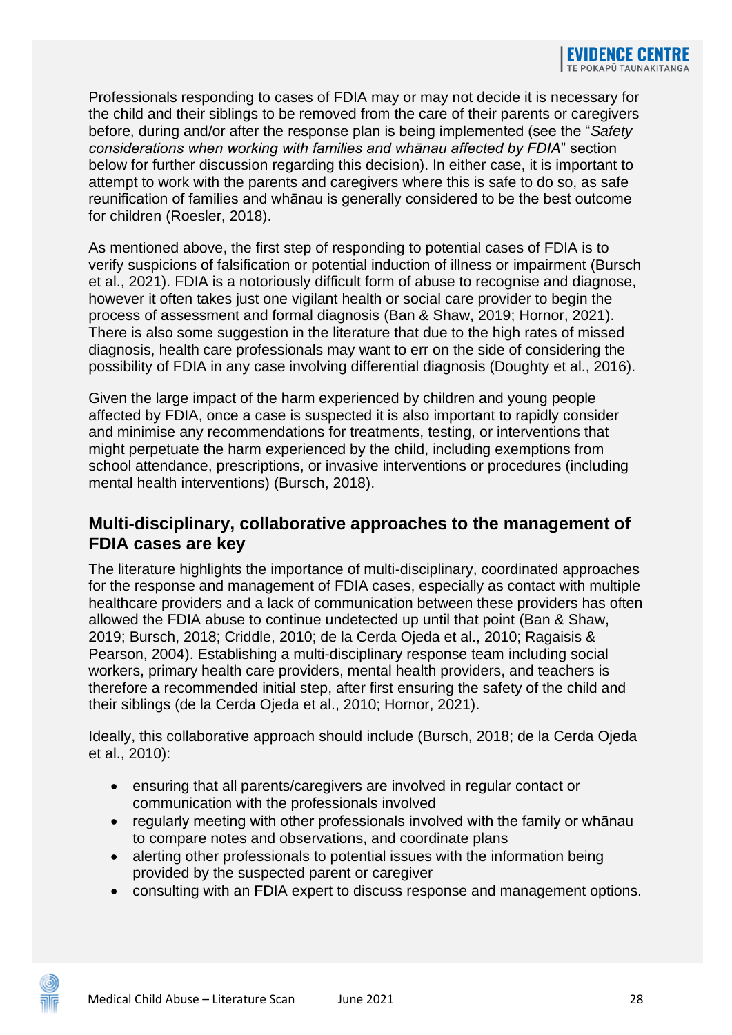Professionals responding to cases of FDIA may or may not decide it is necessary for the child and their siblings to be removed from the care of their parents or caregivers before, during and/or after the response plan is being implemented (see the "*Safety considerations when working with families and whānau affected by FDIA*" section below for further discussion regarding this decision). In either case, it is important to attempt to work with the parents and caregivers where this is safe to do so, as safe reunification of families and whānau is generally considered to be the best outcome for children (Roesler, 2018).

As mentioned above, the first step of responding to potential cases of FDIA is to verify suspicions of falsification or potential induction of illness or impairment (Bursch et al., 2021). FDIA is a notoriously difficult form of abuse to recognise and diagnose, however it often takes just one vigilant health or social care provider to begin the process of assessment and formal diagnosis (Ban & Shaw, 2019; Hornor, 2021). There is also some suggestion in the literature that due to the high rates of missed diagnosis, health care professionals may want to err on the side of considering the possibility of FDIA in any case involving differential diagnosis (Doughty et al., 2016).

Given the large impact of the harm experienced by children and young people affected by FDIA, once a case is suspected it is also important to rapidly consider and minimise any recommendations for treatments, testing, or interventions that might perpetuate the harm experienced by the child, including exemptions from school attendance, prescriptions, or invasive interventions or procedures (including mental health interventions) (Bursch, 2018).

## Multi-disciplinary, collaborative approaches to the management of FDIA cases are key

The literature highlights the importance of multi-disciplinary, coordinated approaches for the response and management of FDIA cases, especially as contact with multiple healthcare providers and a lack of communication between these providers has often allowed the FDIA abuse to continue undetected up until that point (Ban & Shaw, 2019; Bursch, 2018; Criddle, 2010; de la Cerda Ojeda et al., 2010; Ragaisis & Pearson, 2004). Establishing a multi-disciplinary response team including social workers, primary health care providers, mental health providers, and teachers is therefore a recommended initial step, after first ensuring the safety of the child and their siblings (de la Cerda Ojeda et al., 2010; Hornor, 2021).

Ideally, this collaborative approach should include (Bursch, 2018; de la Cerda Ojeda et al., 2010):

- ensuring that all parents/caregivers are involved in regular contact or communication with the professionals involved
- regularly meeting with other professionals involved with the family or whānau to compare notes and observations, and coordinate plans
- alerting other professionals to potential issues with the information being provided by the suspected parent or caregiver
- consulting with an FDIA expert to discuss response and management options.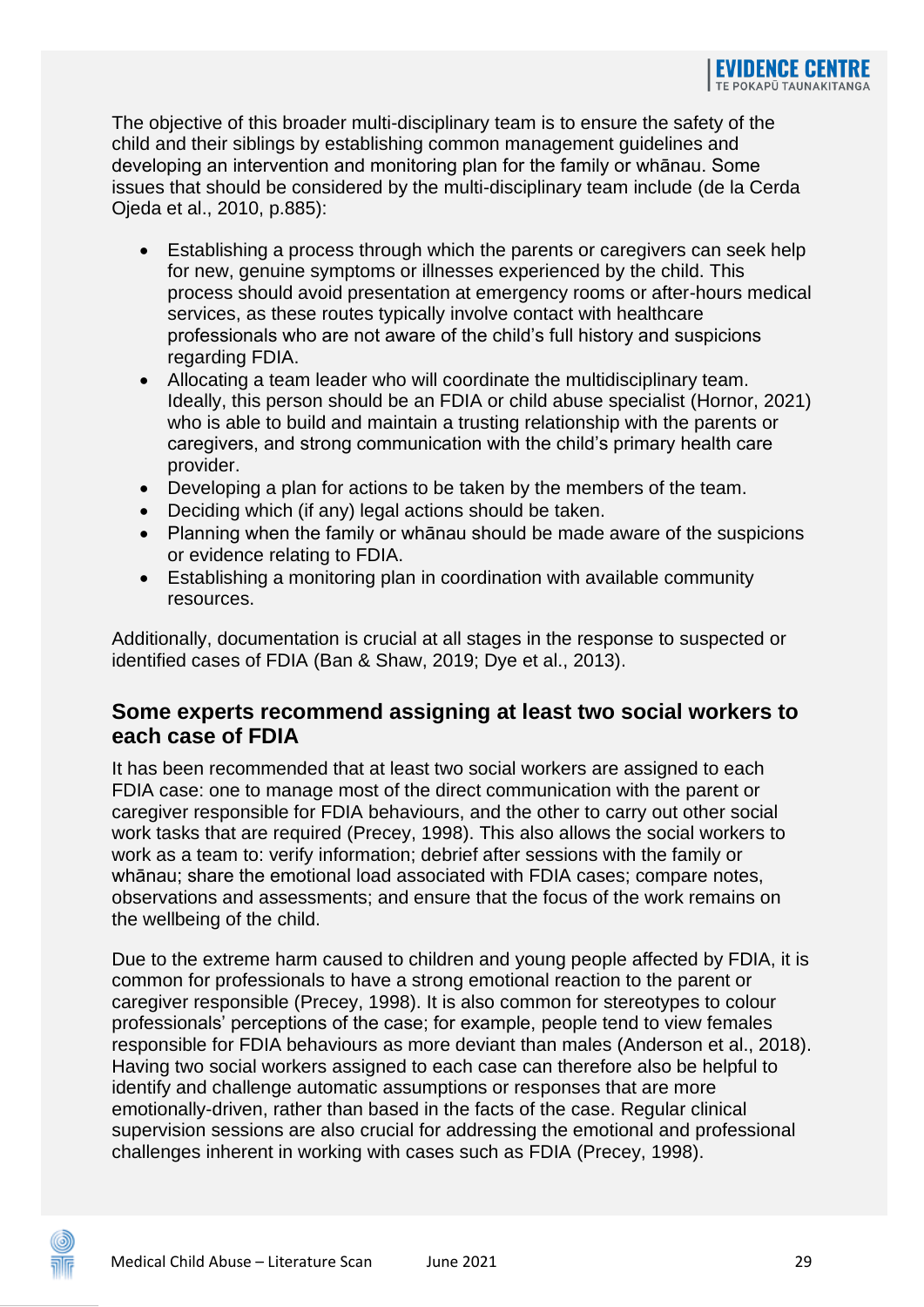The objective of this broader multi-disciplinary team is to ensure the safety of the child and their siblings by establishing common management guidelines and developing an intervention and monitoring plan for the family or whānau. Some issues that should be considered by the multi-disciplinary team include (de la Cerda Ojeda et al., 2010, p.885):

- Establishing a process through which the parents or caregivers can seek help for new, genuine symptoms or illnesses experienced by the child. This process should avoid presentation at emergency rooms or after-hours medical services, as these routes typically involve contact with healthcare professionals who are not aware of the child's full history and suspicions regarding FDIA.
- Allocating a team leader who will coordinate the multidisciplinary team. Ideally, this person should be an FDIA or child abuse specialist (Hornor, 2021) who is able to build and maintain a trusting relationship with the parents or caregivers, and strong communication with the child's primary health care provider.
- Developing a plan for actions to be taken by the members of the team.
- Deciding which (if any) legal actions should be taken.
- Planning when the family or whānau should be made aware of the suspicions or evidence relating to FDIA.
- Establishing a monitoring plan in coordination with available community resources.

Additionally, documentation is crucial at all stages in the response to suspected or identified cases of FDIA (Ban & Shaw, 2019; Dye et al., 2013).

## Some experts recommend assigning at least two social workers to each case of FDIA

It has been recommended that at least two social workers are assigned to each FDIA case: one to manage most of the direct communication with the parent or caregiver responsible for FDIA behaviours, and the other to carry out other social work tasks that are required (Precey, 1998). This also allows the social workers to work as a team to: verify information; debrief after sessions with the family or whānau; share the emotional load associated with FDIA cases; compare notes, observations and assessments; and ensure that the focus of the work remains on the wellbeing of the child.

Due to the extreme harm caused to children and young people affected by FDIA, it is common for professionals to have a strong emotional reaction to the parent or caregiver responsible (Precey, 1998). It is also common for stereotypes to colour professionals' perceptions of the case; for example, people tend to view females responsible for FDIA behaviours as more deviant than males (Anderson et al., 2018). Having two social workers assigned to each case can therefore also be helpful to identify and challenge automatic assumptions or responses that are more emotionally-driven, rather than based in the facts of the case. Regular clinical supervision sessions are also crucial for addressing the emotional and professional challenges inherent in working with cases such as FDIA (Precey, 1998).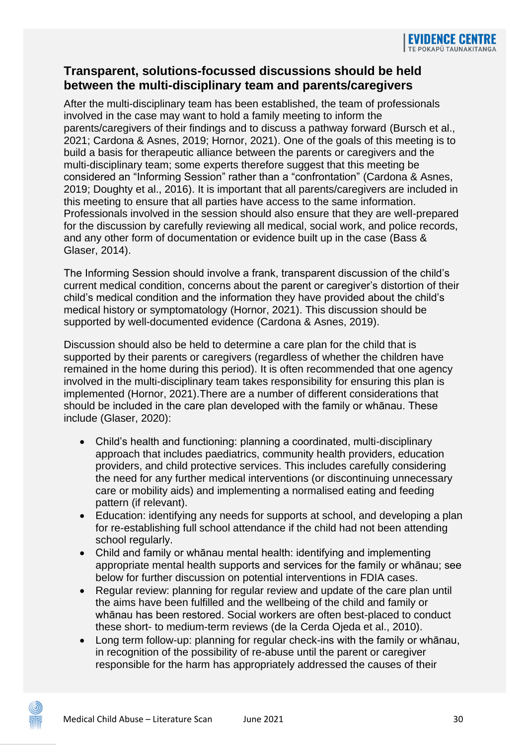## Transparent, solutions-focussed discussions should be held between the multi-disciplinary team and parents/caregivers

After the multi-disciplinary team has been established, the team of professionals involved in the case may want to hold a family meeting to inform the parents/caregivers of their findings and to discuss a pathway forward (Bursch et al., 2021; Cardona & Asnes, 2019; Hornor, 2021). One of the goals of this meeting is to build a basis for therapeutic alliance between the parents or caregivers and the multi-disciplinary team; some experts therefore suggest that this meeting be considered an "Informing Session" rather than a "confrontation" (Cardona & Asnes, 2019; Doughty et al., 2016). It is important that all parents/caregivers are included in this meeting to ensure that all parties have access to the same information. Professionals involved in the session should also ensure that they are well-prepared for the discussion by carefully reviewing all medical, social work, and police records, and any other form of documentation or evidence built up in the case (Bass & Glaser, 2014).

The Informing Session should involve a frank, transparent discussion of the child's current medical condition, concerns about the parent or caregiver's distortion of their child's medical condition and the information they have provided about the child's medical history or symptomatology (Hornor, 2021). This discussion should be supported by well-documented evidence (Cardona & Asnes, 2019).

Discussion should also be held to determine a care plan for the child that is supported by their parents or caregivers (regardless of whether the children have remained in the home during this period). It is often recommended that one agency involved in the multi-disciplinary team takes responsibility for ensuring this plan is implemented (Hornor, 2021).There are a number of different considerations that should be included in the care plan developed with the family or whānau. These include (Glaser, 2020):

- Child's health and functioning: planning a coordinated, multi-disciplinary approach that includes paediatrics, community health providers, education providers, and child protective services. This includes carefully considering the need for any further medical interventions (or discontinuing unnecessary care or mobility aids) and implementing a normalised eating and feeding pattern (if relevant).
- Education: identifying any needs for supports at school, and developing a plan for re-establishing full school attendance if the child had not been attending school regularly.
- Child and family or whānau mental health: identifying and implementing appropriate mental health supports and services for the family or whānau; see below for further discussion on potential interventions in FDIA cases.
- Regular review: planning for regular review and update of the care plan until the aims have been fulfilled and the wellbeing of the child and family or whānau has been restored. Social workers are often best-placed to conduct these short- to medium-term reviews (de la Cerda Ojeda et al., 2010).
- Long term follow-up: planning for regular check-ins with the family or whānau, in recognition of the possibility of re-abuse until the parent or caregiver responsible for the harm has appropriately addressed the causes of their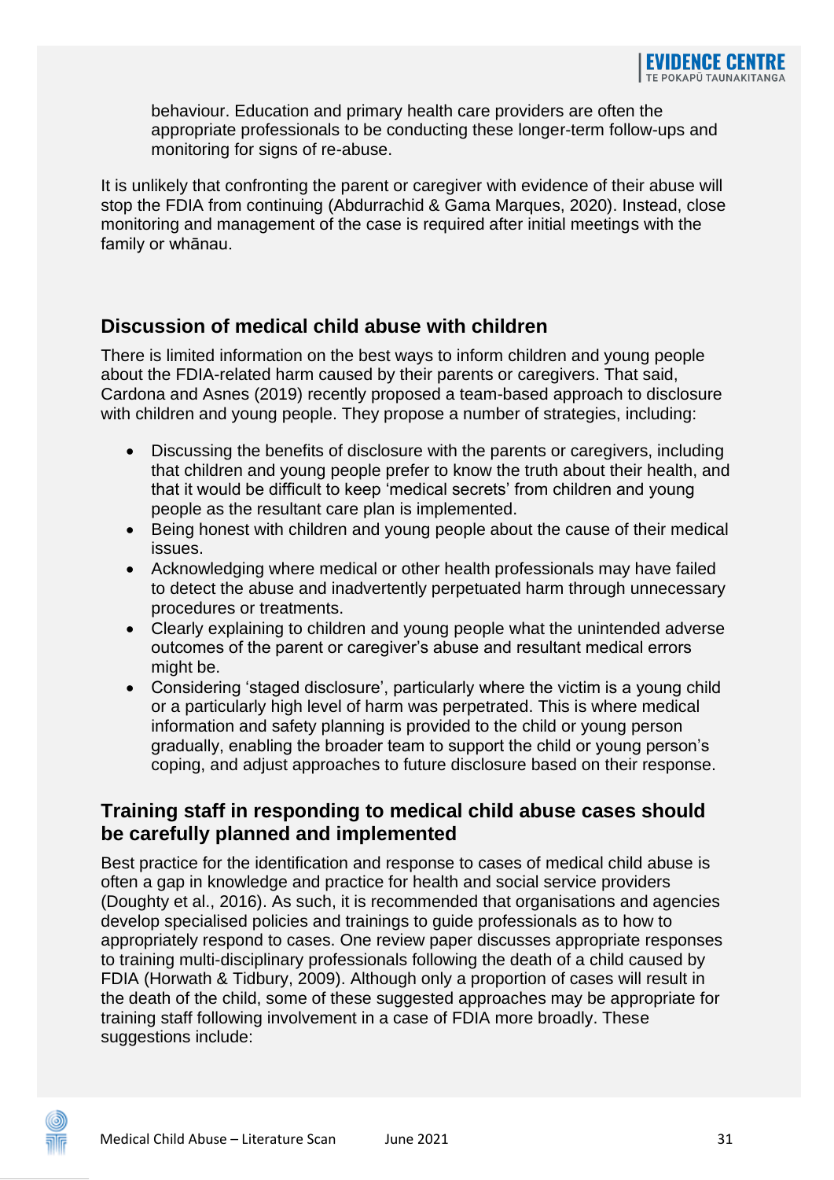behaviour. Education and primary health care providers are often the appropriate professionals to be conducting these longer-term follow-ups and monitoring for signs of re-abuse.

It is unlikely that confronting the parent or caregiver with evidence of their abuse will stop the FDIA from continuing (Abdurrachid & Gama Marques, 2020). Instead, close monitoring and management of the case is required after initial meetings with the family or whānau.

## Discussion of medical child abuse with children

There is limited information on the best ways to inform children and young people about the FDIA-related harm caused by their parents or caregivers. That said, Cardona and Asnes (2019) recently proposed a team-based approach to disclosure with children and young people. They propose a number of strategies, including:

- Discussing the benefits of disclosure with the parents or caregivers, including that children and young people prefer to know the truth about their health, and that it would be difficult to keep 'medical secrets' from children and young people as the resultant care plan is implemented.
- Being honest with children and young people about the cause of their medical issues.
- Acknowledging where medical or other health professionals may have failed to detect the abuse and inadvertently perpetuated harm through unnecessary procedures or treatments.
- Clearly explaining to children and young people what the unintended adverse outcomes of the parent or caregiver's abuse and resultant medical errors might be.
- Considering 'staged disclosure', particularly where the victim is a young child or a particularly high level of harm was perpetrated. This is where medical information and safety planning is provided to the child or young person gradually, enabling the broader team to support the child or young person's coping, and adjust approaches to future disclosure based on their response.

## Training staff in responding to medical child abuse cases should be carefully planned and implemented

Best practice for the identification and response to cases of medical child abuse is often a gap in knowledge and practice for health and social service providers (Doughty et al., 2016). As such, it is recommended that organisations and agencies develop specialised policies and trainings to guide professionals as to how to appropriately respond to cases. One review paper discusses appropriate responses to training multi-disciplinary professionals following the death of a child caused by FDIA (Horwath & Tidbury, 2009). Although only a proportion of cases will result in the death of the child, some of these suggested approaches may be appropriate for training staff following involvement in a case of FDIA more broadly. These suggestions include: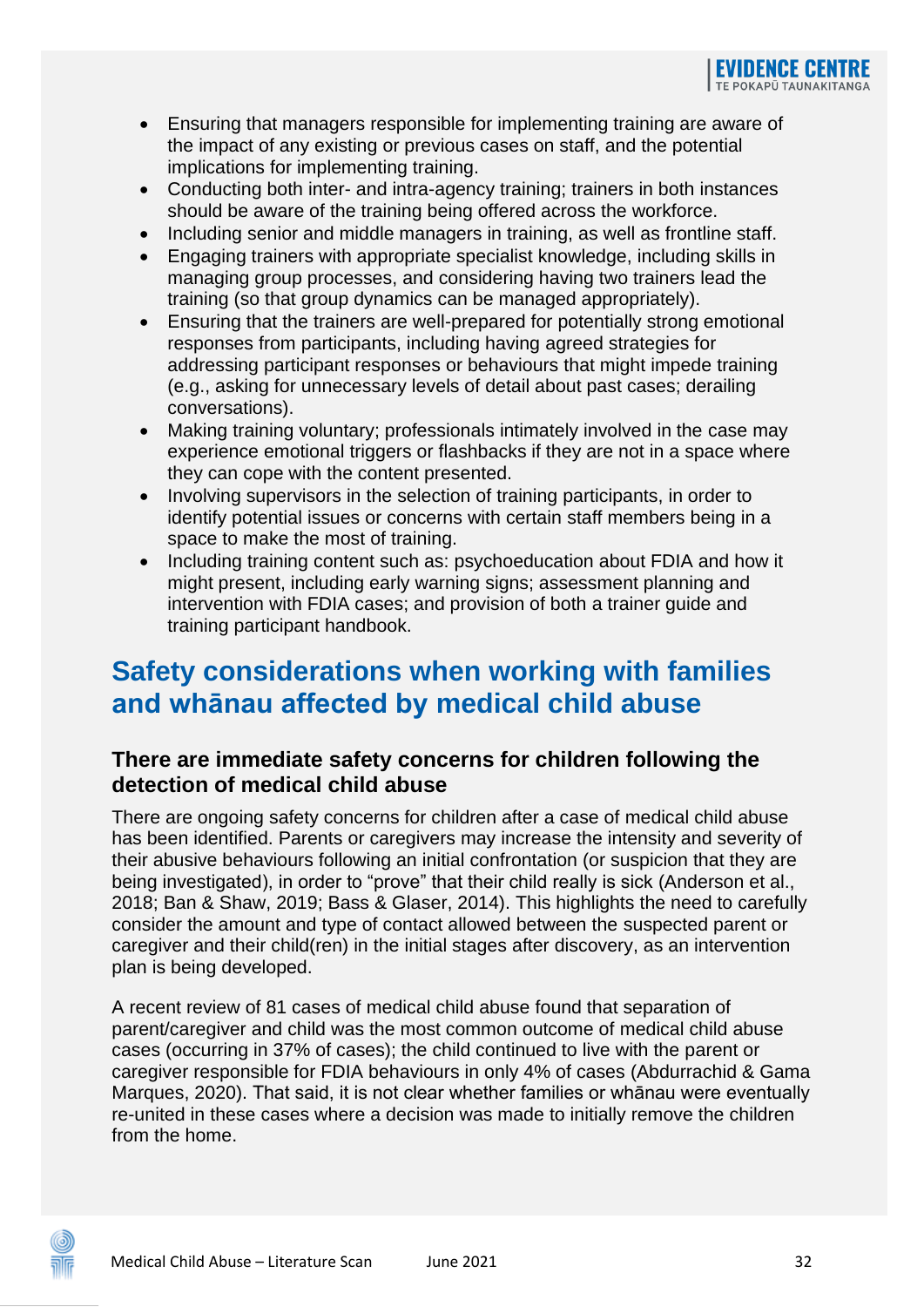- Ensuring that managers responsible for implementing training are aware of the impact of any existing or previous cases on staff, and the potential implications for implementing training.
- Conducting both inter- and intra-agency training; trainers in both instances should be aware of the training being offered across the workforce.
- Including senior and middle managers in training, as well as frontline staff.
- Engaging trainers with appropriate specialist knowledge, including skills in managing group processes, and considering having two trainers lead the training (so that group dynamics can be managed appropriately).
- Ensuring that the trainers are well-prepared for potentially strong emotional responses from participants, including having agreed strategies for addressing participant responses or behaviours that might impede training (e.g., asking for unnecessary levels of detail about past cases; derailing conversations).
- Making training voluntary; professionals intimately involved in the case may experience emotional triggers or flashbacks if they are not in a space where they can cope with the content presented.
- Involving supervisors in the selection of training participants, in order to identify potential issues or concerns with certain staff members being in a space to make the most of training.
- Including training content such as: psychoeducation about FDIA and how it might present, including early warning signs; assessment planning and intervention with FDIA cases; and provision of both a trainer guide and training participant handbook.

## Safety considerations when working with families and whānau affected by medical child abuse

### There are immediate safety concerns for children following the detection of medical child abuse

There are ongoing safety concerns for children after a case of medical child abuse has been identified. Parents or caregivers may increase the intensity and severity of their abusive behaviours following an initial confrontation (or suspicion that they are being investigated), in order to "prove" that their child really is sick (Anderson et al., 2018; Ban & Shaw, 2019; Bass & Glaser, 2014). This highlights the need to carefully consider the amount and type of contact allowed between the suspected parent or caregiver and their child(ren) in the initial stages after discovery, as an intervention plan is being developed.

A recent review of 81 cases of medical child abuse found that separation of parent/caregiver and child was the most common outcome of medical child abuse cases (occurring in 37% of cases); the child continued to live with the parent or caregiver responsible for FDIA behaviours in only 4% of cases (Abdurrachid & Gama Marques, 2020). That said, it is not clear whether families or whānau were eventually re-united in these cases where a decision was made to initially remove the children from the home.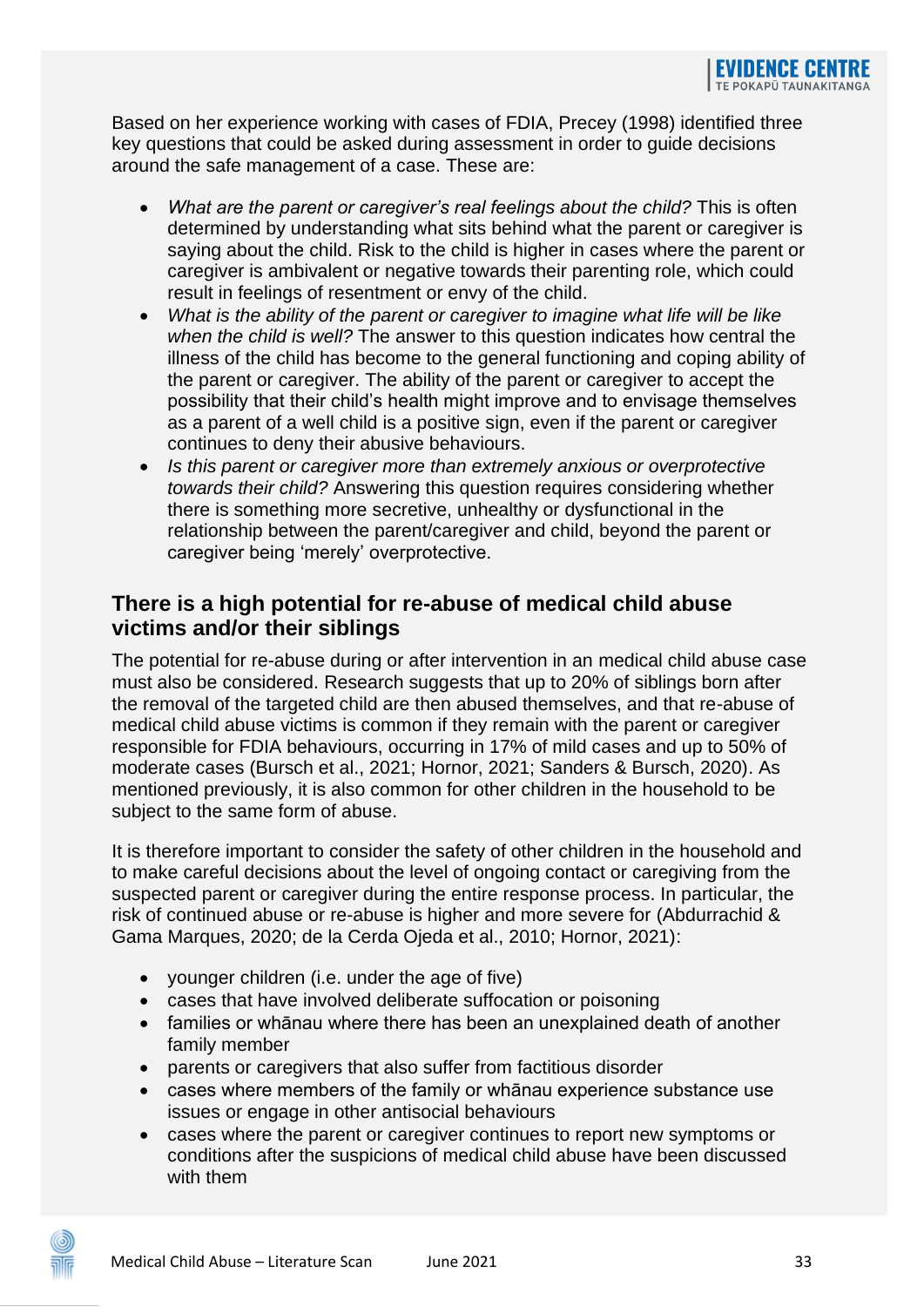Based on her experience working with cases of FDIA, Precey (1998) identified three key questions that could be asked during assessment in order to guide decisions around the safe management of a case. These are:

- *What are the parent or caregiver's real feelings about the child?* This is often determined by understanding what sits behind what the parent or caregiver is saying about the child. Risk to the child is higher in cases where the parent or caregiver is ambivalent or negative towards their parenting role, which could result in feelings of resentment or envy of the child.
- *What is the ability of the parent or caregiver to imagine what life will be like when the child is well?* The answer to this question indicates how central the illness of the child has become to the general functioning and coping ability of the parent or caregiver. The ability of the parent or caregiver to accept the possibility that their child's health might improve and to envisage themselves as a parent of a well child is a positive sign, even if the parent or caregiver continues to deny their abusive behaviours.
- *Is this parent or caregiver more than extremely anxious or overprotective towards their child?* Answering this question requires considering whether there is something more secretive, unhealthy or dysfunctional in the relationship between the parent/caregiver and child, beyond the parent or caregiver being 'merely' overprotective.

## There is a high potential for re-abuse of medical child abuse victims and/or their siblings

The potential for re-abuse during or after intervention in an medical child abuse case must also be considered. Research suggests that up to 20% of siblings born after the removal of the targeted child are then abused themselves, and that re-abuse of medical child abuse victims is common if they remain with the parent or caregiver responsible for FDIA behaviours, occurring in 17% of mild cases and up to 50% of moderate cases (Bursch et al., 2021; Hornor, 2021; Sanders & Bursch, 2020). As mentioned previously, it is also common for other children in the household to be subject to the same form of abuse.

It is therefore important to consider the safety of other children in the household and to make careful decisions about the level of ongoing contact or caregiving from the suspected parent or caregiver during the entire response process. In particular, the risk of continued abuse or re-abuse is higher and more severe for (Abdurrachid & Gama Marques, 2020; de la Cerda Ojeda et al., 2010; Hornor, 2021):

- younger children (i.e. under the age of five)
- cases that have involved deliberate suffocation or poisoning
- families or whānau where there has been an unexplained death of another family member
- parents or caregivers that also suffer from factitious disorder
- cases where members of the family or whānau experience substance use issues or engage in other antisocial behaviours
- cases where the parent or caregiver continues to report new symptoms or conditions after the suspicions of medical child abuse have been discussed with them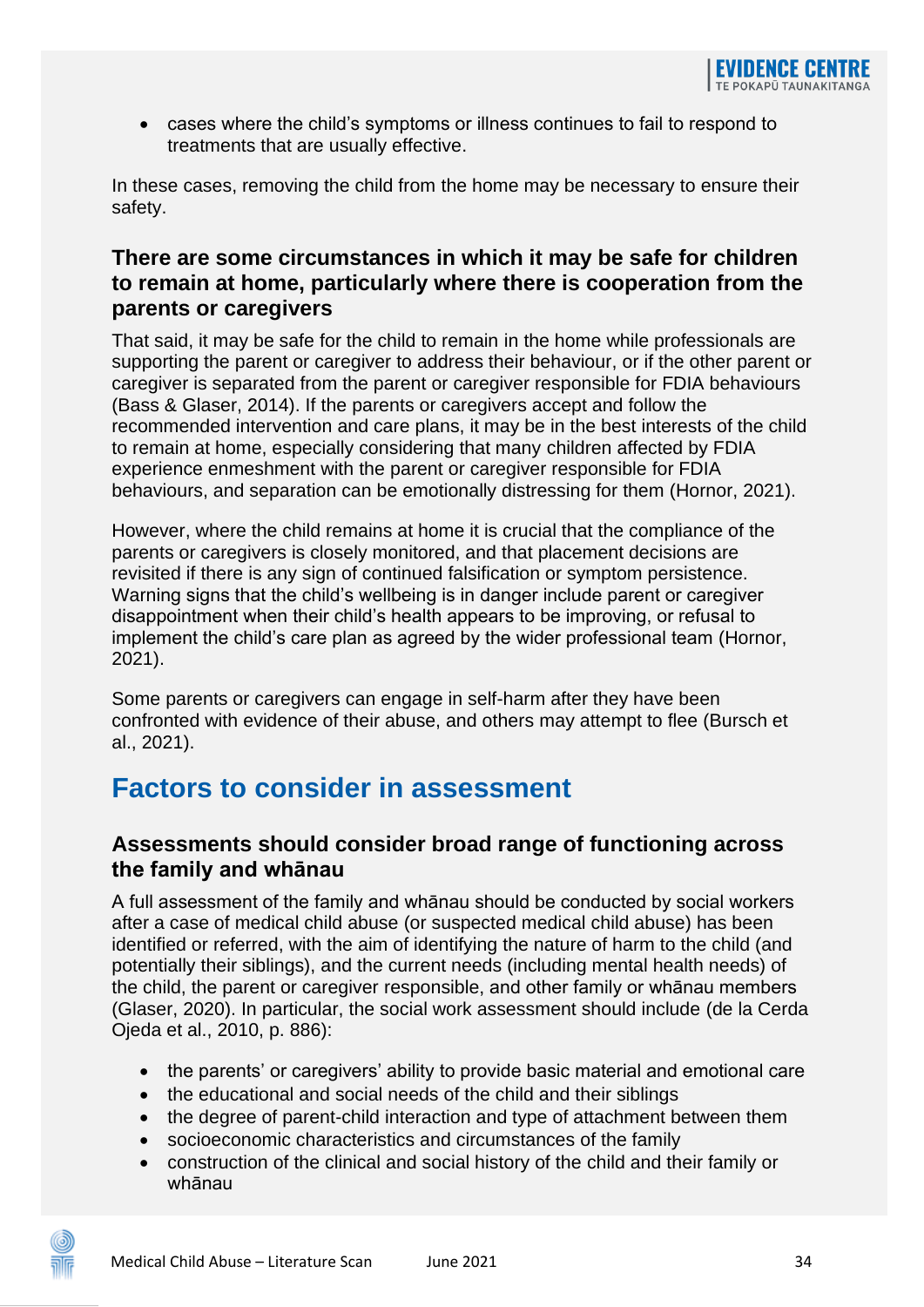- cases where the child's symptoms or illness continues to fail to respond to treatments that are usually effective.

In these cases, removing the child from the home may be necessary to ensure their safety.

### There are some circumstances in which it may be safe for children to remain at home, particularly where there is cooperation from the parents or caregivers

That said, it may be safe for the child to remain in the home while professionals are supporting the parent or caregiver to address their behaviour, or if the other parent or caregiver is separated from the parent or caregiver responsible for FDIA behaviours (Bass & Glaser, 2014). If the parents or caregivers accept and follow the recommended intervention and care plans, it may be in the best interests of the child to remain at home, especially considering that many children affected by FDIA experience enmeshment with the parent or caregiver responsible for FDIA behaviours, and separation can be emotionally distressing for them (Hornor, 2021).

However, where the child remains at home it is crucial that the compliance of the parents or caregivers is closely monitored, and that placement decisions are revisited if there is any sign of continued falsification or symptom persistence. Warning signs that the child's wellbeing is in danger include parent or caregiver disappointment when their child's health appears to be improving, or refusal to implement the child's care plan as agreed by the wider professional team (Hornor, 2021).

Some parents or caregivers can engage in self-harm after they have been confronted with evidence of their abuse, and others may attempt to flee (Bursch et al., 2021).

## Factors to consider in assessment

### Assessments should consider broad range of functioning across the family and whānau

A full assessment of the family and whānau should be conducted by social workers after a case of medical child abuse (or suspected medical child abuse) has been identified or referred, with the aim of identifying the nature of harm to the child (and potentially their siblings), and the current needs (including mental health needs) of the child, the parent or caregiver responsible, and other family or whānau members (Glaser, 2020). In particular, the social work assessment should include (de la Cerda Ojeda et al., 2010, p. 886):

- the parents' or caregivers' ability to provide basic material and emotional care
- the educational and social needs of the child and their siblings
- the degree of parent-child interaction and type of attachment between them
- socioeconomic characteristics and circumstances of the family
- construction of the clinical and social history of the child and their family or whānau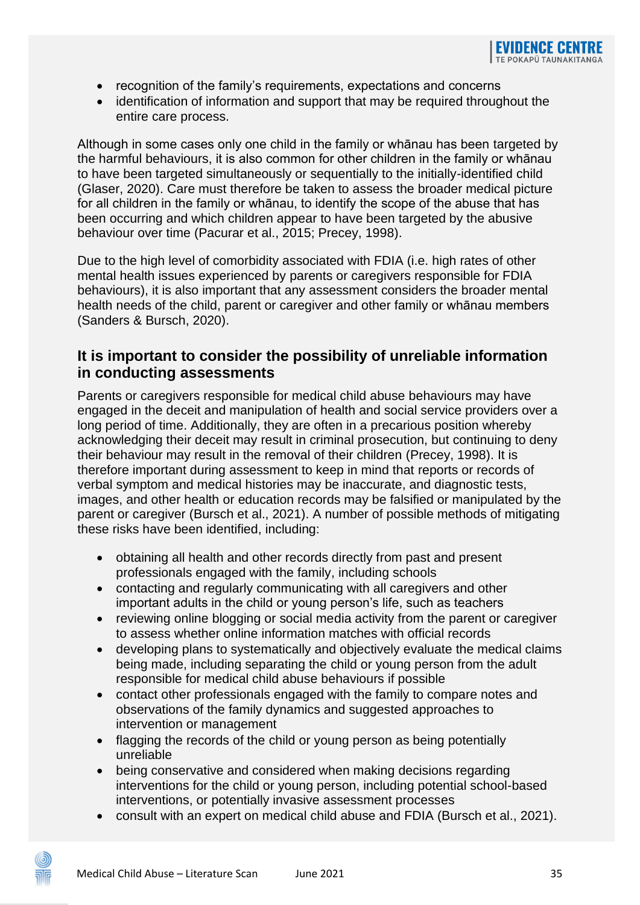- recognition of the family's requirements, expectations and concerns
- identification of information and support that may be required throughout the entire care process.

Although in some cases only one child in the family or whānau has been targeted by the harmful behaviours, it is also common for other children in the family or whānau to have been targeted simultaneously or sequentially to the initially-identified child (Glaser, 2020). Care must therefore be taken to assess the broader medical picture for all children in the family or whānau, to identify the scope of the abuse that has been occurring and which children appear to have been targeted by the abusive behaviour over time (Pacurar et al., 2015; Precey, 1998).

Due to the high level of comorbidity associated with FDIA (i.e. high rates of other mental health issues experienced by parents or caregivers responsible for FDIA behaviours), it is also important that any assessment considers the broader mental health needs of the child, parent or caregiver and other family or whānau members (Sanders & Bursch, 2020).

## It is important to consider the possibility of unreliable information in conducting assessments

Parents or caregivers responsible for medical child abuse behaviours may have engaged in the deceit and manipulation of health and social service providers over a long period of time. Additionally, they are often in a precarious position whereby acknowledging their deceit may result in criminal prosecution, but continuing to deny their behaviour may result in the removal of their children (Precey, 1998). It is therefore important during assessment to keep in mind that reports or records of verbal symptom and medical histories may be inaccurate, and diagnostic tests, images, and other health or education records may be falsified or manipulated by the parent or caregiver (Bursch et al., 2021). A number of possible methods of mitigating these risks have been identified, including:

- obtaining all health and other records directly from past and present professionals engaged with the family, including schools
- contacting and regularly communicating with all caregivers and other important adults in the child or young person's life, such as teachers
- reviewing online blogging or social media activity from the parent or caregiver to assess whether online information matches with official records
- developing plans to systematically and objectively evaluate the medical claims being made, including separating the child or young person from the adult responsible for medical child abuse behaviours if possible
- contact other professionals engaged with the family to compare notes and observations of the family dynamics and suggested approaches to intervention or management
- flagging the records of the child or young person as being potentially unreliable
- being conservative and considered when making decisions regarding interventions for the child or young person, including potential school-based interventions, or potentially invasive assessment processes
- consult with an expert on medical child abuse and FDIA (Bursch et al., 2021).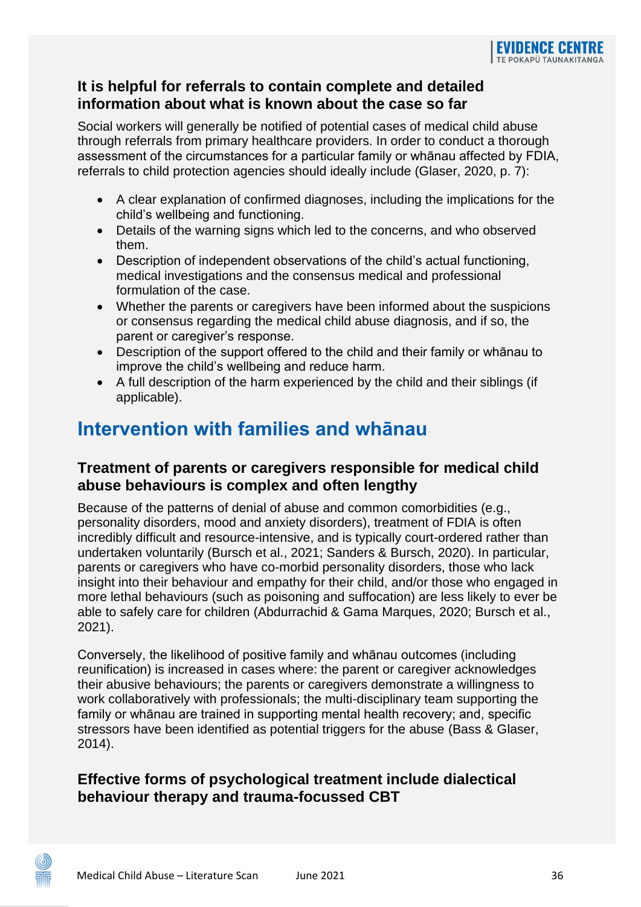### It is helpful for referrals to contain complete and detailed information about what is known about the case so far

Social workers will generally be notified of potential cases of medical child abuse through referrals from primary healthcare providers. In order to conduct a thorough assessment of the circumstances for a particular family or whānau affected by FDIA, referrals to child protection agencies should ideally include (Glaser, 2020, p. 7):

- A clear explanation of confirmed diagnoses, including the implications for the child's wellbeing and functioning.
- Details of the warning signs which led to the concerns, and who observed them.
- Description of independent observations of the child's actual functioning, medical investigations and the consensus medical and professional formulation of the case.
- Whether the parents or caregivers have been informed about the suspicions or consensus regarding the medical child abuse diagnosis, and if so, the parent or caregiver's response.
- Description of the support offered to the child and their family or whānau to improve the child's wellbeing and reduce harm.
- A full description of the harm experienced by the child and their siblings (if applicable).

## Intervention with families and whānau

### Treatment of parents or caregivers responsible for medical child abuse behaviours is complex and often lengthy

Because of the patterns of denial of abuse and common comorbidities (e.g., personality disorders, mood and anxiety disorders), treatment of FDIA is often incredibly difficult and resource-intensive, and is typically court-ordered rather than undertaken voluntarily (Bursch et al., 2021; Sanders & Bursch, 2020). In particular, parents or caregivers who have co-morbid personality disorders, those who lack insight into their behaviour and empathy for their child, and/or those who engaged in more lethal behaviours (such as poisoning and suffocation) are less likely to ever be able to safely care for children (Abdurrachid & Gama Marques, 2020; Bursch et al., 2021).

Conversely, the likelihood of positive family and whānau outcomes (including reunification) is increased in cases where: the parent or caregiver acknowledges their abusive behaviours; the parents or caregivers demonstrate a willingness to work collaboratively with professionals; the multi-disciplinary team supporting the family or whānau are trained in supporting mental health recovery; and, specific stressors have been identified as potential triggers for the abuse (Bass & Glaser, 2014).

### Effective forms of psychological treatment include dialectical behaviour therapy and trauma-focussed CBT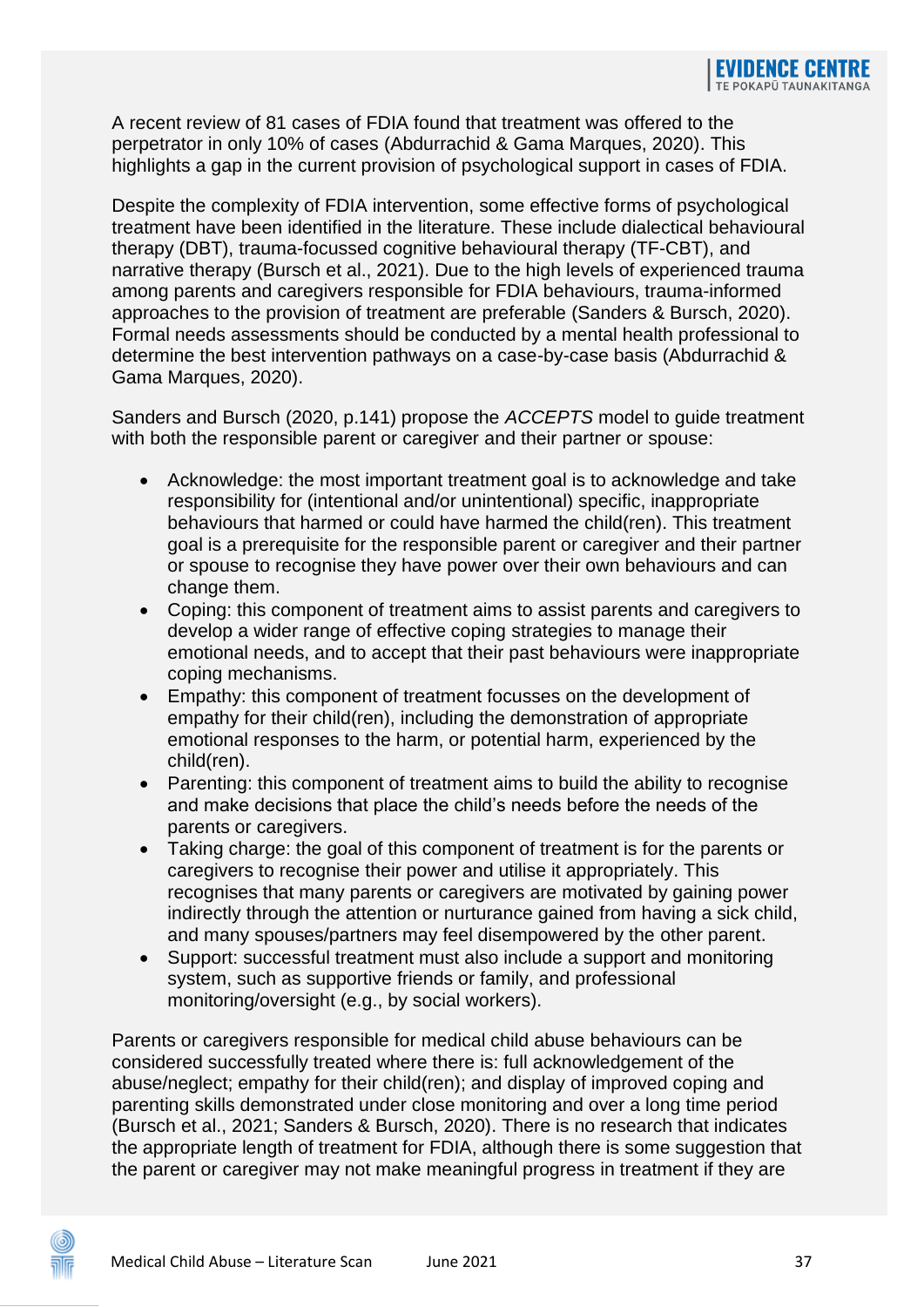A recent review of 81 cases of FDIA found that treatment was offered to the perpetrator in only 10% of cases (Abdurrachid & Gama Marques, 2020). This highlights a gap in the current provision of psychological support in cases of FDIA.

Despite the complexity of FDIA intervention, some effective forms of psychological treatment have been identified in the literature. These include dialectical behavioural therapy (DBT), trauma-focussed cognitive behavioural therapy (TF-CBT), and narrative therapy (Bursch et al., 2021). Due to the high levels of experienced trauma among parents and caregivers responsible for FDIA behaviours, trauma-informed approaches to the provision of treatment are preferable (Sanders & Bursch, 2020). Formal needs assessments should be conducted by a mental health professional to determine the best intervention pathways on a case-by-case basis (Abdurrachid & Gama Marques, 2020).

Sanders and Bursch (2020, p.141) propose the *ACCEPTS* model to guide treatment with both the responsible parent or caregiver and their partner or spouse:

- Acknowledge: the most important treatment goal is to acknowledge and take responsibility for (intentional and/or unintentional) specific, inappropriate behaviours that harmed or could have harmed the child(ren). This treatment goal is a prerequisite for the responsible parent or caregiver and their partner or spouse to recognise they have power over their own behaviours and can change them.
- Coping: this component of treatment aims to assist parents and caregivers to develop a wider range of effective coping strategies to manage their emotional needs, and to accept that their past behaviours were inappropriate coping mechanisms.
- Empathy: this component of treatment focusses on the development of empathy for their child(ren), including the demonstration of appropriate emotional responses to the harm, or potential harm, experienced by the child(ren).
- Parenting: this component of treatment aims to build the ability to recognise and make decisions that place the child's needs before the needs of the parents or caregivers.
- Taking charge: the goal of this component of treatment is for the parents or caregivers to recognise their power and utilise it appropriately. This recognises that many parents or caregivers are motivated by gaining power indirectly through the attention or nurturance gained from having a sick child, and many spouses/partners may feel disempowered by the other parent.
- Support: successful treatment must also include a support and monitoring system, such as supportive friends or family, and professional monitoring/oversight (e.g., by social workers).

Parents or caregivers responsible for medical child abuse behaviours can be considered successfully treated where there is: full acknowledgement of the abuse/neglect; empathy for their child(ren); and display of improved coping and parenting skills demonstrated under close monitoring and over a long time period (Bursch et al., 2021; Sanders & Bursch, 2020). There is no research that indicates the appropriate length of treatment for FDIA, although there is some suggestion that the parent or caregiver may not make meaningful progress in treatment if they are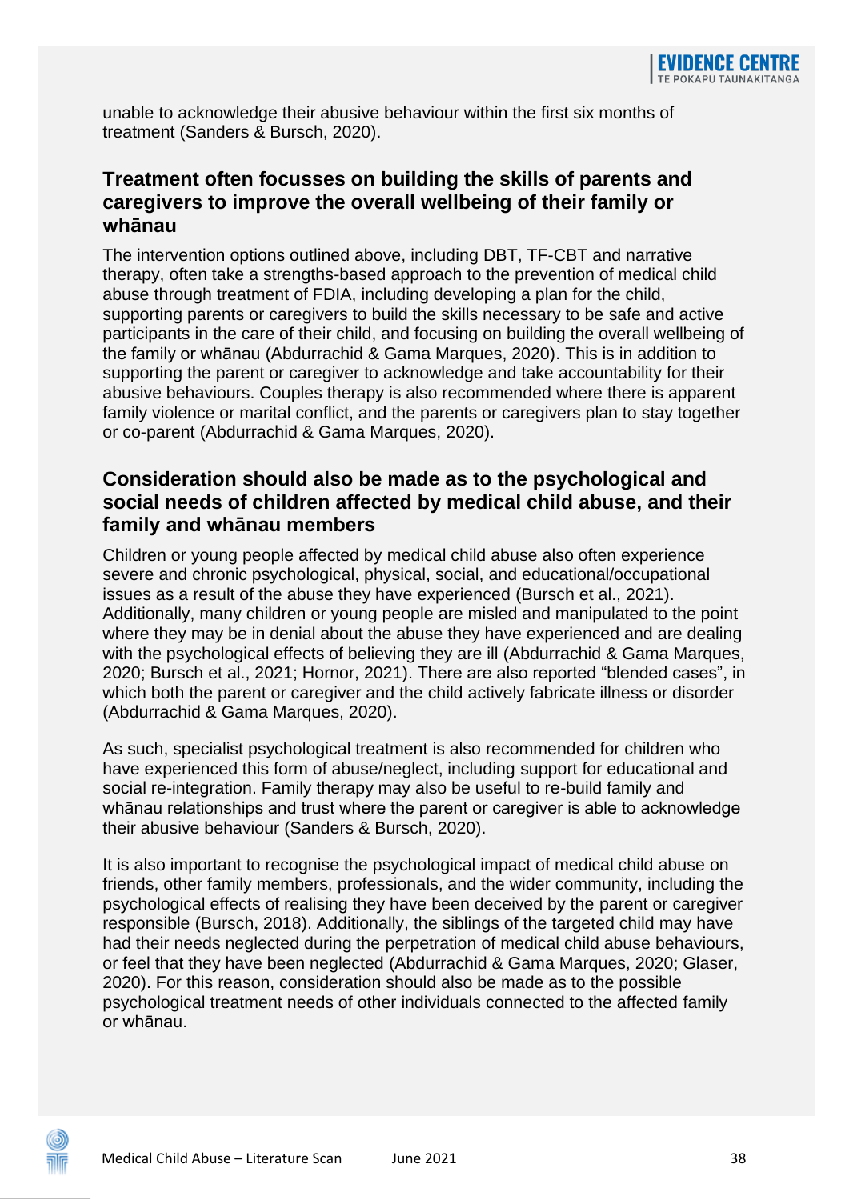unable to acknowledge their abusive behaviour within the first six months of treatment (Sanders & Bursch, 2020).

### Treatment often focusses on building the skills of parents and caregivers to improve the overall wellbeing of their family or whānau

The intervention options outlined above, including DBT, TF-CBT and narrative therapy, often take a strengths-based approach to the prevention of medical child abuse through treatment of FDIA, including developing a plan for the child, supporting parents or caregivers to build the skills necessary to be safe and active participants in the care of their child, and focusing on building the overall wellbeing of the family or whānau (Abdurrachid & Gama Marques, 2020). This is in addition to supporting the parent or caregiver to acknowledge and take accountability for their abusive behaviours. Couples therapy is also recommended where there is apparent family violence or marital conflict, and the parents or caregivers plan to stay together or co-parent (Abdurrachid & Gama Marques, 2020).

### Consideration should also be made as to the psychological and social needs of children affected by medical child abuse, and their family and whānau members

Children or young people affected by medical child abuse also often experience severe and chronic psychological, physical, social, and educational/occupational issues as a result of the abuse they have experienced (Bursch et al., 2021). Additionally, many children or young people are misled and manipulated to the point where they may be in denial about the abuse they have experienced and are dealing with the psychological effects of believing they are ill (Abdurrachid & Gama Marques, 2020; Bursch et al., 2021; Hornor, 2021). There are also reported "blended cases", in which both the parent or caregiver and the child actively fabricate illness or disorder (Abdurrachid & Gama Marques, 2020).

As such, specialist psychological treatment is also recommended for children who have experienced this form of abuse/neglect, including support for educational and social re-integration. Family therapy may also be useful to re-build family and whānau relationships and trust where the parent or caregiver is able to acknowledge their abusive behaviour (Sanders & Bursch, 2020).

It is also important to recognise the psychological impact of medical child abuse on friends, other family members, professionals, and the wider community, including the psychological effects of realising they have been deceived by the parent or caregiver responsible (Bursch, 2018). Additionally, the siblings of the targeted child may have had their needs neglected during the perpetration of medical child abuse behaviours, or feel that they have been neglected (Abdurrachid & Gama Marques, 2020; Glaser, 2020). For this reason, consideration should also be made as to the possible psychological treatment needs of other individuals connected to the affected family or whānau.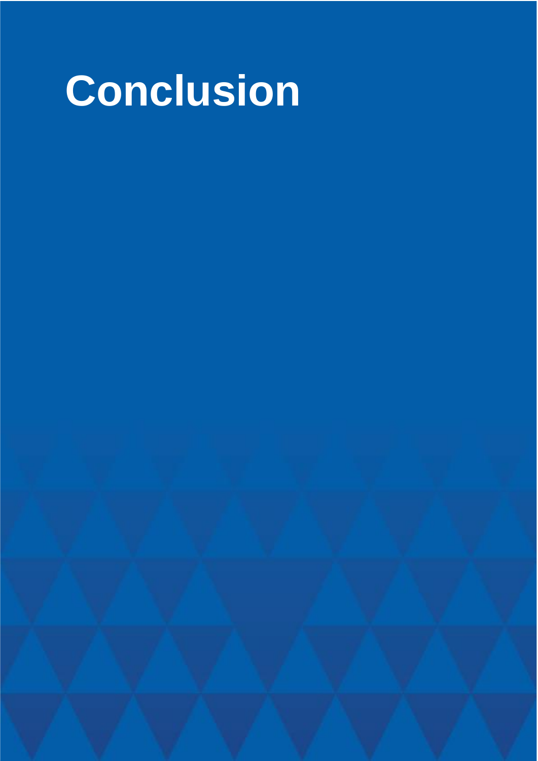# Conclusion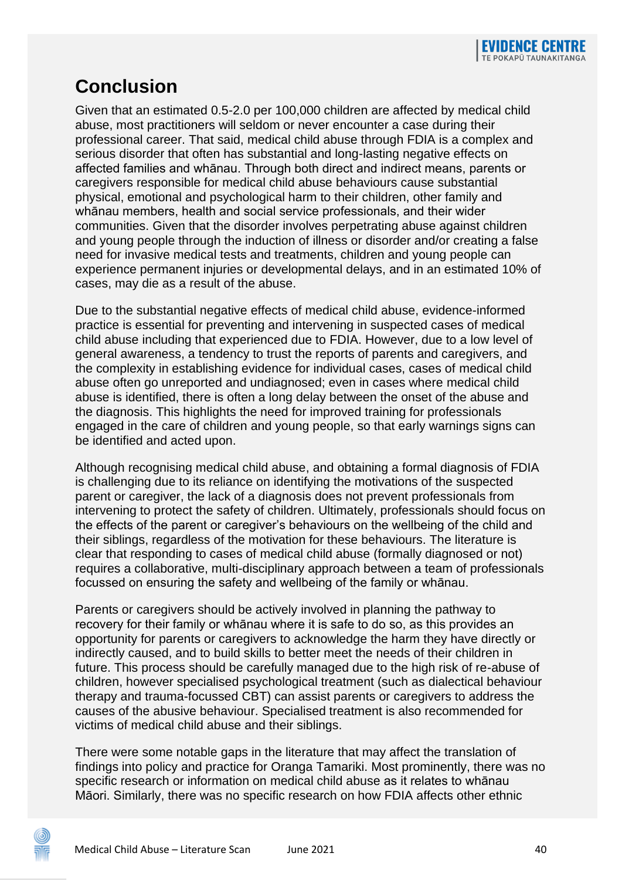# Conclusion

Given that an estimated 0.5-2.0 per 100,000 children are affected by medical child abuse, most practitioners will seldom or never encounter a case during their professional career. That said, medical child abuse through FDIA is a complex and serious disorder that often has substantial and long-lasting negative effects on affected families and whānau. Through both direct and indirect means, parents or caregivers responsible for medical child abuse behaviours cause substantial physical, emotional and psychological harm to their children, other family and whānau members, health and social service professionals, and their wider communities. Given that the disorder involves perpetrating abuse against children and young people through the induction of illness or disorder and/or creating a false need for invasive medical tests and treatments, children and young people can experience permanent injuries or developmental delays, and in an estimated 10% of cases, may die as a result of the abuse.

Due to the substantial negative effects of medical child abuse, evidence-informed practice is essential for preventing and intervening in suspected cases of medical child abuse including that experienced due to FDIA. However, due to a low level of general awareness, a tendency to trust the reports of parents and caregivers, and the complexity in establishing evidence for individual cases, cases of medical child abuse often go unreported and undiagnosed; even in cases where medical child abuse is identified, there is often a long delay between the onset of the abuse and the diagnosis. This highlights the need for improved training for professionals engaged in the care of children and young people, so that early warnings signs can be identified and acted upon.

Although recognising medical child abuse, and obtaining a formal diagnosis of FDIA is challenging due to its reliance on identifying the motivations of the suspected parent or caregiver, the lack of a diagnosis does not prevent professionals from intervening to protect the safety of children. Ultimately, professionals should focus on the effects of the parent or caregiver's behaviours on the wellbeing of the child and their siblings, regardless of the motivation for these behaviours. The literature is clear that responding to cases of medical child abuse (formally diagnosed or not) requires a collaborative, multi-disciplinary approach between a team of professionals focussed on ensuring the safety and wellbeing of the family or whānau.

Parents or caregivers should be actively involved in planning the pathway to recovery for their family or whānau where it is safe to do so, as this provides an opportunity for parents or caregivers to acknowledge the harm they have directly or indirectly caused, and to build skills to better meet the needs of their children in future. This process should be carefully managed due to the high risk of re-abuse of children, however specialised psychological treatment (such as dialectical behaviour therapy and trauma-focussed CBT) can assist parents or caregivers to address the causes of the abusive behaviour. Specialised treatment is also recommended for victims of medical child abuse and their siblings.

There were some notable gaps in the literature that may affect the translation of findings into policy and practice for Oranga Tamariki. Most prominently, there was no specific research or information on medical child abuse as it relates to whānau Māori. Similarly, there was no specific research on how FDIA affects other ethnic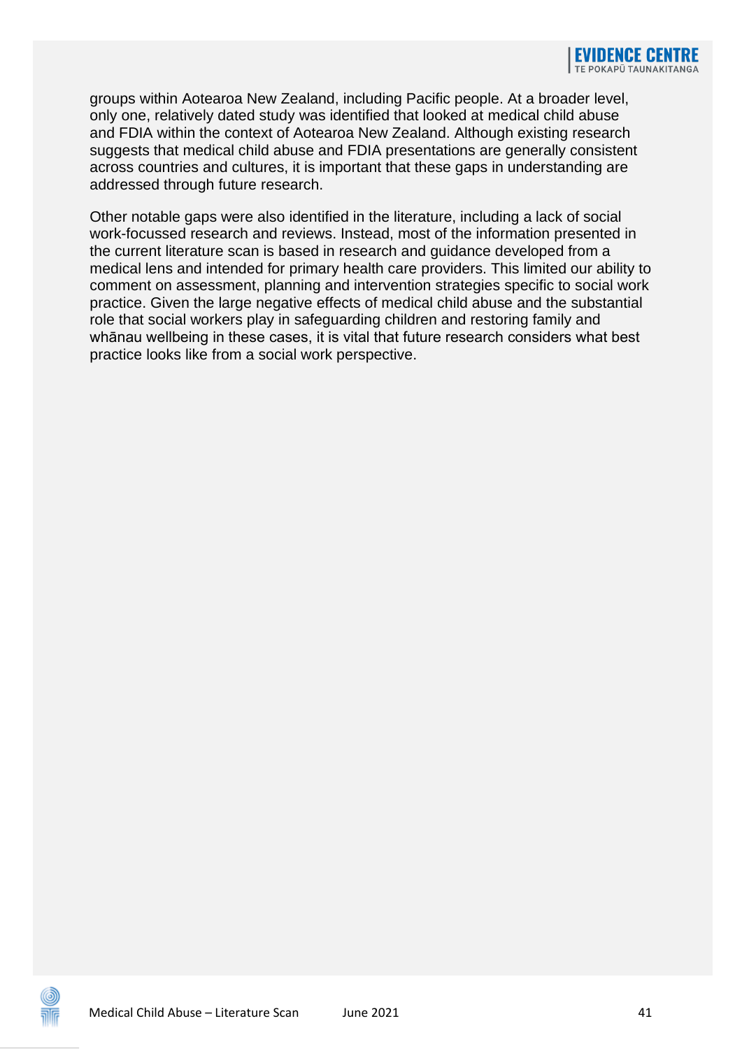groups within Aotearoa New Zealand, including Pacific people. At a broader level, only one, relatively dated study was identified that looked at medical child abuse and FDIA within the context of Aotearoa New Zealand. Although existing research suggests that medical child abuse and FDIA presentations are generally consistent across countries and cultures, it is important that these gaps in understanding are addressed through future research.

Other notable gaps were also identified in the literature, including a lack of social work-focussed research and reviews. Instead, most of the information presented in the current literature scan is based in research and guidance developed from a medical lens and intended for primary health care providers. This limited our ability to comment on assessment, planning and intervention strategies specific to social work practice. Given the large negative effects of medical child abuse and the substantial role that social workers play in safeguarding children and restoring family and whānau wellbeing in these cases, it is vital that future research considers what best practice looks like from a social work perspective.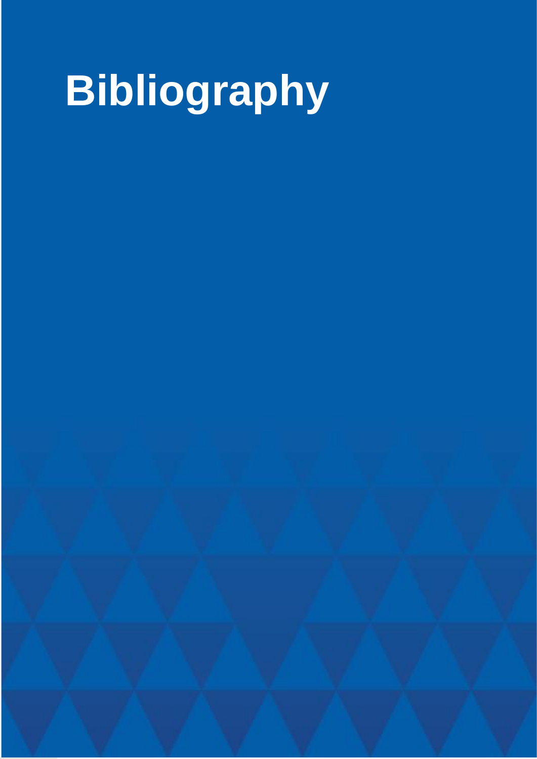# Bibliography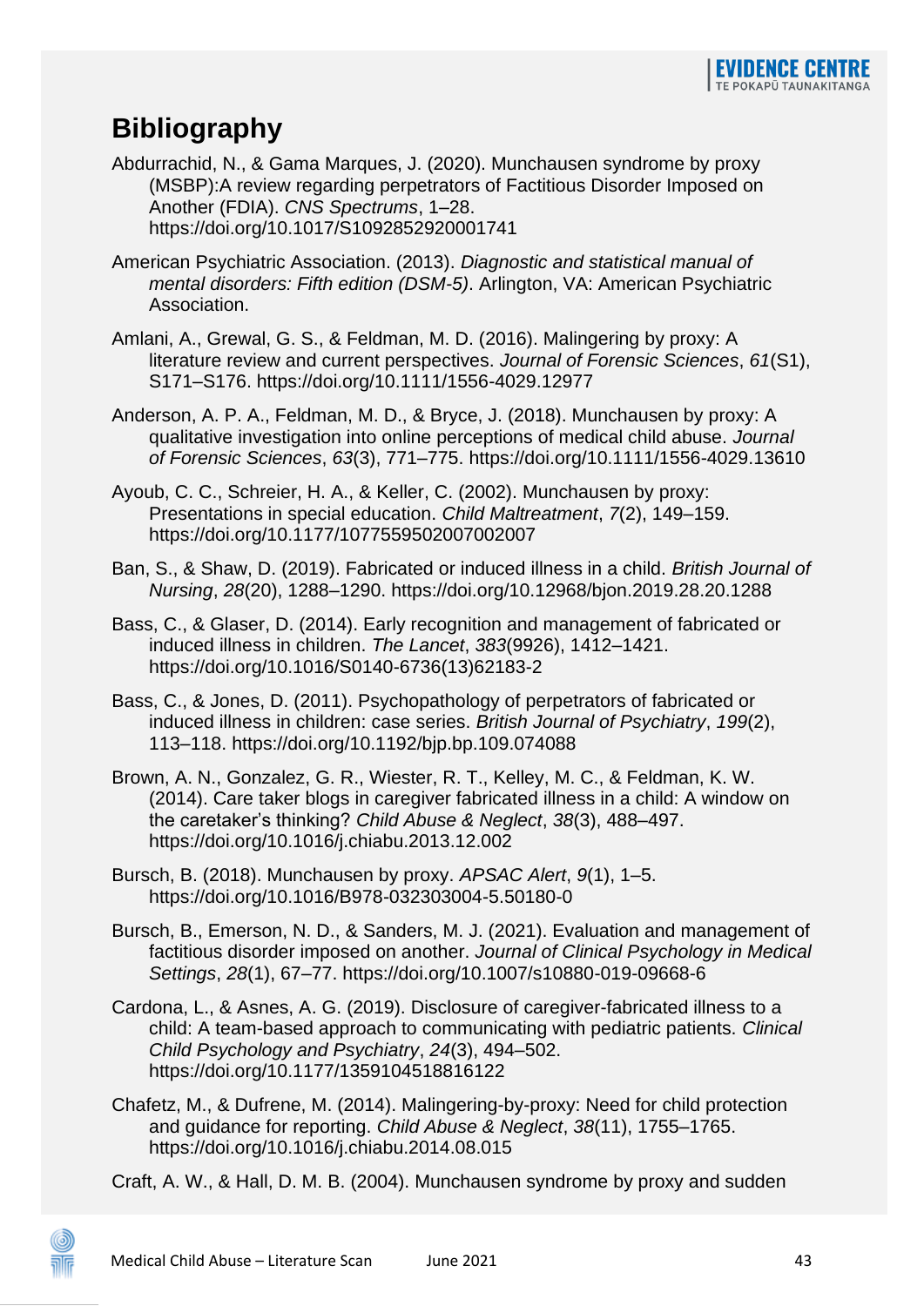# Bibliography

Abdurrachid, N., & Gama Marques, J. (2020). Munchausen syndrome by proxy (MSBP):A review regarding perpetrators of Factitious Disorder Imposed on Another (FDIA). *CNS Spectrums*, 1–28. https://doi.org/10.1017/S1092852920001741

American Psychiatric Association. (2013). *Diagnostic and statistical manual of mental disorders: Fifth edition (DSM-5)*. Arlington, VA: American Psychiatric Association.

Amlani, A., Grewal, G. S., & Feldman, M. D. (2016). Malingering by proxy: A literature review and current perspectives. *Journal of Forensic Sciences*, *61*(S1), S171–S176. https://doi.org/10.1111/1556-4029.12977

Anderson, A. P. A., Feldman, M. D., & Bryce, J. (2018). Munchausen by proxy: A qualitative investigation into online perceptions of medical child abuse. *Journal of Forensic Sciences*, *63*(3), 771–775. https://doi.org/10.1111/1556-4029.13610

Ayoub, C. C., Schreier, H. A., & Keller, C. (2002). Munchausen by proxy: Presentations in special education. *Child Maltreatment*, *7*(2), 149–159. https://doi.org/10.1177/1077559502007002007

Ban, S., & Shaw, D. (2019). Fabricated or induced illness in a child. *British Journal of Nursing*, *28*(20), 1288–1290. https://doi.org/10.12968/bjon.2019.28.20.1288

Bass, C., & Glaser, D. (2014). Early recognition and management of fabricated or induced illness in children. *The Lancet*, *383*(9926), 1412–1421. https://doi.org/10.1016/S0140-6736(13)62183-2

Bass, C., & Jones, D. (2011). Psychopathology of perpetrators of fabricated or induced illness in children: case series. *British Journal of Psychiatry*, *199*(2), 113–118. https://doi.org/10.1192/bjp.bp.109.074088

Brown, A. N., Gonzalez, G. R., Wiester, R. T., Kelley, M. C., & Feldman, K. W. (2014). Care taker blogs in caregiver fabricated illness in a child: A window on the caretaker's thinking? *Child Abuse & Neglect*, *38*(3), 488–497. https://doi.org/10.1016/j.chiabu.2013.12.002

Bursch, B. (2018). Munchausen by proxy. *APSAC Alert*, *9*(1), 1–5. https://doi.org/10.1016/B978-032303004-5.50180-0

Bursch, B., Emerson, N. D., & Sanders, M. J. (2021). Evaluation and management of factitious disorder imposed on another. *Journal of Clinical Psychology in Medical Settings*, *28*(1), 67–77. https://doi.org/10.1007/s10880-019-09668-6

Cardona, L., & Asnes, A. G. (2019). Disclosure of caregiver-fabricated illness to a child: A team-based approach to communicating with pediatric patients. *Clinical Child Psychology and Psychiatry*, *24*(3), 494–502. https://doi.org/10.1177/1359104518816122

Chafetz, M., & Dufrene, M. (2014). Malingering-by-proxy: Need for child protection and guidance for reporting. *Child Abuse & Neglect*, *38*(11), 1755–1765. https://doi.org/10.1016/j.chiabu.2014.08.015

Craft, A. W., & Hall, D. M. B. (2004). Munchausen syndrome by proxy and sudden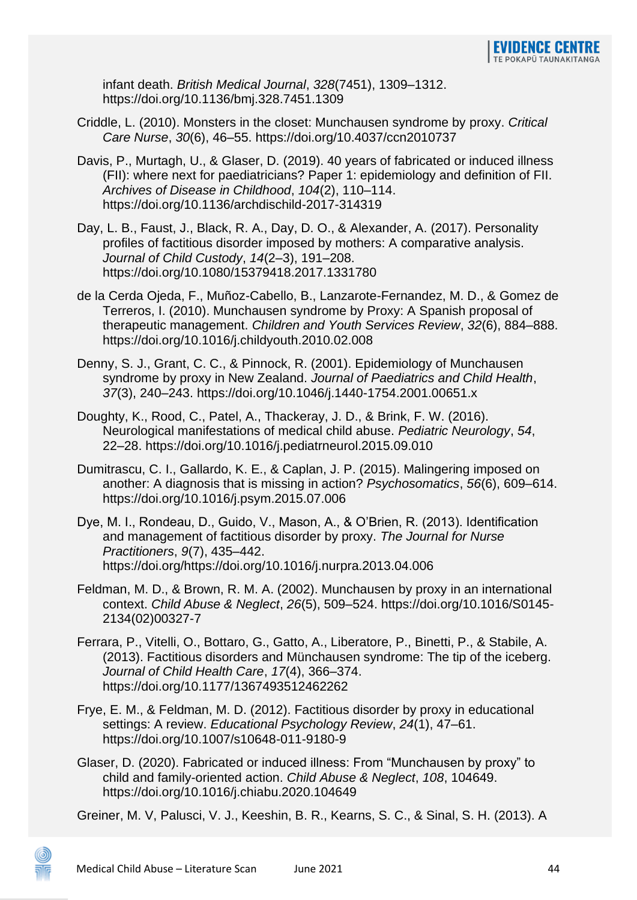infant death. *British Medical Journal*, *328*(7451), 1309–1312. https://doi.org/10.1136/bmj.328.7451.1309

Criddle, L. (2010). Monsters in the closet: Munchausen syndrome by proxy. *Critical Care Nurse*, *30*(6), 46–55. https://doi.org/10.4037/ccn2010737

Davis, P., Murtagh, U., & Glaser, D. (2019). 40 years of fabricated or induced illness (FII): where next for paediatricians? Paper 1: epidemiology and definition of FII. *Archives of Disease in Childhood*, *104*(2), 110–114. https://doi.org/10.1136/archdischild-2017-314319

Day, L. B., Faust, J., Black, R. A., Day, D. O., & Alexander, A. (2017). Personality profiles of factitious disorder imposed by mothers: A comparative analysis. *Journal of Child Custody*, *14*(2–3), 191–208. https://doi.org/10.1080/15379418.2017.1331780

de la Cerda Ojeda, F., Muñoz-Cabello, B., Lanzarote-Fernandez, M. D., & Gomez de Terreros, I. (2010). Munchausen syndrome by Proxy: A Spanish proposal of therapeutic management. *Children and Youth Services Review*, *32*(6), 884–888. https://doi.org/10.1016/j.childyouth.2010.02.008

Denny, S. J., Grant, C. C., & Pinnock, R. (2001). Epidemiology of Munchausen syndrome by proxy in New Zealand. *Journal of Paediatrics and Child Health*, *37*(3), 240–243. https://doi.org/10.1046/j.1440-1754.2001.00651.x

Doughty, K., Rood, C., Patel, A., Thackeray, J. D., & Brink, F. W. (2016). Neurological manifestations of medical child abuse. *Pediatric Neurology*, *54*, 22–28. https://doi.org/10.1016/j.pediatrneurol.2015.09.010

Dumitrascu, C. I., Gallardo, K. E., & Caplan, J. P. (2015). Malingering imposed on another: A diagnosis that is missing in action? *Psychosomatics*, *56*(6), 609–614. https://doi.org/10.1016/j.psym.2015.07.006

Dye, M. I., Rondeau, D., Guido, V., Mason, A., & O'Brien, R. (2013). Identification and management of factitious disorder by proxy. *The Journal for Nurse Practitioners*, *9*(7), 435–442. https://doi.org/https://doi.org/10.1016/j.nurpra.2013.04.006

Feldman, M. D., & Brown, R. M. A. (2002). Munchausen by proxy in an international context. *Child Abuse & Neglect*, *26*(5), 509–524. https://doi.org/10.1016/S0145-2134(02)00327-7

Ferrara, P., Vitelli, O., Bottaro, G., Gatto, A., Liberatore, P., Binetti, P., & Stabile, A. (2013). Factitious disorders and Münchausen syndrome: The tip of the iceberg. *Journal of Child Health Care*, *17*(4), 366–374. https://doi.org/10.1177/1367493512462262

Frye, E. M., & Feldman, M. D. (2012). Factitious disorder by proxy in educational settings: A review. *Educational Psychology Review*, *24*(1), 47–61. https://doi.org/10.1007/s10648-011-9180-9

Glaser, D. (2020). Fabricated or induced illness: From "Munchausen by proxy" to child and family-oriented action. *Child Abuse & Neglect*, *108*, 104649. https://doi.org/10.1016/j.chiabu.2020.104649

Greiner, M. V, Palusci, V. J., Keeshin, B. R., Kearns, S. C., & Sinal, S. H. (2013). A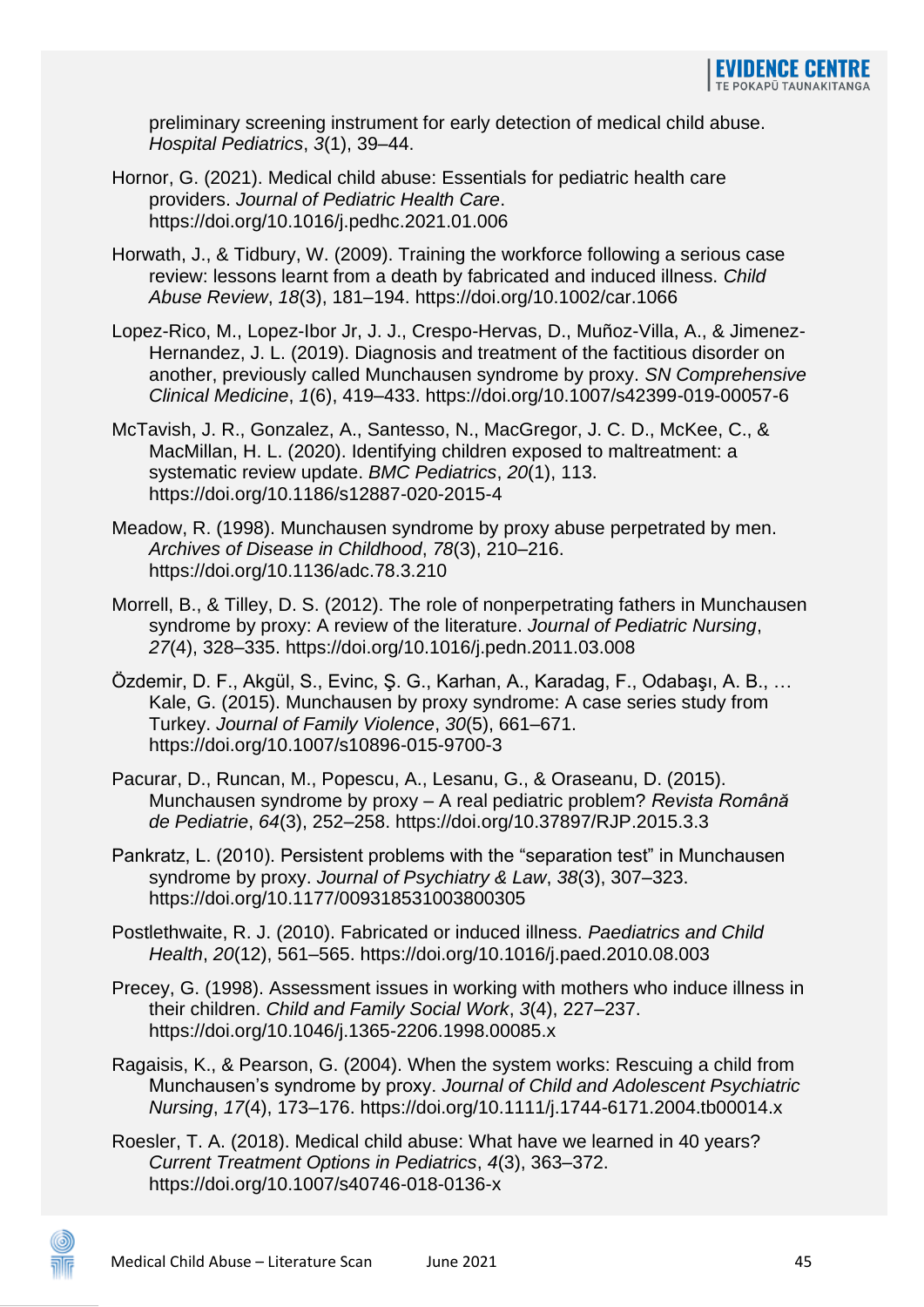preliminary screening instrument for early detection of medical child abuse. *Hospital Pediatrics*, *3*(1), 39–44.

Hornor, G. (2021). Medical child abuse: Essentials for pediatric health care providers. *Journal of Pediatric Health Care*. https://doi.org/10.1016/j.pedhc.2021.01.006

Horwath, J., & Tidbury, W. (2009). Training the workforce following a serious case review: lessons learnt from a death by fabricated and induced illness. *Child Abuse Review*, *18*(3), 181–194. https://doi.org/10.1002/car.1066

Lopez-Rico, M., Lopez-Ibor Jr, J. J., Crespo-Hervas, D., Muñoz-Villa, A., & Jimenez-Hernandez, J. L. (2019). Diagnosis and treatment of the factitious disorder on another, previously called Munchausen syndrome by proxy. *SN Comprehensive Clinical Medicine*, *1*(6), 419–433. https://doi.org/10.1007/s42399-019-00057-6

McTavish, J. R., Gonzalez, A., Santesso, N., MacGregor, J. C. D., McKee, C., & MacMillan, H. L. (2020). Identifying children exposed to maltreatment: a systematic review update. *BMC Pediatrics*, *20*(1), 113. https://doi.org/10.1186/s12887-020-2015-4

Meadow, R. (1998). Munchausen syndrome by proxy abuse perpetrated by men. *Archives of Disease in Childhood*, *78*(3), 210–216. https://doi.org/10.1136/adc.78.3.210

Morrell, B., & Tilley, D. S. (2012). The role of nonperpetrating fathers in Munchausen syndrome by proxy: A review of the literature. *Journal of Pediatric Nursing*, *27*(4), 328–335. https://doi.org/10.1016/j.pedn.2011.03.008

Özdemir, D. F., Akgül, S., Evinc, Ş. G., Karhan, A., Karadag, F., Odabaşı, A. B., … Kale, G. (2015). Munchausen by proxy syndrome: A case series study from Turkey. *Journal of Family Violence*, *30*(5), 661–671. https://doi.org/10.1007/s10896-015-9700-3

Pacurar, D., Runcan, M., Popescu, A., Lesanu, G., & Oraseanu, D. (2015). Munchausen syndrome by proxy – A real pediatric problem? *Revista Română de Pediatrie*, *64*(3), 252–258. https://doi.org/10.37897/RJP.2015.3.3

Pankratz, L. (2010). Persistent problems with the "separation test" in Munchausen syndrome by proxy. *Journal of Psychiatry & Law*, *38*(3), 307–323. https://doi.org/10.1177/009318531003800305

Postlethwaite, R. J. (2010). Fabricated or induced illness. *Paediatrics and Child Health*, *20*(12), 561–565. https://doi.org/10.1016/j.paed.2010.08.003

Precey, G. (1998). Assessment issues in working with mothers who induce illness in their children. *Child and Family Social Work*, *3*(4), 227–237. https://doi.org/10.1046/j.1365-2206.1998.00085.x

Ragaisis, K., & Pearson, G. (2004). When the system works: Rescuing a child from Munchausen's syndrome by proxy. *Journal of Child and Adolescent Psychiatric Nursing*, *17*(4), 173–176. https://doi.org/10.1111/j.1744-6171.2004.tb00014.x

Roesler, T. A. (2018). Medical child abuse: What have we learned in 40 years? *Current Treatment Options in Pediatrics*, *4*(3), 363–372. https://doi.org/10.1007/s40746-018-0136-x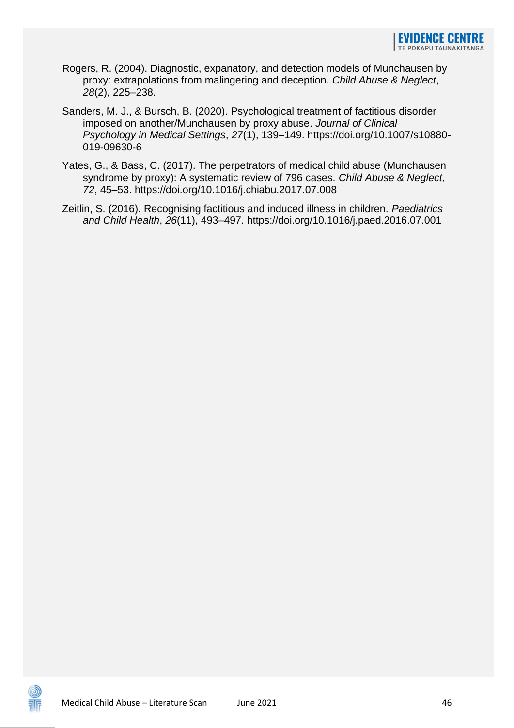Rogers, R. (2004). Diagnostic, expanatory, and detection models of Munchausen by proxy: extrapolations from malingering and deception. *Child Abuse & Neglect*, *28*(2), 225–238.

Sanders, M. J., & Bursch, B. (2020). Psychological treatment of factitious disorder imposed on another/Munchausen by proxy abuse. *Journal of Clinical Psychology in Medical Settings*, *27*(1), 139–149. https://doi.org/10.1007/s10880-019-09630-6

Yates, G., & Bass, C. (2017). The perpetrators of medical child abuse (Munchausen syndrome by proxy): A systematic review of 796 cases. *Child Abuse & Neglect*, *72*, 45–53. https://doi.org/10.1016/j.chiabu.2017.07.008

Zeitlin, S. (2016). Recognising factitious and induced illness in children. *Paediatrics and Child Health*, *26*(11), 493–497. https://doi.org/10.1016/j.paed.2016.07.001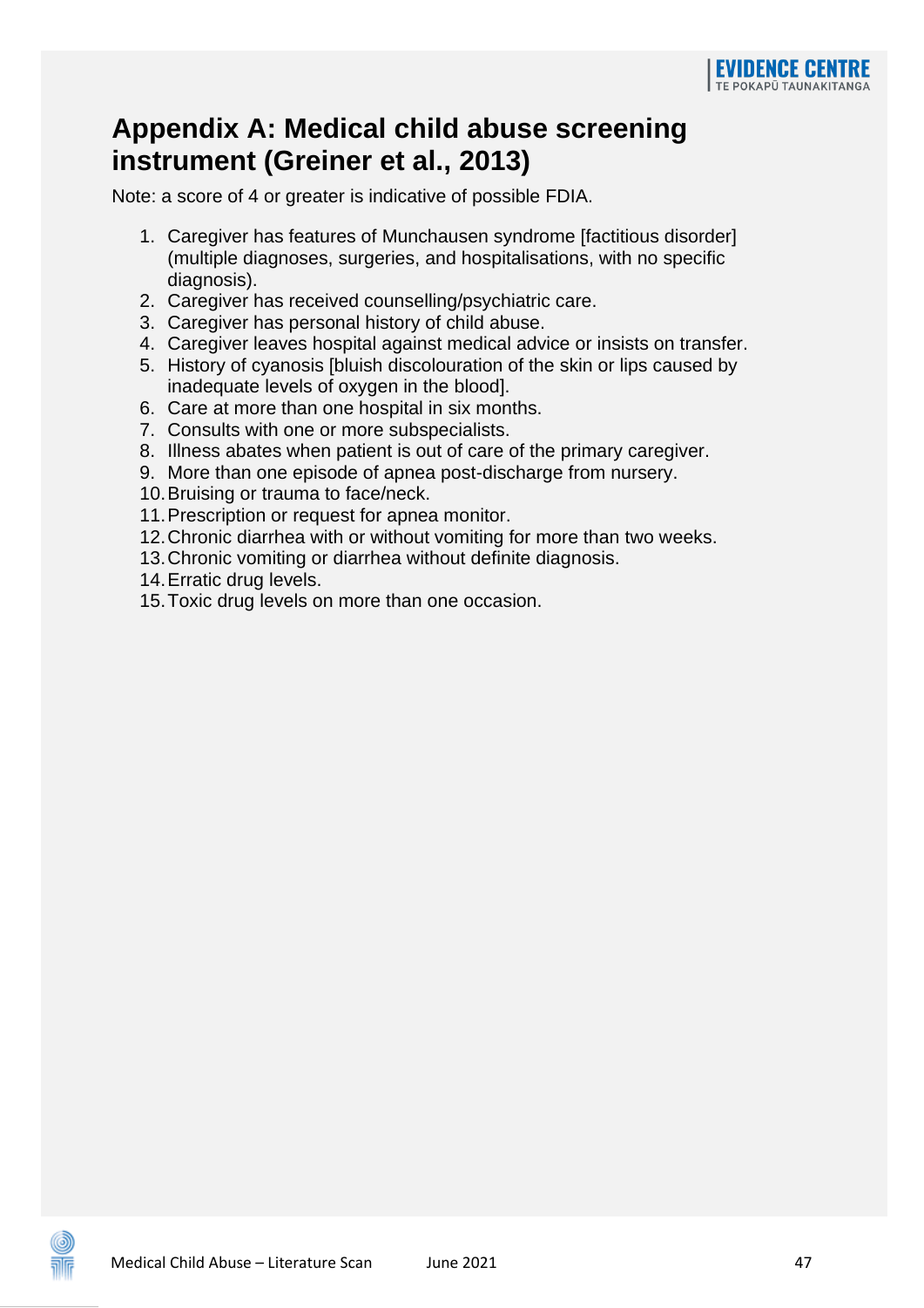# Appendix A: Medical child abuse screening instrument (Greiner et al., 2013)

Note: a score of 4 or greater is indicative of possible FDIA.

1. Caregiver has features of Munchausen syndrome [factitious disorder] (multiple diagnoses, surgeries, and hospitalisations, with no specific diagnosis).
2. Caregiver has received counselling/psychiatric care.
3. Caregiver has personal history of child abuse.
4. Caregiver leaves hospital against medical advice or insists on transfer.
5. History of cyanosis [bluish discolouration of the skin or lips caused by inadequate levels of oxygen in the blood].
6. Care at more than one hospital in six months.
7. Consults with one or more subspecialists.
8. Illness abates when patient is out of care of the primary caregiver.
9. More than one episode of apnea post-discharge from nursery.
10. Bruising or trauma to face/neck.
11. Prescription or request for apnea monitor.
12. Chronic diarrhea with or without vomiting for more than two weeks.
13. Chronic vomiting or diarrhea without definite diagnosis.
14. Erratic drug levels.
15. Toxic drug levels on more than one occasion.